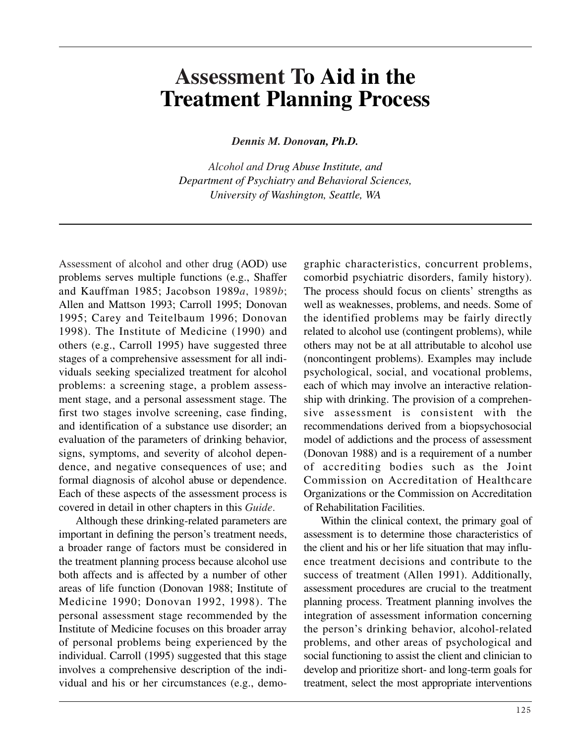# Assessment To Aid in the Treatment Planning Process

***Dennis M. Donovan, Ph.D.***

*Alcohol and Drug Abuse Institute, and*
*Department of Psychiatry and Behavioral Sciences,*
*University of Washington, Seattle, WA*

Assessment of alcohol and other drug (AOD) use problems serves multiple functions (e.g., Shaffer and Kauffman 1985; Jacobson 1989*a*, 1989*b*; Allen and Mattson 1993; Carroll 1995; Donovan 1995; Carey and Teitelbaum 1996; Donovan 1998). The Institute of Medicine (1990) and others (e.g., Carroll 1995) have suggested three stages of a comprehensive assessment for all individuals seeking specialized treatment for alcohol problems: a screening stage, a problem assessment stage, and a personal assessment stage. The first two stages involve screening, case finding, and identification of a substance use disorder; an evaluation of the parameters of drinking behavior, signs, symptoms, and severity of alcohol dependence, and negative consequences of use; and formal diagnosis of alcohol abuse or dependence. Each of these aspects of the assessment process is covered in detail in other chapters in this *Guide*.

Although these drinking-related parameters are important in defining the person's treatment needs, a broader range of factors must be considered in the treatment planning process because alcohol use both affects and is affected by a number of other areas of life function (Donovan 1988; Institute of Medicine 1990; Donovan 1992, 1998). The personal assessment stage recommended by the Institute of Medicine focuses on this broader array of personal problems being experienced by the individual. Carroll (1995) suggested that this stage involves a comprehensive description of the individual and his or her circumstances (e.g., demographic characteristics, concurrent problems, comorbid psychiatric disorders, family history). The process should focus on clients' strengths as well as weaknesses, problems, and needs. Some of the identified problems may be fairly directly related to alcohol use (contingent problems), while others may not be at all attributable to alcohol use (noncontingent problems). Examples may include psychological, social, and vocational problems, each of which may involve an interactive relationship with drinking. The provision of a comprehensive assessment is consistent with the recommendations derived from a biopsychosocial model of addictions and the process of assessment (Donovan 1988) and is a requirement of a number of accrediting bodies such as the Joint Commission on Accreditation of Healthcare Organizations or the Commission on Accreditation of Rehabilitation Facilities.

Within the clinical context, the primary goal of assessment is to determine those characteristics of the client and his or her life situation that may influence treatment decisions and contribute to the success of treatment (Allen 1991). Additionally, assessment procedures are crucial to the treatment planning process. Treatment planning involves the integration of assessment information concerning the person's drinking behavior, alcohol-related problems, and other areas of psychological and social functioning to assist the client and clinician to develop and prioritize short- and long-term goals for treatment, select the most appropriate interventions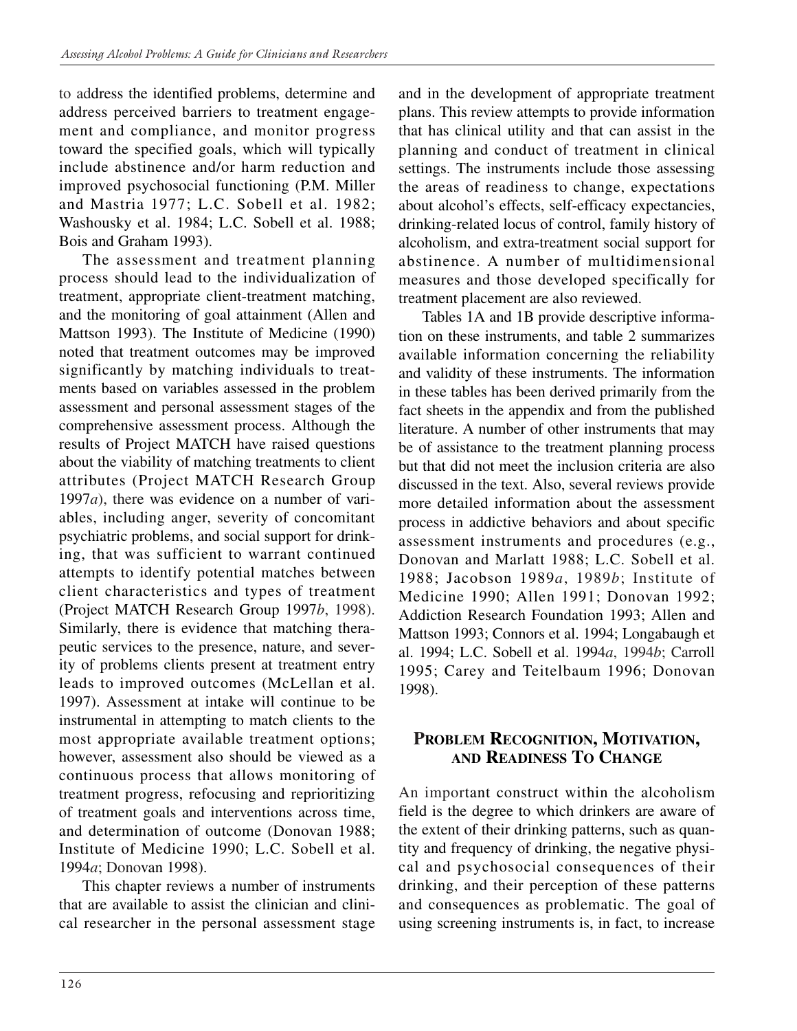to address the identified problems, determine and address perceived barriers to treatment engagement and compliance, and monitor progress toward the specified goals, which will typically include abstinence and/or harm reduction and improved psychosocial functioning (P.M. Miller and Mastria 1977; L.C. Sobell et al. 1982; Washousky et al. 1984; L.C. Sobell et al. 1988; Bois and Graham 1993).

The assessment and treatment planning process should lead to the individualization of treatment, appropriate client-treatment matching, and the monitoring of goal attainment (Allen and Mattson 1993). The Institute of Medicine (1990) noted that treatment outcomes may be improved significantly by matching individuals to treatments based on variables assessed in the problem assessment and personal assessment stages of the comprehensive assessment process. Although the results of Project MATCH have raised questions about the viability of matching treatments to client attributes (Project MATCH Research Group 1997*a*), there was evidence on a number of variables, including anger, severity of concomitant psychiatric problems, and social support for drinking, that was sufficient to warrant continued attempts to identify potential matches between client characteristics and types of treatment (Project MATCH Research Group 1997*b*, 1998). Similarly, there is evidence that matching therapeutic services to the presence, nature, and severity of problems clients present at treatment entry leads to improved outcomes (McLellan et al. 1997). Assessment at intake will continue to be instrumental in attempting to match clients to the most appropriate available treatment options; however, assessment also should be viewed as a continuous process that allows monitoring of treatment progress, refocusing and reprioritizing of treatment goals and interventions across time, and determination of outcome (Donovan 1988; Institute of Medicine 1990; L.C. Sobell et al. 1994*a*; Donovan 1998).

This chapter reviews a number of instruments that are available to assist the clinician and clinical researcher in the personal assessment stage and in the development of appropriate treatment plans. This review attempts to provide information that has clinical utility and that can assist in the planning and conduct of treatment in clinical settings. The instruments include those assessing the areas of readiness to change, expectations about alcohol's effects, self-efficacy expectancies, drinking-related locus of control, family history of alcoholism, and extra-treatment social support for abstinence. A number of multidimensional measures and those developed specifically for treatment placement are also reviewed.

Tables 1A and 1B provide descriptive information on these instruments, and table 2 summarizes available information concerning the reliability and validity of these instruments. The information in these tables has been derived primarily from the fact sheets in the appendix and from the published literature. A number of other instruments that may be of assistance to the treatment planning process but that did not meet the inclusion criteria are also discussed in the text. Also, several reviews provide more detailed information about the assessment process in addictive behaviors and about specific assessment instruments and procedures (e.g., Donovan and Marlatt 1988; L.C. Sobell et al. 1988; Jacobson 1989*a*, 1989*b*; Institute of Medicine 1990; Allen 1991; Donovan 1992; Addiction Research Foundation 1993; Allen and Mattson 1993; Connors et al. 1994; Longabaugh et al. 1994; L.C. Sobell et al. 1994*a*, 1994*b*; Carroll 1995; Carey and Teitelbaum 1996; Donovan 1998).

## Problem Recognition, Motivation, and Readiness To Change

An important construct within the alcoholism field is the degree to which drinkers are aware of the extent of their drinking patterns, such as quantity and frequency of drinking, the negative physical and psychosocial consequences of their drinking, and their perception of these patterns and consequences as problematic. The goal of using screening instruments is, in fact, to increase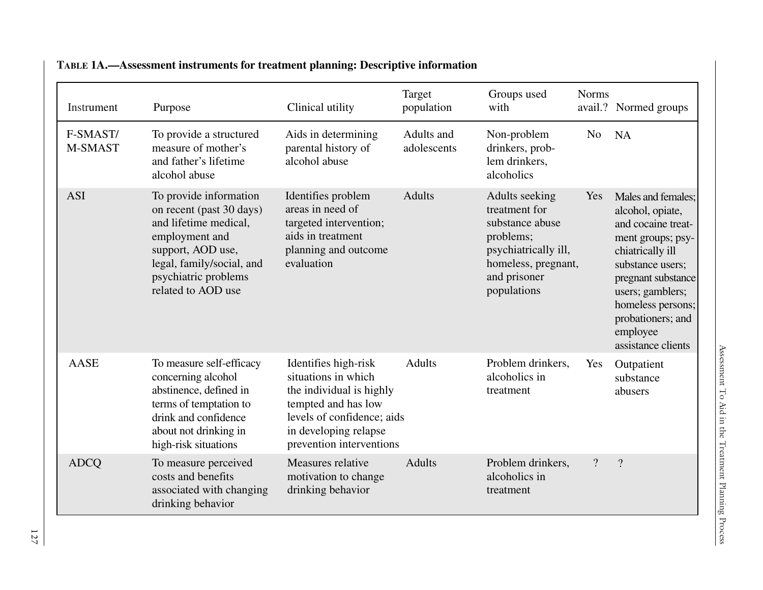**TABLE 1A.—Assessment instruments for treatment planning: Descriptive information**

| Instrument | Purpose | Clinical utility | Target population | Groups used with | Norms avail.? | Normed groups |
|---|---|---|---|---|---|---|
| F-SMAST/ M-SMAST | To provide a structured measure of mother's and father's lifetime alcohol abuse | Aids in determining parental history of alcohol abuse | Adults and adolescents | Non-problem drinkers, problem drinkers, alcoholics | No | NA |
| ASI | To provide information on recent (past 30 days) and lifetime medical, employment and support, AOD use, legal, family/social, and psychiatric problems related to AOD use | Identifies problem areas in need of targeted intervention; aids in treatment planning and outcome evaluation | Adults | Adults seeking treatment for substance abuse problems; psychiatrically ill, homeless, pregnant, and prisoner populations | Yes | Males and females; alcohol, opiate, and cocaine treatment groups; psychiatrically ill substance users; pregnant substance users; gamblers; homeless persons; probationers; and employee assistance clients |
| AASE | To measure self-efficacy concerning alcohol abstinence, defined in terms of temptation to drink and confidence about not drinking in high-risk situations | Identifies high-risk situations in which the individual is highly tempted and has low levels of confidence; aids in developing relapse prevention interventions | Adults | Problem drinkers, alcoholics in treatment | Yes | Outpatient substance abusers |
| ADCQ | To measure perceived costs and benefits associated with changing drinking behavior | Measures relative motivation to change drinking behavior | Adults | Problem drinkers, alcoholics in treatment | ? | ? |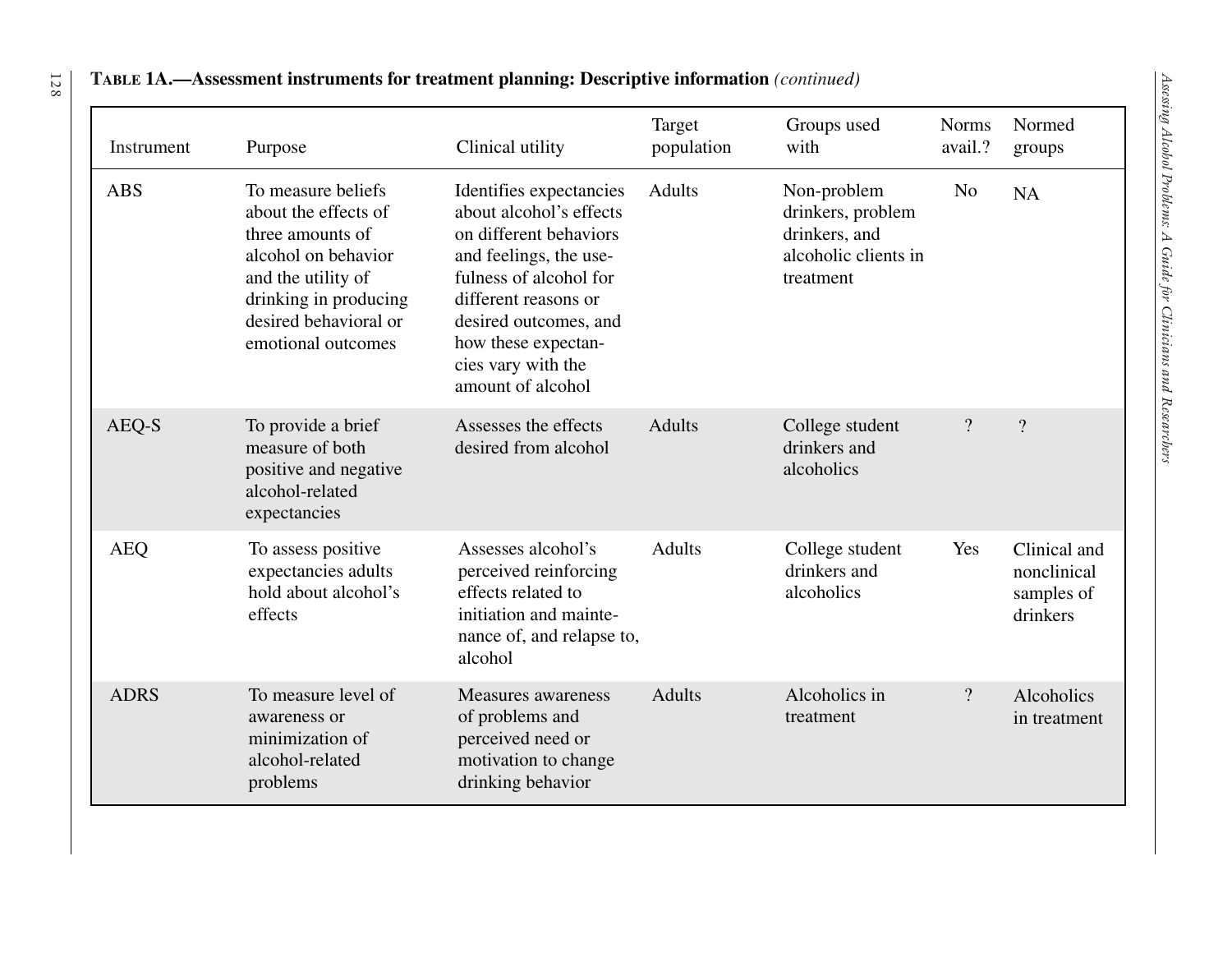**Table 1A.—Assessment instruments for treatment planning: Descriptive information** *(continued)*

| Instrument | Purpose | Clinical utility | Target population | Groups used with | Norms avail.? | Normed groups |
|---|---|---|---|---|---|---|
| ABS | To measure beliefs about the effects of three amounts of alcohol on behavior and the utility of drinking in producing desired behavioral or emotional outcomes | Identifies expectancies about alcohol's effects on different behaviors and feelings, the usefulness of alcohol for different reasons or desired outcomes, and how these expectancies vary with the amount of alcohol | Adults | Non-problem drinkers, problem drinkers, and alcoholic clients in treatment | No | NA |
| AEQ-S | To provide a brief measure of both positive and negative alcohol-related expectancies | Assesses the effects desired from alcohol | Adults | College student drinkers and alcoholics | ? | ? |
| AEQ | To assess positive expectancies adults hold about alcohol's effects | Assesses alcohol's perceived reinforcing effects related to initiation and maintenance of, and relapse to, alcohol | Adults | College student drinkers and alcoholics | Yes | Clinical and nonclinical samples of drinkers |
| ADRS | To measure level of awareness or minimization of alcohol-related problems | Measures awareness of problems and perceived need or motivation to change drinking behavior | Adults | Alcoholics in treatment | ? | Alcoholics in treatment |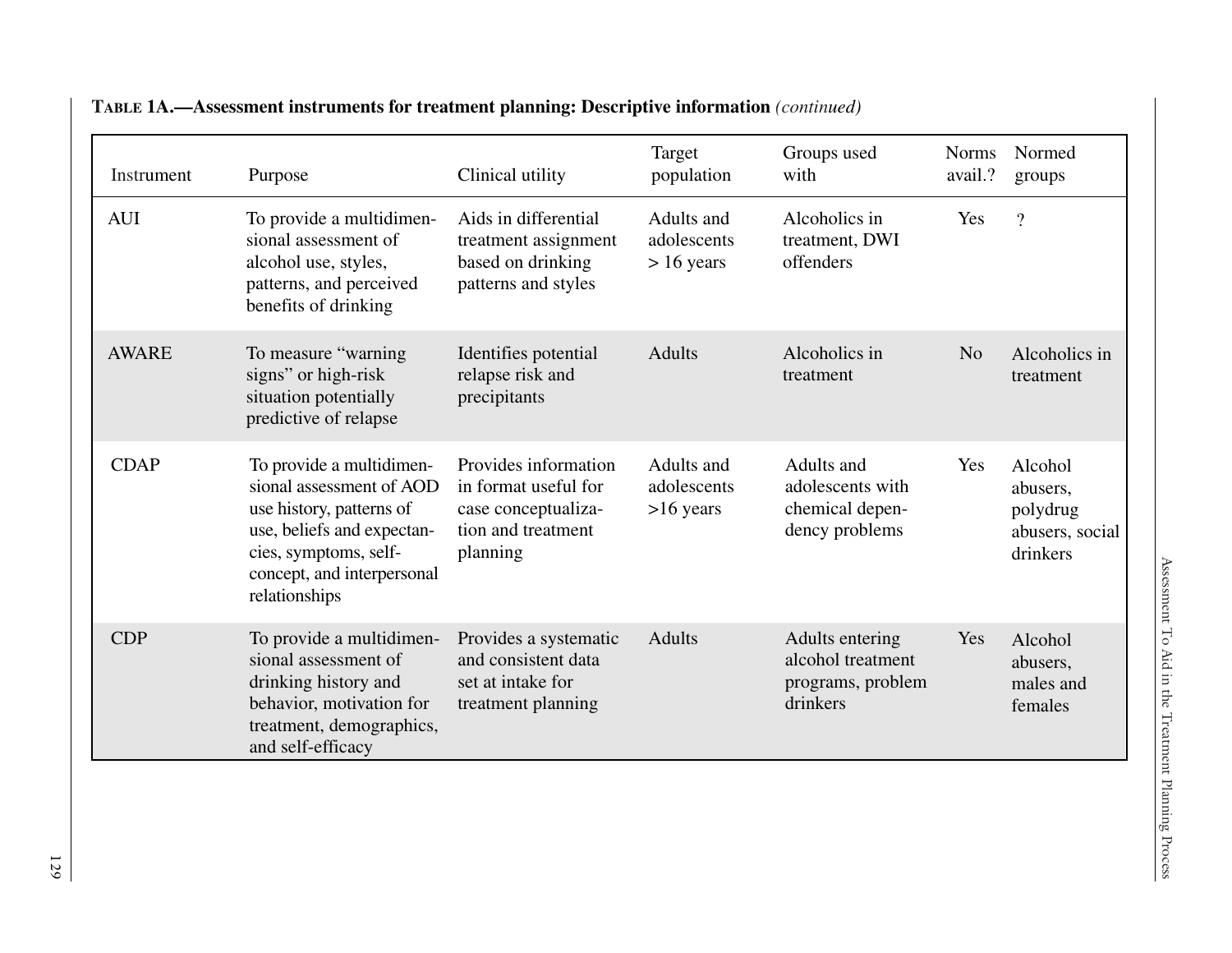**TABLE 1A.—Assessment instruments for treatment planning: Descriptive information** *(continued)*

| Instrument | Purpose | Clinical utility | Target population | Groups used with | Norms avail.? | Normed groups |
|---|---|---|---|---|---|---|
| AUI | To provide a multidimensional assessment of alcohol use, styles, patterns, and perceived benefits of drinking | Aids in differential treatment assignment based on drinking patterns and styles | Adults and adolescents > 16 years | Alcoholics in treatment, DWI offenders | Yes | ? |
| AWARE | To measure "warning signs" or high-risk situation potentially predictive of relapse | Identifies potential relapse risk and precipitants | Adults | Alcoholics in treatment | No | Alcoholics in treatment |
| CDAP | To provide a multidimensional assessment of AOD use history, patterns of use, beliefs and expectancies, symptoms, self-concept, and interpersonal relationships | Provides information in format useful for case conceptualization and treatment planning | Adults and adolescents >16 years | Adults and adolescents with chemical dependency problems | Yes | Alcohol abusers, polydrug abusers, social drinkers |
| CDP | To provide a multidimensional assessment of drinking history and behavior, motivation for treatment, demographics, and self-efficacy | Provides a systematic and consistent data set at intake for treatment planning | Adults | Adults entering alcohol treatment programs, problem drinkers | Yes | Alcohol abusers, males and females |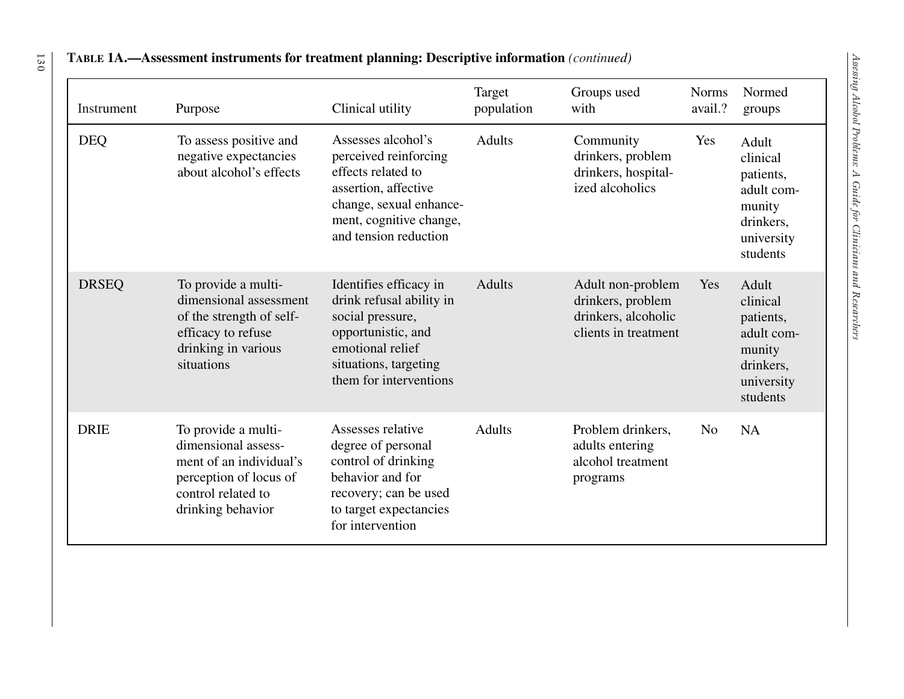**Table 1A.—Assessment instruments for treatment planning: Descriptive information** *(continued)*

| Instrument | Purpose | Clinical utility | Target population | Groups used with | Norms avail.? | Normed groups |
|---|---|---|---|---|---|---|
| DEQ | To assess positive and negative expectancies about alcohol's effects | Assesses alcohol's perceived reinforcing effects related to assertion, affective change, sexual enhancement, cognitive change, and tension reduction | Adults | Community drinkers, problem drinkers, hospitalized alcoholics | Yes | Adult clinical patients, adult community drinkers, university students |
| DRSEQ | To provide a multi-dimensional assessment of the strength of self-efficacy to refuse drinking in various situations | Identifies efficacy in drink refusal ability in social pressure, opportunistic, and emotional relief situations, targeting them for interventions | Adults | Adult non-problem drinkers, problem drinkers, alcoholic clients in treatment | Yes | Adult clinical patients, adult community drinkers, university students |
| DRIE | To provide a multi-dimensional assessment of an individual's perception of locus of control related to drinking behavior | Assesses relative degree of personal control of drinking behavior and for recovery; can be used to target expectancies for intervention | Adults | Problem drinkers, adults entering alcohol treatment programs | No | NA |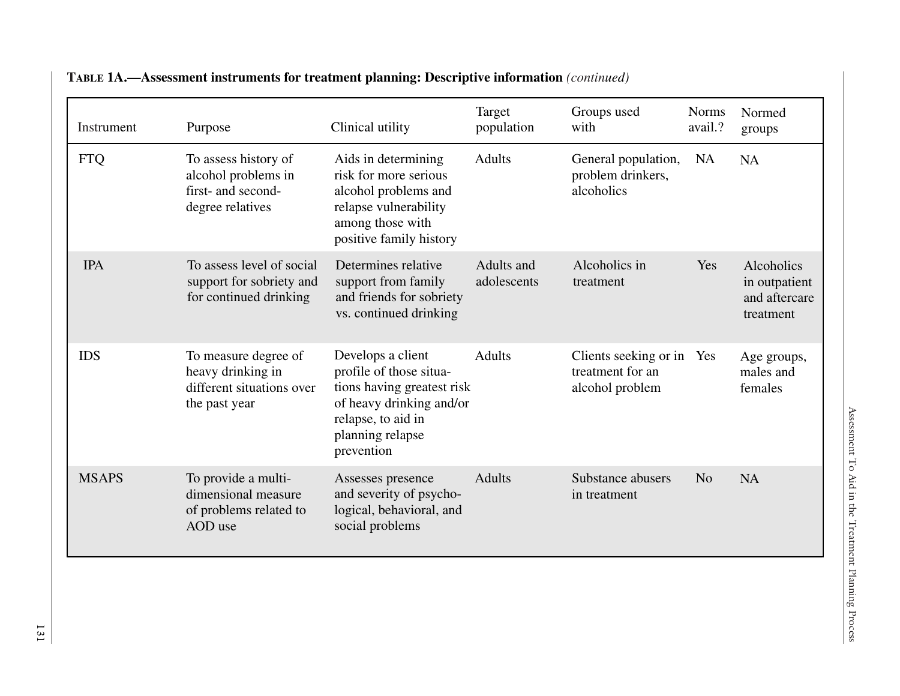**Table 1A.—Assessment instruments for treatment planning: Descriptive information** *(continued)*

| Instrument | Purpose | Clinical utility | Target population | Groups used with | Norms avail.? | Normed groups |
|---|---|---|---|---|---|---|
| FTQ | To assess history of alcohol problems in first- and second-degree relatives | Aids in determining risk for more serious alcohol problems and relapse vulnerability among those with positive family history | Adults | General population, problem drinkers, alcoholics | NA | NA |
| IPA | To assess level of social support for sobriety and for continued drinking | Determines relative support from family and friends for sobriety vs. continued drinking | Adults and adolescents | Alcoholics in treatment | Yes | Alcoholics in outpatient and aftercare treatment |
| IDS | To measure degree of heavy drinking in different situations over the past year | Develops a client profile of those situations having greatest risk of heavy drinking and/or relapse, to aid in planning relapse prevention | Adults | Clients seeking or in treatment for an alcohol problem | Yes | Age groups, males and females |
| MSAPS | To provide a multi-dimensional measure of problems related to AOD use | Assesses presence and severity of psychological, behavioral, and social problems | Adults | Substance abusers in treatment | No | NA |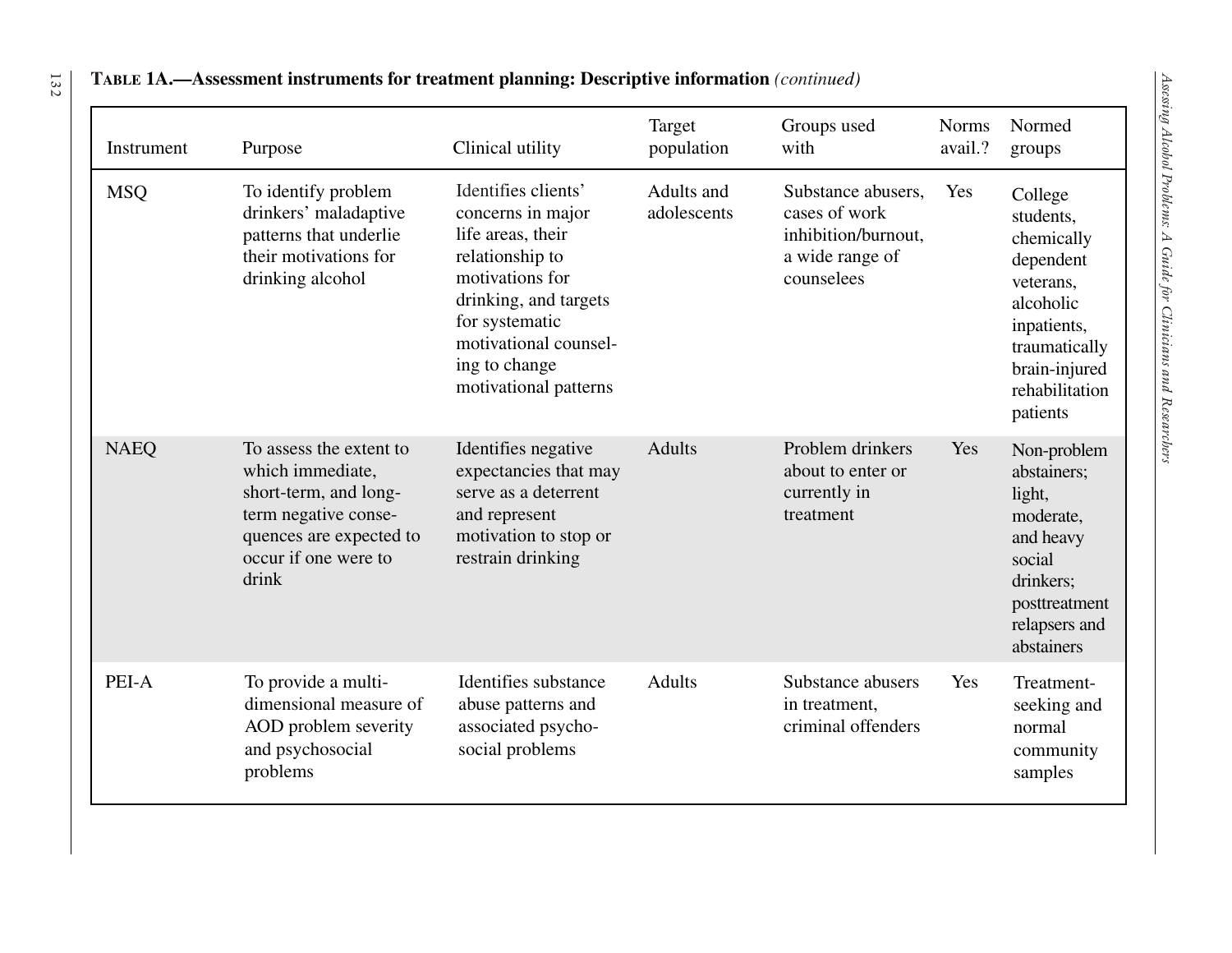**Table 1A.—Assessment instruments for treatment planning: Descriptive information** *(continued)*

| Instrument | Purpose | Clinical utility | Target population | Groups used with | Norms avail.? | Normed groups |
|---|---|---|---|---|---|---|
| MSQ | To identify problem drinkers' maladaptive patterns that underlie their motivations for drinking alcohol | Identifies clients' concerns in major life areas, their relationship to motivations for drinking, and targets for systematic motivational counseling to change motivational patterns | Adults and adolescents | Substance abusers, cases of work inhibition/burnout, a wide range of counselees | Yes | College students, chemically dependent veterans, alcoholic inpatients, traumatically brain-injured rehabilitation patients |
| NAEQ | To assess the extent to which immediate, short-term, and long-term negative consequences are expected to occur if one were to drink | Identifies negative expectancies that may serve as a deterrent and represent motivation to stop or restrain drinking | Adults | Problem drinkers about to enter or currently in treatment | Yes | Non-problem abstainers; light, moderate, and heavy social drinkers; posttreatment relapsers and abstainers |
| PEI-A | To provide a multi-dimensional measure of AOD problem severity and psychosocial problems | Identifies substance abuse patterns and associated psychosocial problems | Adults | Substance abusers in treatment, criminal offenders | Yes | Treatment-seeking and normal community samples |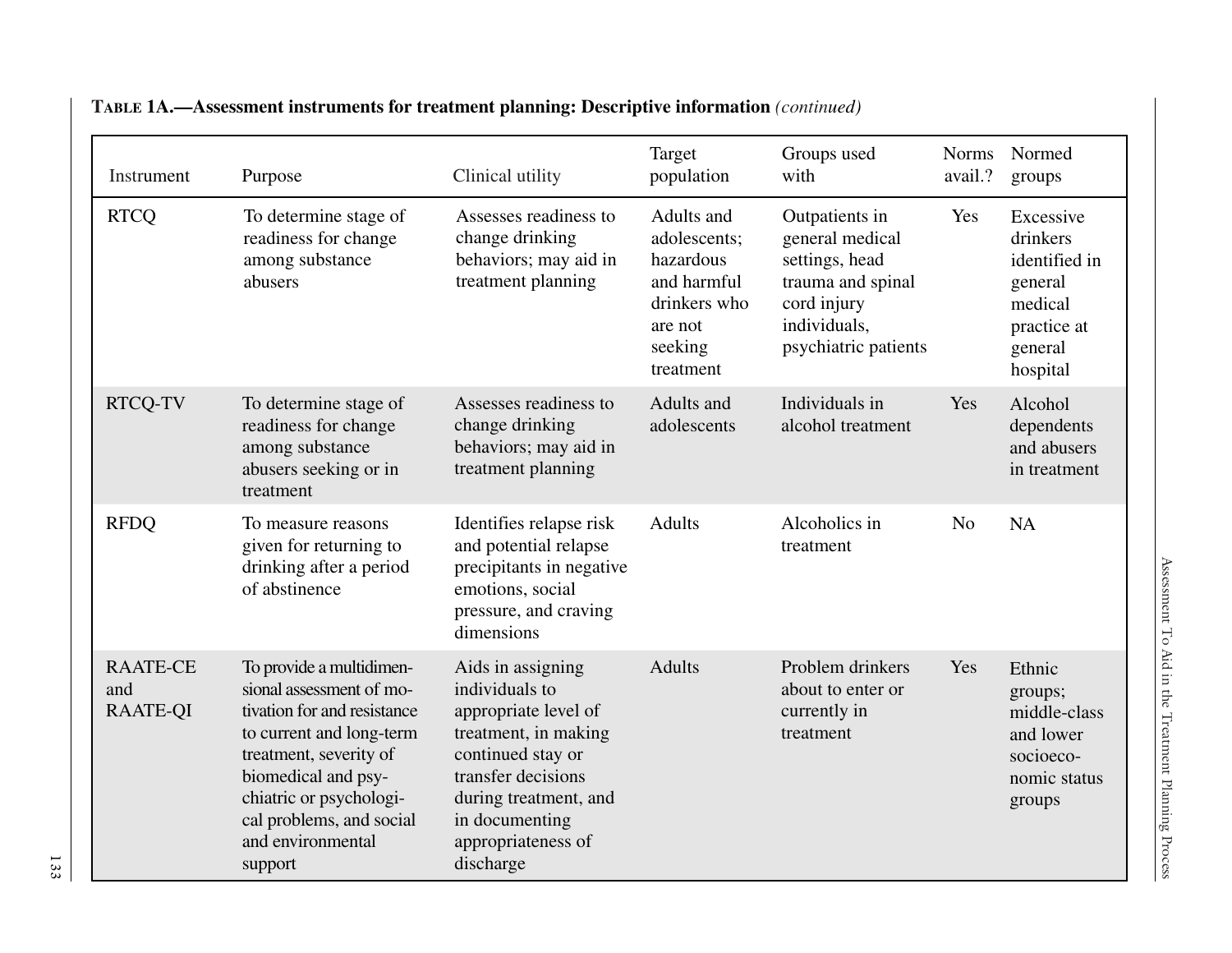**Table 1A.—Assessment instruments for treatment planning: Descriptive information** *(continued)*

| Instrument | Purpose | Clinical utility | Target population | Groups used with | Norms avail.? | Normed groups |
|---|---|---|---|---|---|---|
| RTCQ | To determine stage of readiness for change among substance abusers | Assesses readiness to change drinking behaviors; may aid in treatment planning | Adults and adolescents; hazardous and harmful drinkers who are not seeking treatment | Outpatients in general medical settings, head trauma and spinal cord injury individuals, psychiatric patients | Yes | Excessive drinkers identified in general medical practice at general hospital |
| RTCQ-TV | To determine stage of readiness for change among substance abusers seeking or in treatment | Assesses readiness to change drinking behaviors; may aid in treatment planning | Adults and adolescents | Individuals in alcohol treatment | Yes | Alcohol dependents and abusers in treatment |
| RFDQ | To measure reasons given for returning to drinking after a period of abstinence | Identifies relapse risk and potential relapse precipitants in negative emotions, social pressure, and craving dimensions | Adults | Alcoholics in treatment | No | NA |
| RAATE-CE and RAATE-QI | To provide a multidimensional assessment of motivation for and resistance to current and long-term treatment, severity of biomedical and psychiatric or psychological problems, and social and environmental support | Aids in assigning individuals to appropriate level of treatment, in making continued stay or transfer decisions during treatment, and in documenting appropriateness of discharge | Adults | Problem drinkers about to enter or currently in treatment | Yes | Ethnic groups; middle-class and lower socioeconomic status groups |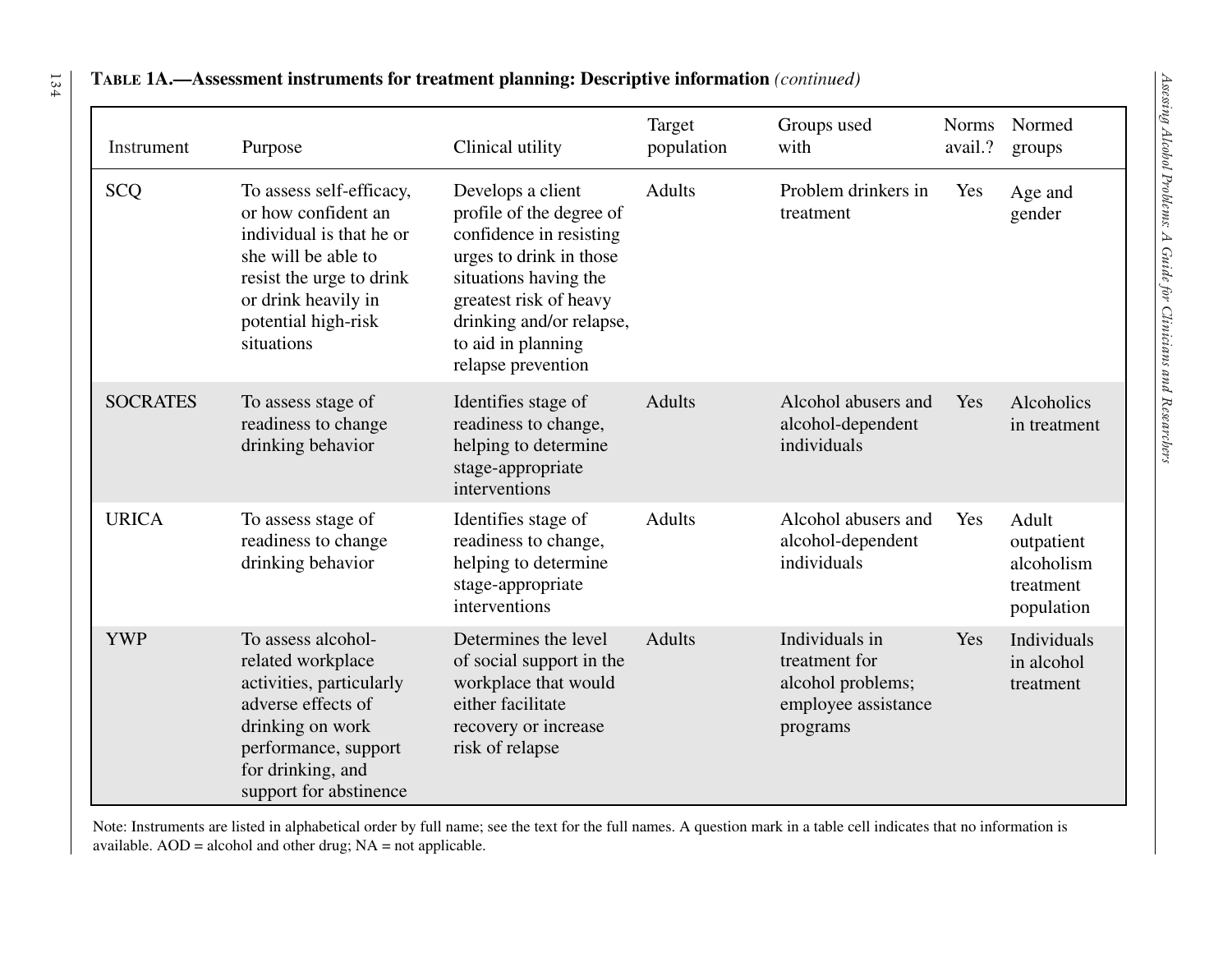**Table 1A.—Assessment instruments for treatment planning: Descriptive information** *(continued)*

| Instrument | Purpose | Clinical utility | Target population | Groups used with | Norms avail.? | Normed groups |
|---|---|---|---|---|---|---|
| SCQ | To assess self-efficacy, or how confident an individual is that he or she will be able to resist the urge to drink or drink heavily in potential high-risk situations | Develops a client profile of the degree of confidence in resisting urges to drink in those situations having the greatest risk of heavy drinking and/or relapse, to aid in planning relapse prevention | Adults | Problem drinkers in treatment | Yes | Age and gender |
| SOCRATES | To assess stage of readiness to change drinking behavior | Identifies stage of readiness to change, helping to determine stage-appropriate interventions | Adults | Alcohol abusers and alcohol-dependent individuals | Yes | Alcoholics in treatment |
| URICA | To assess stage of readiness to change drinking behavior | Identifies stage of readiness to change, helping to determine stage-appropriate interventions | Adults | Alcohol abusers and alcohol-dependent individuals | Yes | Adult outpatient alcoholism treatment population |
| YWP | To assess alcohol-related workplace activities, particularly adverse effects of drinking on work performance, support for drinking, and support for abstinence | Determines the level of social support in the workplace that would either facilitate recovery or increase risk of relapse | Adults | Individuals in treatment for alcohol problems; employee assistance programs | Yes | Individuals in alcohol treatment |

Note: Instruments are listed in alphabetical order by full name; see the text for the full names. A question mark in a table cell indicates that no information is available. AOD = alcohol and other drug; NA = not applicable.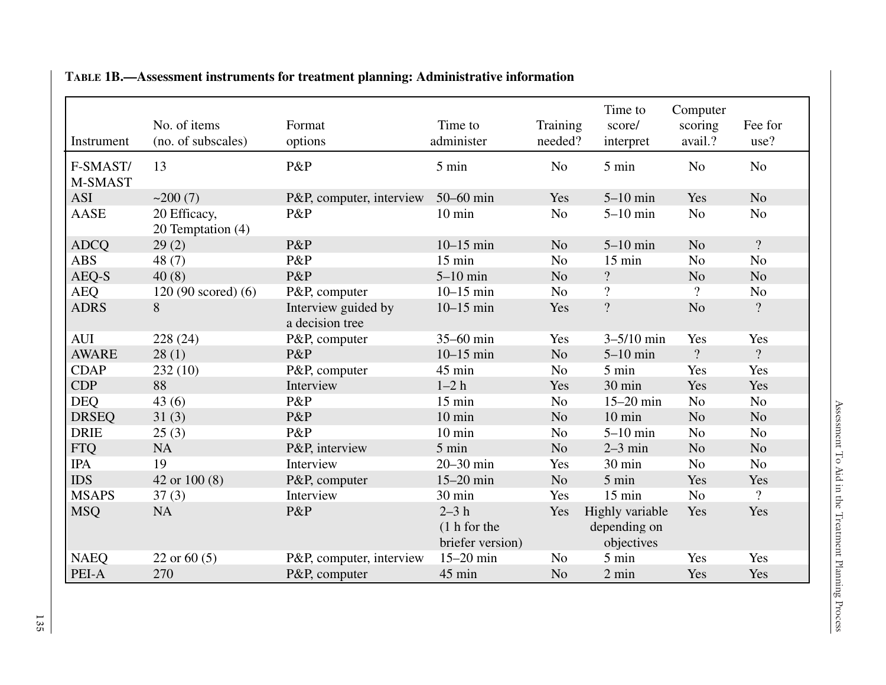**TABLE 1B.—Assessment instruments for treatment planning: Administrative information**

| Instrument | No. of items (no. of subscales) | Format options | Time to administer | Training needed? | Time to score/ interpret | Computer scoring avail.? | Fee for use? |
|---|---|---|---|---|---|---|---|
| F-SMAST/ M-SMAST | 13 | P&P | 5 min | No | 5 min | No | No |
| ASI | ~200 (7) | P&P, computer, interview | 50–60 min | Yes | 5–10 min | Yes | No |
| AASE | 20 Efficacy, 20 Temptation (4) | P&P | 10 min | No | 5–10 min | No | No |
| ADCQ | 29 (2) | P&P | 10–15 min | No | 5–10 min | No | ? |
| ABS | 48 (7) | P&P | 15 min | No | 15 min | No | No |
| AEQ-S | 40 (8) | P&P | 5–10 min | No | ? | No | No |
| AEQ | 120 (90 scored) (6) | P&P, computer | 10–15 min | No | ? | ? | No |
| ADRS | 8 | Interview guided by a decision tree | 10–15 min | Yes | ? | No | ? |
| AUI | 228 (24) | P&P, computer | 35–60 min | Yes | 3–5/10 min | Yes | Yes |
| AWARE | 28 (1) | P&P | 10–15 min | No | 5–10 min | ? | ? |
| CDAP | 232 (10) | P&P, computer | 45 min | No | 5 min | Yes | Yes |
| CDP | 88 | Interview | 1–2 h | Yes | 30 min | Yes | Yes |
| DEQ | 43 (6) | P&P | 15 min | No | 15–20 min | No | No |
| DRSEQ | 31 (3) | P&P | 10 min | No | 10 min | No | No |
| DRIE | 25 (3) | P&P | 10 min | No | 5–10 min | No | No |
| FTQ | NA | P&P, interview | 5 min | No | 2–3 min | No | No |
| IPA | 19 | Interview | 20–30 min | Yes | 30 min | No | No |
| IDS | 42 or 100 (8) | P&P, computer | 15–20 min | No | 5 min | Yes | Yes |
| MSAPS | 37 (3) | Interview | 30 min | Yes | 15 min | No | ? |
| MSQ | NA | P&P | 2–3 h (1 h for the briefer version) | Yes | Highly variable depending on objectives | Yes | Yes |
| NAEQ | 22 or 60 (5) | P&P, computer, interview | 15–20 min | No | 5 min | Yes | Yes |
| PEI-A | 270 | P&P, computer | 45 min | No | 2 min | Yes | Yes |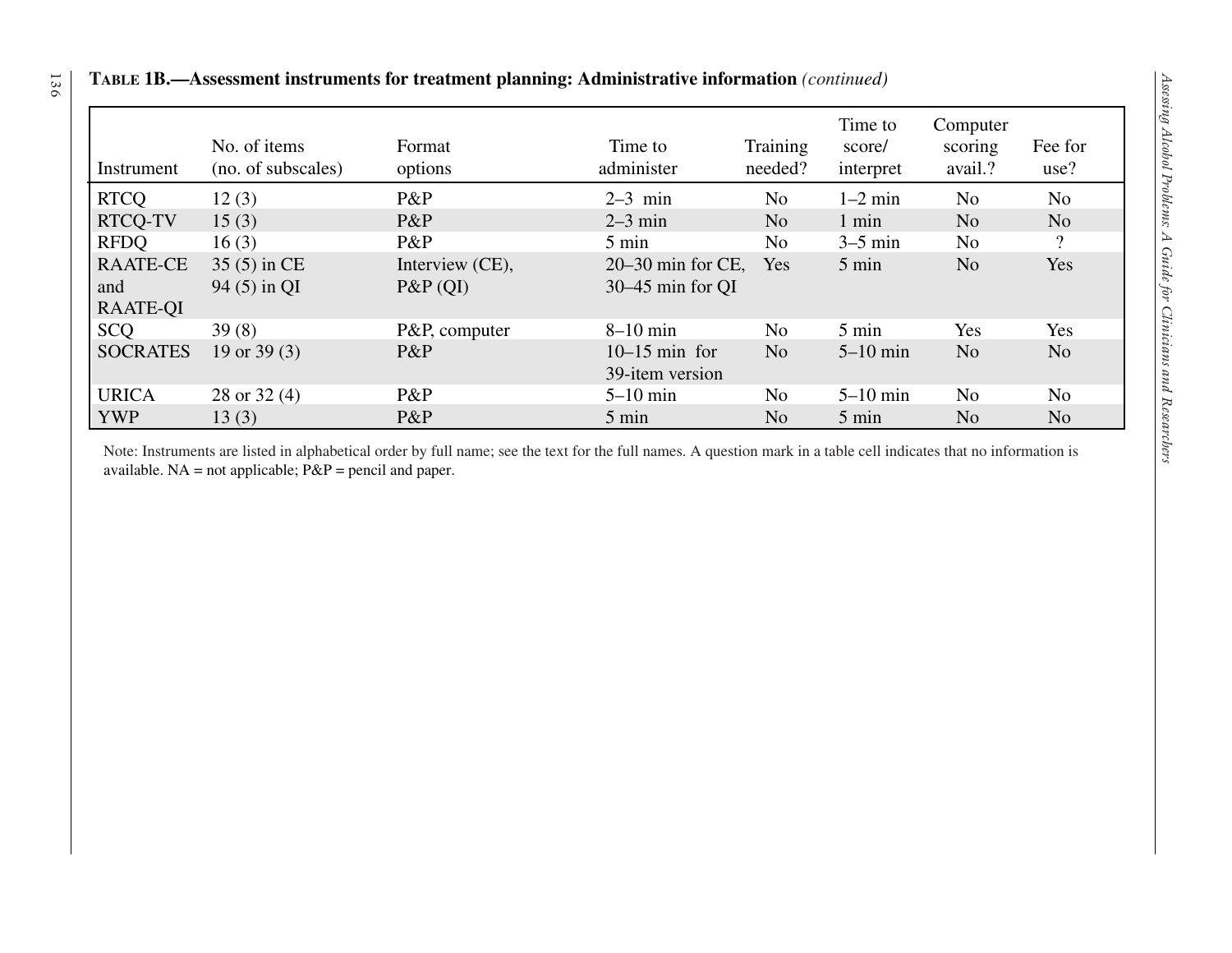**Table 1B.—Assessment instruments for treatment planning: Administrative information** *(continued)*

| Instrument | No. of items (no. of subscales) | Format options | Time to administer | Training needed? | Time to score/ interpret | Computer scoring avail.? | Fee for use? |
|---|---|---|---|---|---|---|---|
| RTCQ | 12 (3) | P&P | 2–3 min | No | 1–2 min | No | No |
| RTCQ-TV | 15 (3) | P&P | 2–3 min | No | 1 min | No | No |
| RFDQ | 16 (3) | P&P | 5 min | No | 3–5 min | No | ? |
| RAATE-CE and RAATE-QI | 35 (5) in CE 94 (5) in QI | Interview (CE), P&P (QI) | 20–30 min for CE, 30–45 min for QI | Yes | 5 min | No | Yes |
| SCQ | 39 (8) | P&P, computer | 8–10 min | No | 5 min | Yes | Yes |
| SOCRATES | 19 or 39 (3) | P&P | 10–15 min for 39-item version | No | 5–10 min | No | No |
| URICA | 28 or 32 (4) | P&P | 5–10 min | No | 5–10 min | No | No |
| YWP | 13 (3) | P&P | 5 min | No | 5 min | No | No |

Note: Instruments are listed in alphabetical order by full name; see the text for the full names. A question mark in a table cell indicates that no information is available. NA = not applicable; P&P = pencil and paper.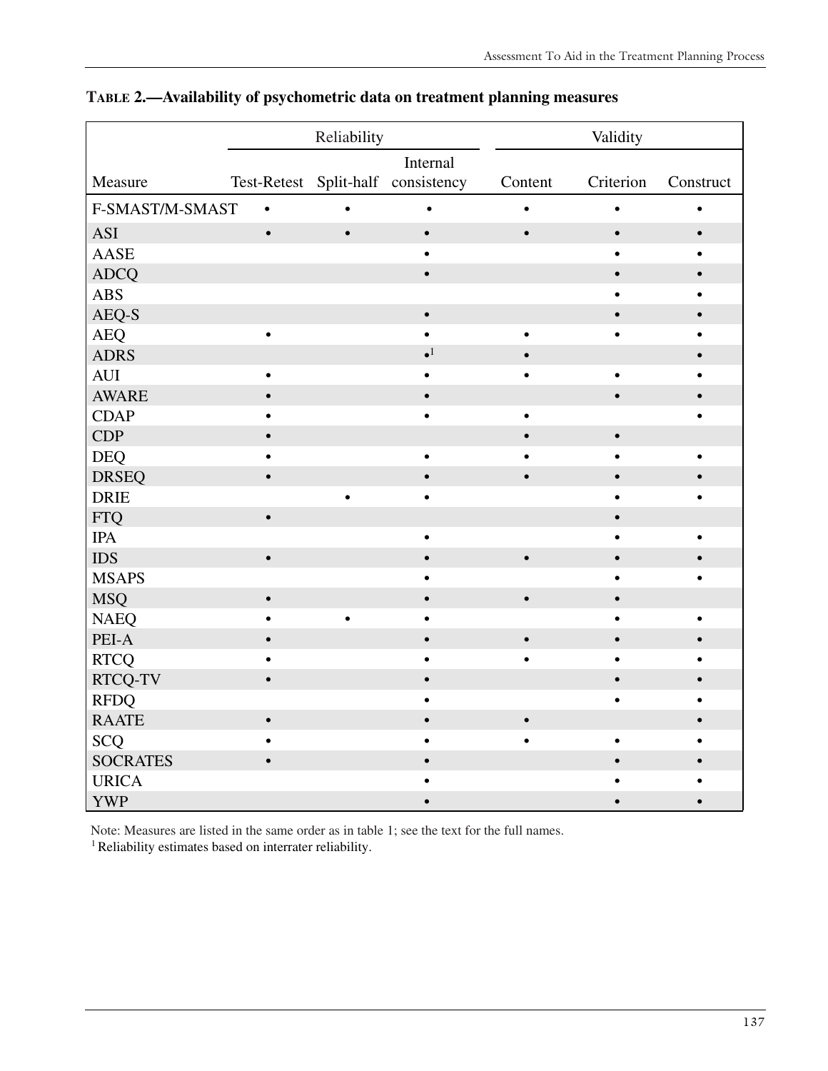**TABLE 2.—Availability of psychometric data on treatment planning measures**

| | Reliability | | | Validity | | |
|---|---|---|---|---|---|---|
| Measure | Test-Retest | Split-half | Internal consistency | Content | Criterion | Construct |
| F-SMAST/M-SMAST | • | • | • | • | • | • |
| ASI | • | • | • | • | • | • |
| AASE | | | • | | • | • |
| ADCQ | | | • | | • | • |
| ABS | | | | | • | • |
| AEQ-S | | | • | | • | • |
| AEQ | • | | • | • | • | • |
| ADRS | | | •[1] | • | | • |
| AUI | • | | • | • | • | • |
| AWARE | • | | • | | • | • |
| CDAP | • | | • | • | | • |
| CDP | • | | | • | • | |
| DEQ | • | | • | • | • | • |
| DRSEQ | • | | • | • | • | • |
| DRIE | | • | • | | • | • |
| FTQ | • | | | | • | |
| IPA | | | • | | • | • |
| IDS | • | | • | • | • | • |
| MSAPS | | | • | | • | • |
| MSQ | • | | • | • | • | |
| NAEQ | • | • | • | | • | • |
| PEI-A | • | | • | • | • | • |
| RTCQ | • | | • | • | • | • |
| RTCQ-TV | • | | • | | • | • |
| RFDQ | | | • | | • | • |
| RAATE | • | | • | • | | • |
| SCQ | • | | • | • | • | • |
| SOCRATES | • | | • | | • | • |
| URICA | | | • | | • | • |
| YWP | | | • | | • | • |

Note: Measures are listed in the same order as in table 1; see the text for the full names.
[1] Reliability estimates based on interrater reliability.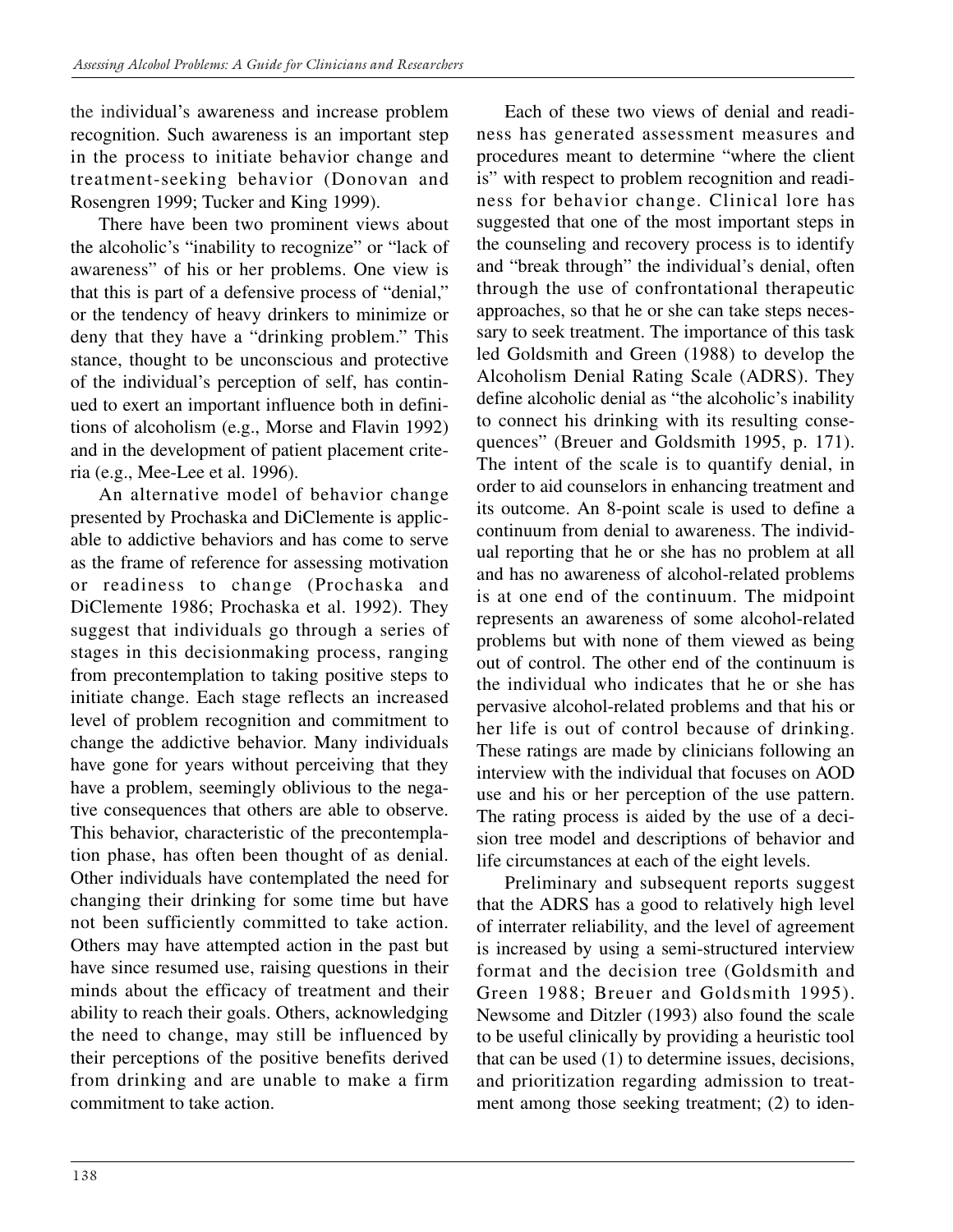the individual's awareness and increase problem recognition. Such awareness is an important step in the process to initiate behavior change and treatment-seeking behavior (Donovan and Rosengren 1999; Tucker and King 1999).

There have been two prominent views about the alcoholic's "inability to recognize" or "lack of awareness" of his or her problems. One view is that this is part of a defensive process of "denial," or the tendency of heavy drinkers to minimize or deny that they have a "drinking problem." This stance, thought to be unconscious and protective of the individual's perception of self, has continued to exert an important influence both in definitions of alcoholism (e.g., Morse and Flavin 1992) and in the development of patient placement criteria (e.g., Mee-Lee et al. 1996).

An alternative model of behavior change presented by Prochaska and DiClemente is applicable to addictive behaviors and has come to serve as the frame of reference for assessing motivation or readiness to change (Prochaska and DiClemente 1986; Prochaska et al. 1992). They suggest that individuals go through a series of stages in this decisionmaking process, ranging from precontemplation to taking positive steps to initiate change. Each stage reflects an increased level of problem recognition and commitment to change the addictive behavior. Many individuals have gone for years without perceiving that they have a problem, seemingly oblivious to the negative consequences that others are able to observe. This behavior, characteristic of the precontemplation phase, has often been thought of as denial. Other individuals have contemplated the need for changing their drinking for some time but have not been sufficiently committed to take action. Others may have attempted action in the past but have since resumed use, raising questions in their minds about the efficacy of treatment and their ability to reach their goals. Others, acknowledging the need to change, may still be influenced by their perceptions of the positive benefits derived from drinking and are unable to make a firm commitment to take action.

Each of these two views of denial and readiness has generated assessment measures and procedures meant to determine "where the client is" with respect to problem recognition and readiness for behavior change. Clinical lore has suggested that one of the most important steps in the counseling and recovery process is to identify and "break through" the individual's denial, often through the use of confrontational therapeutic approaches, so that he or she can take steps necessary to seek treatment. The importance of this task led Goldsmith and Green (1988) to develop the Alcoholism Denial Rating Scale (ADRS). They define alcoholic denial as "the alcoholic's inability to connect his drinking with its resulting consequences" (Breuer and Goldsmith 1995, p. 171). The intent of the scale is to quantify denial, in order to aid counselors in enhancing treatment and its outcome. An 8-point scale is used to define a continuum from denial to awareness. The individual reporting that he or she has no problem at all and has no awareness of alcohol-related problems is at one end of the continuum. The midpoint represents an awareness of some alcohol-related problems but with none of them viewed as being out of control. The other end of the continuum is the individual who indicates that he or she has pervasive alcohol-related problems and that his or her life is out of control because of drinking. These ratings are made by clinicians following an interview with the individual that focuses on AOD use and his or her perception of the use pattern. The rating process is aided by the use of a decision tree model and descriptions of behavior and life circumstances at each of the eight levels.

Preliminary and subsequent reports suggest that the ADRS has a good to relatively high level of interrater reliability, and the level of agreement is increased by using a semi-structured interview format and the decision tree (Goldsmith and Green 1988; Breuer and Goldsmith 1995). Newsome and Ditzler (1993) also found the scale to be useful clinically by providing a heuristic tool that can be used (1) to determine issues, decisions, and prioritization regarding admission to treatment among those seeking treatment; (2) to iden-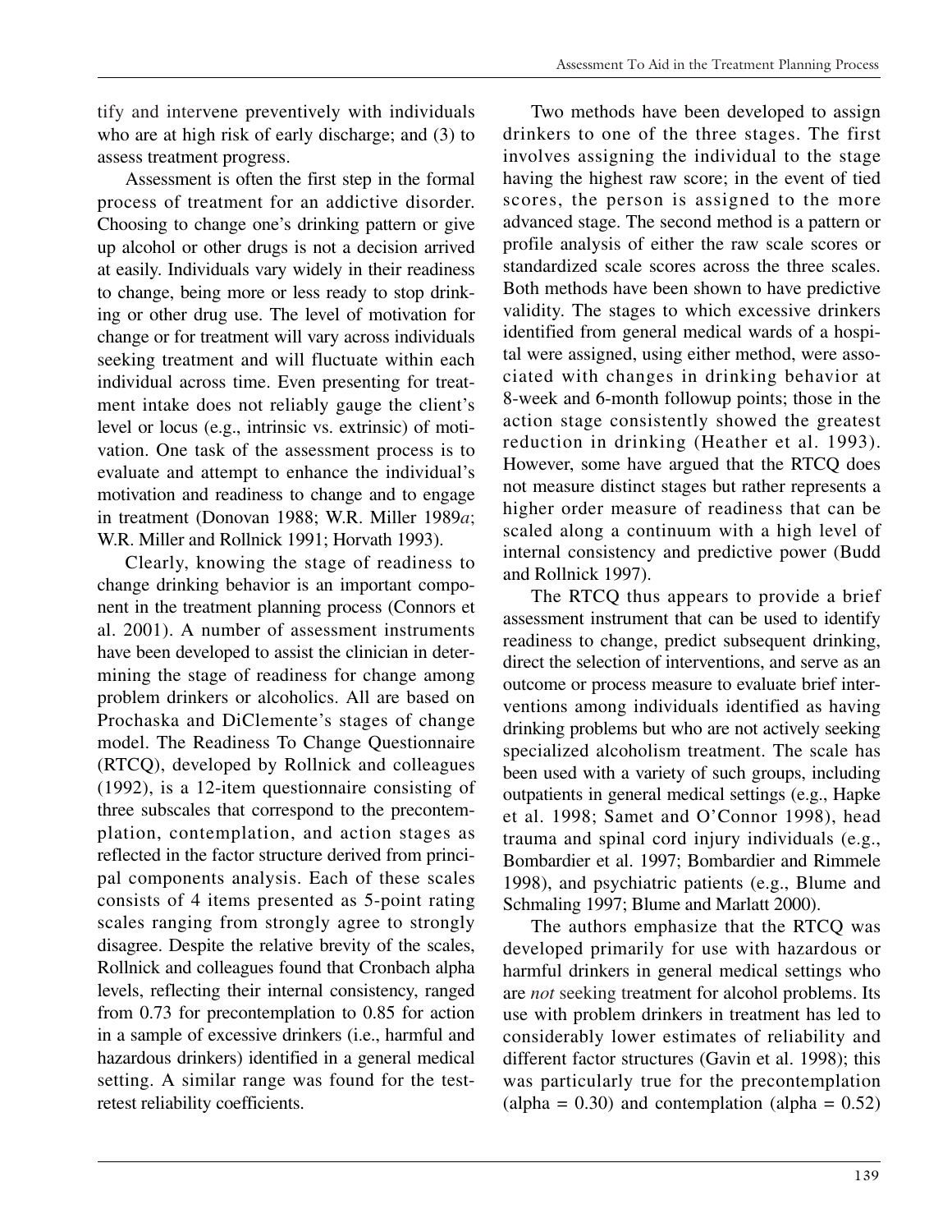tify and intervene preventively with individuals who are at high risk of early discharge; and (3) to assess treatment progress.

Assessment is often the first step in the formal process of treatment for an addictive disorder. Choosing to change one's drinking pattern or give up alcohol or other drugs is not a decision arrived at easily. Individuals vary widely in their readiness to change, being more or less ready to stop drinking or other drug use. The level of motivation for change or for treatment will vary across individuals seeking treatment and will fluctuate within each individual across time. Even presenting for treatment intake does not reliably gauge the client's level or locus (e.g., intrinsic vs. extrinsic) of motivation. One task of the assessment process is to evaluate and attempt to enhance the individual's motivation and readiness to change and to engage in treatment (Donovan 1988; W.R. Miller 1989*a*; W.R. Miller and Rollnick 1991; Horvath 1993).

Clearly, knowing the stage of readiness to change drinking behavior is an important component in the treatment planning process (Connors et al. 2001). A number of assessment instruments have been developed to assist the clinician in determining the stage of readiness for change among problem drinkers or alcoholics. All are based on Prochaska and DiClemente's stages of change model. The Readiness To Change Questionnaire (RTCQ), developed by Rollnick and colleagues (1992), is a 12-item questionnaire consisting of three subscales that correspond to the precontemplation, contemplation, and action stages as reflected in the factor structure derived from principal components analysis. Each of these scales consists of 4 items presented as 5-point rating scales ranging from strongly agree to strongly disagree. Despite the relative brevity of the scales, Rollnick and colleagues found that Cronbach alpha levels, reflecting their internal consistency, ranged from 0.73 for precontemplation to 0.85 for action in a sample of excessive drinkers (i.e., harmful and hazardous drinkers) identified in a general medical setting. A similar range was found for the test-retest reliability coefficients.

Two methods have been developed to assign drinkers to one of the three stages. The first involves assigning the individual to the stage having the highest raw score; in the event of tied scores, the person is assigned to the more advanced stage. The second method is a pattern or profile analysis of either the raw scale scores or standardized scale scores across the three scales. Both methods have been shown to have predictive validity. The stages to which excessive drinkers identified from general medical wards of a hospital were assigned, using either method, were associated with changes in drinking behavior at 8-week and 6-month followup points; those in the action stage consistently showed the greatest reduction in drinking (Heather et al. 1993). However, some have argued that the RTCQ does not measure distinct stages but rather represents a higher order measure of readiness that can be scaled along a continuum with a high level of internal consistency and predictive power (Budd and Rollnick 1997).

The RTCQ thus appears to provide a brief assessment instrument that can be used to identify readiness to change, predict subsequent drinking, direct the selection of interventions, and serve as an outcome or process measure to evaluate brief interventions among individuals identified as having drinking problems but who are not actively seeking specialized alcoholism treatment. The scale has been used with a variety of such groups, including outpatients in general medical settings (e.g., Hapke et al. 1998; Samet and O'Connor 1998), head trauma and spinal cord injury individuals (e.g., Bombardier et al. 1997; Bombardier and Rimmele 1998), and psychiatric patients (e.g., Blume and Schmaling 1997; Blume and Marlatt 2000).

The authors emphasize that the RTCQ was developed primarily for use with hazardous or harmful drinkers in general medical settings who are *not* seeking treatment for alcohol problems. Its use with problem drinkers in treatment has led to considerably lower estimates of reliability and different factor structures (Gavin et al. 1998); this was particularly true for the precontemplation (alpha = 0.30) and contemplation (alpha = 0.52)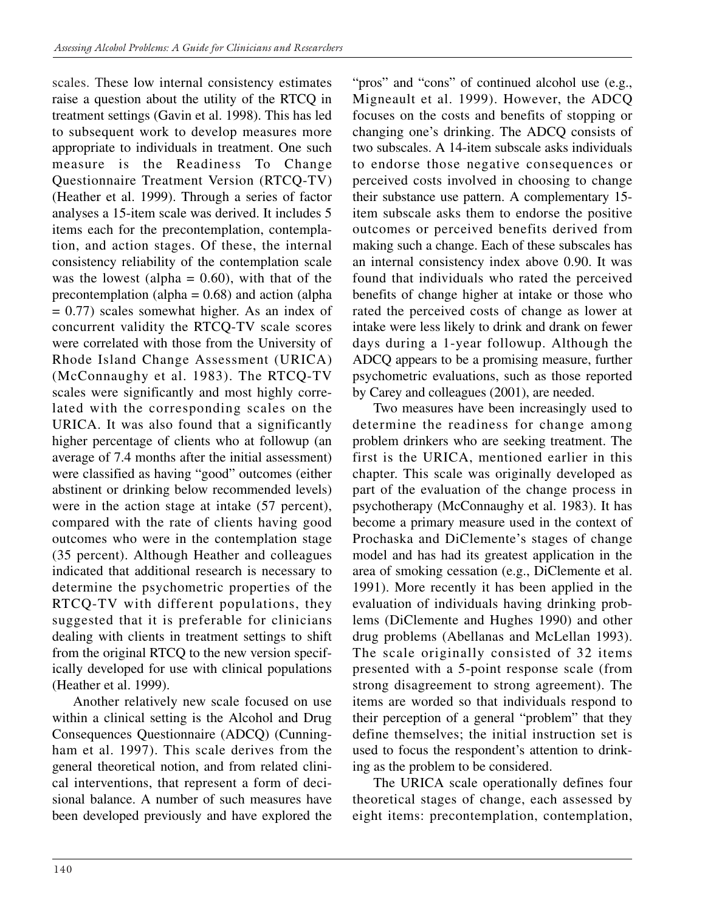scales. These low internal consistency estimates raise a question about the utility of the RTCQ in treatment settings (Gavin et al. 1998). This has led to subsequent work to develop measures more appropriate to individuals in treatment. One such measure is the Readiness To Change Questionnaire Treatment Version (RTCQ-TV) (Heather et al. 1999). Through a series of factor analyses a 15-item scale was derived. It includes 5 items each for the precontemplation, contemplation, and action stages. Of these, the internal consistency reliability of the contemplation scale was the lowest (alpha = 0.60), with that of the precontemplation (alpha = 0.68) and action (alpha = 0.77) scales somewhat higher. As an index of concurrent validity the RTCQ-TV scale scores were correlated with those from the University of Rhode Island Change Assessment (URICA) (McConnaughy et al. 1983). The RTCQ-TV scales were significantly and most highly correlated with the corresponding scales on the URICA. It was also found that a significantly higher percentage of clients who at followup (an average of 7.4 months after the initial assessment) were classified as having "good" outcomes (either abstinent or drinking below recommended levels) were in the action stage at intake (57 percent), compared with the rate of clients having good outcomes who were in the contemplation stage (35 percent). Although Heather and colleagues indicated that additional research is necessary to determine the psychometric properties of the RTCQ-TV with different populations, they suggested that it is preferable for clinicians dealing with clients in treatment settings to shift from the original RTCQ to the new version specifically developed for use with clinical populations (Heather et al. 1999).

Another relatively new scale focused on use within a clinical setting is the Alcohol and Drug Consequences Questionnaire (ADCQ) (Cunningham et al. 1997). This scale derives from the general theoretical notion, and from related clinical interventions, that represent a form of decisional balance. A number of such measures have been developed previously and have explored the "pros" and "cons" of continued alcohol use (e.g., Migneault et al. 1999). However, the ADCQ focuses on the costs and benefits of stopping or changing one's drinking. The ADCQ consists of two subscales. A 14-item subscale asks individuals to endorse those negative consequences or perceived costs involved in choosing to change their substance use pattern. A complementary 15-item subscale asks them to endorse the positive outcomes or perceived benefits derived from making such a change. Each of these subscales has an internal consistency index above 0.90. It was found that individuals who rated the perceived benefits of change higher at intake or those who rated the perceived costs of change as lower at intake were less likely to drink and drank on fewer days during a 1-year followup. Although the ADCQ appears to be a promising measure, further psychometric evaluations, such as those reported by Carey and colleagues (2001), are needed.

Two measures have been increasingly used to determine the readiness for change among problem drinkers who are seeking treatment. The first is the URICA, mentioned earlier in this chapter. This scale was originally developed as part of the evaluation of the change process in psychotherapy (McConnaughy et al. 1983). It has become a primary measure used in the context of Prochaska and DiClemente's stages of change model and has had its greatest application in the area of smoking cessation (e.g., DiClemente et al. 1991). More recently it has been applied in the evaluation of individuals having drinking problems (DiClemente and Hughes 1990) and other drug problems (Abellanas and McLellan 1993). The scale originally consisted of 32 items presented with a 5-point response scale (from strong disagreement to strong agreement). The items are worded so that individuals respond to their perception of a general "problem" that they define themselves; the initial instruction set is used to focus the respondent's attention to drinking as the problem to be considered.

The URICA scale operationally defines four theoretical stages of change, each assessed by eight items: precontemplation, contemplation,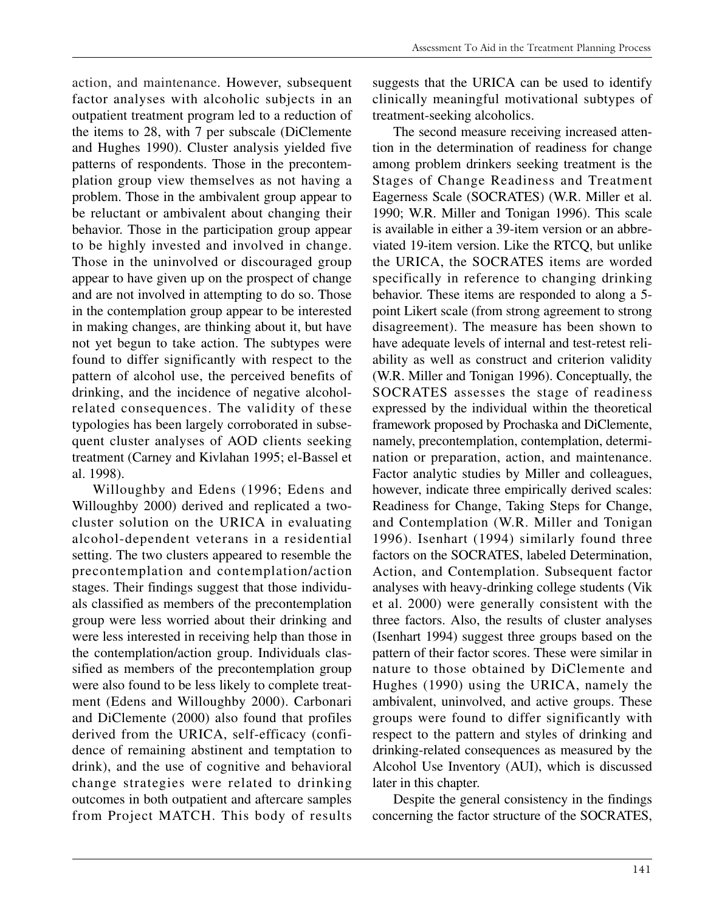action, and maintenance. However, subsequent factor analyses with alcoholic subjects in an outpatient treatment program led to a reduction of the items to 28, with 7 per subscale (DiClemente and Hughes 1990). Cluster analysis yielded five patterns of respondents. Those in the precontemplation group view themselves as not having a problem. Those in the ambivalent group appear to be reluctant or ambivalent about changing their behavior. Those in the participation group appear to be highly invested and involved in change. Those in the uninvolved or discouraged group appear to have given up on the prospect of change and are not involved in attempting to do so. Those in the contemplation group appear to be interested in making changes, are thinking about it, but have not yet begun to take action. The subtypes were found to differ significantly with respect to the pattern of alcohol use, the perceived benefits of drinking, and the incidence of negative alcohol-related consequences. The validity of these typologies has been largely corroborated in subsequent cluster analyses of AOD clients seeking treatment (Carney and Kivlahan 1995; el-Bassel et al. 1998).

Willoughby and Edens (1996; Edens and Willoughby 2000) derived and replicated a two-cluster solution on the URICA in evaluating alcohol-dependent veterans in a residential setting. The two clusters appeared to resemble the precontemplation and contemplation/action stages. Their findings suggest that those individuals classified as members of the precontemplation group were less worried about their drinking and were less interested in receiving help than those in the contemplation/action group. Individuals classified as members of the precontemplation group were also found to be less likely to complete treatment (Edens and Willoughby 2000). Carbonari and DiClemente (2000) also found that profiles derived from the URICA, self-efficacy (confidence of remaining abstinent and temptation to drink), and the use of cognitive and behavioral change strategies were related to drinking outcomes in both outpatient and aftercare samples from Project MATCH. This body of results suggests that the URICA can be used to identify clinically meaningful motivational subtypes of treatment-seeking alcoholics.

The second measure receiving increased attention in the determination of readiness for change among problem drinkers seeking treatment is the Stages of Change Readiness and Treatment Eagerness Scale (SOCRATES) (W.R. Miller et al. 1990; W.R. Miller and Tonigan 1996). This scale is available in either a 39-item version or an abbreviated 19-item version. Like the RTCQ, but unlike the URICA, the SOCRATES items are worded specifically in reference to changing drinking behavior. These items are responded to along a 5-point Likert scale (from strong agreement to strong disagreement). The measure has been shown to have adequate levels of internal and test-retest reliability as well as construct and criterion validity (W.R. Miller and Tonigan 1996). Conceptually, the SOCRATES assesses the stage of readiness expressed by the individual within the theoretical framework proposed by Prochaska and DiClemente, namely, precontemplation, contemplation, determination or preparation, action, and maintenance. Factor analytic studies by Miller and colleagues, however, indicate three empirically derived scales: Readiness for Change, Taking Steps for Change, and Contemplation (W.R. Miller and Tonigan 1996). Isenhart (1994) similarly found three factors on the SOCRATES, labeled Determination, Action, and Contemplation. Subsequent factor analyses with heavy-drinking college students (Vik et al. 2000) were generally consistent with the three factors. Also, the results of cluster analyses (Isenhart 1994) suggest three groups based on the pattern of their factor scores. These were similar in nature to those obtained by DiClemente and Hughes (1990) using the URICA, namely the ambivalent, uninvolved, and active groups. These groups were found to differ significantly with respect to the pattern and styles of drinking and drinking-related consequences as measured by the Alcohol Use Inventory (AUI), which is discussed later in this chapter.

Despite the general consistency in the findings concerning the factor structure of the SOCRATES,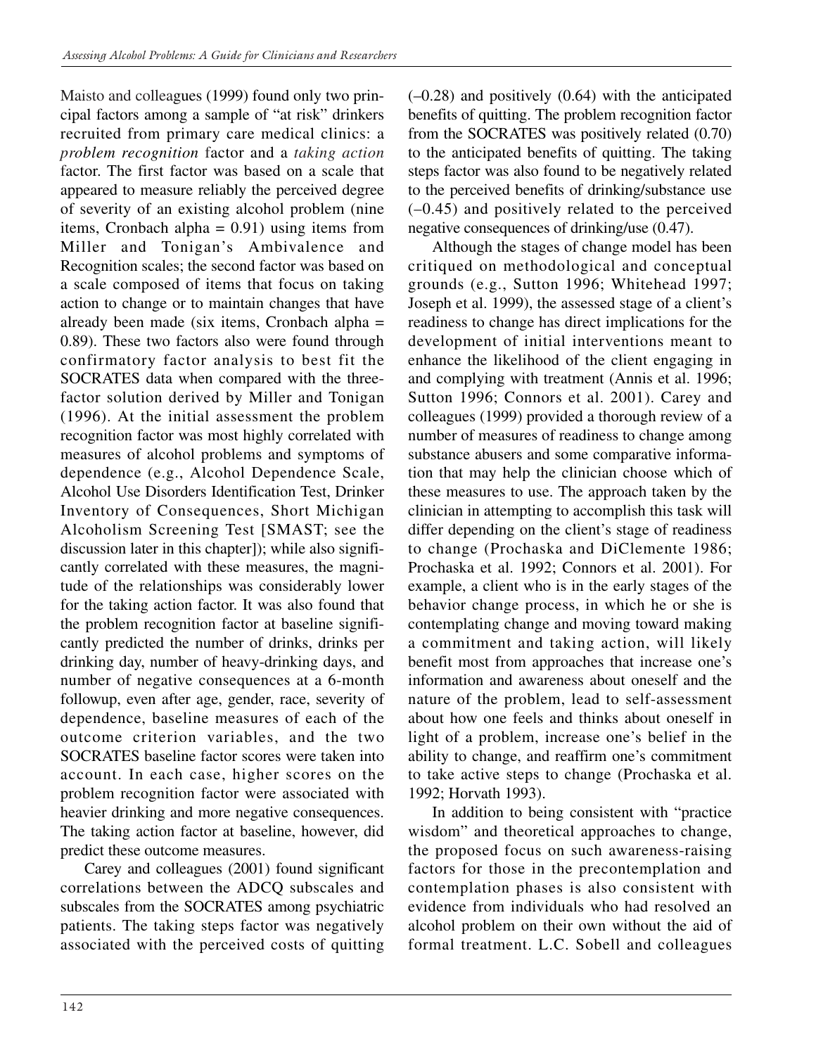Maisto and colleagues (1999) found only two principal factors among a sample of "at risk" drinkers recruited from primary care medical clinics: a *problem recognition* factor and a *taking action* factor. The first factor was based on a scale that appeared to measure reliably the perceived degree of severity of an existing alcohol problem (nine items, Cronbach alpha = 0.91) using items from Miller and Tonigan's Ambivalence and Recognition scales; the second factor was based on a scale composed of items that focus on taking action to change or to maintain changes that have already been made (six items, Cronbach alpha = 0.89). These two factors also were found through confirmatory factor analysis to best fit the SOCRATES data when compared with the three-factor solution derived by Miller and Tonigan (1996). At the initial assessment the problem recognition factor was most highly correlated with measures of alcohol problems and symptoms of dependence (e.g., Alcohol Dependence Scale, Alcohol Use Disorders Identification Test, Drinker Inventory of Consequences, Short Michigan Alcoholism Screening Test [SMAST; see the discussion later in this chapter]); while also significantly correlated with these measures, the magnitude of the relationships was considerably lower for the taking action factor. It was also found that the problem recognition factor at baseline significantly predicted the number of drinks, drinks per drinking day, number of heavy-drinking days, and number of negative consequences at a 6-month followup, even after age, gender, race, severity of dependence, baseline measures of each of the outcome criterion variables, and the two SOCRATES baseline factor scores were taken into account. In each case, higher scores on the problem recognition factor were associated with heavier drinking and more negative consequences. The taking action factor at baseline, however, did predict these outcome measures.

Carey and colleagues (2001) found significant correlations between the ADCQ subscales and subscales from the SOCRATES among psychiatric patients. The taking steps factor was negatively associated with the perceived costs of quitting (–0.28) and positively (0.64) with the anticipated benefits of quitting. The problem recognition factor from the SOCRATES was positively related (0.70) to the anticipated benefits of quitting. The taking steps factor was also found to be negatively related to the perceived benefits of drinking/substance use (–0.45) and positively related to the perceived negative consequences of drinking/use (0.47).

Although the stages of change model has been critiqued on methodological and conceptual grounds (e.g., Sutton 1996; Whitehead 1997; Joseph et al. 1999), the assessed stage of a client's readiness to change has direct implications for the development of initial interventions meant to enhance the likelihood of the client engaging in and complying with treatment (Annis et al. 1996; Sutton 1996; Connors et al. 2001). Carey and colleagues (1999) provided a thorough review of a number of measures of readiness to change among substance abusers and some comparative information that may help the clinician choose which of these measures to use. The approach taken by the clinician in attempting to accomplish this task will differ depending on the client's stage of readiness to change (Prochaska and DiClemente 1986; Prochaska et al. 1992; Connors et al. 2001). For example, a client who is in the early stages of the behavior change process, in which he or she is contemplating change and moving toward making a commitment and taking action, will likely benefit most from approaches that increase one's information and awareness about oneself and the nature of the problem, lead to self-assessment about how one feels and thinks about oneself in light of a problem, increase one's belief in the ability to change, and reaffirm one's commitment to take active steps to change (Prochaska et al. 1992; Horvath 1993).

In addition to being consistent with "practice wisdom" and theoretical approaches to change, the proposed focus on such awareness-raising factors for those in the precontemplation and contemplation phases is also consistent with evidence from individuals who had resolved an alcohol problem on their own without the aid of formal treatment. L.C. Sobell and colleagues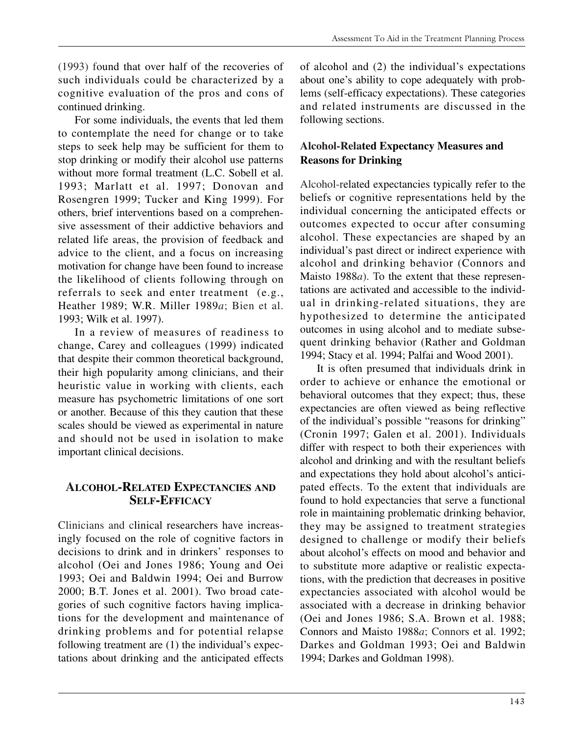(1993) found that over half of the recoveries of such individuals could be characterized by a cognitive evaluation of the pros and cons of continued drinking.

For some individuals, the events that led them to contemplate the need for change or to take steps to seek help may be sufficient for them to stop drinking or modify their alcohol use patterns without more formal treatment (L.C. Sobell et al. 1993; Marlatt et al. 1997; Donovan and Rosengren 1999; Tucker and King 1999). For others, brief interventions based on a comprehensive assessment of their addictive behaviors and related life areas, the provision of feedback and advice to the client, and a focus on increasing motivation for change have been found to increase the likelihood of clients following through on referrals to seek and enter treatment (e.g., Heather 1989; W.R. Miller 1989*a*; Bien et al. 1993; Wilk et al. 1997).

In a review of measures of readiness to change, Carey and colleagues (1999) indicated that despite their common theoretical background, their high popularity among clinicians, and their heuristic value in working with clients, each measure has psychometric limitations of one sort or another. Because of this they caution that these scales should be viewed as experimental in nature and should not be used in isolation to make important clinical decisions.

## Alcohol-Related Expectancies and Self-Efficacy

Clinicians and clinical researchers have increasingly focused on the role of cognitive factors in decisions to drink and in drinkers' responses to alcohol (Oei and Jones 1986; Young and Oei 1993; Oei and Baldwin 1994; Oei and Burrow 2000; B.T. Jones et al. 2001). Two broad categories of such cognitive factors having implications for the development and maintenance of drinking problems and for potential relapse following treatment are (1) the individual's expectations about drinking and the anticipated effects of alcohol and (2) the individual's expectations about one's ability to cope adequately with problems (self-efficacy expectations). These categories and related instruments are discussed in the following sections.

### Alcohol-Related Expectancy Measures and Reasons for Drinking

Alcohol-related expectancies typically refer to the beliefs or cognitive representations held by the individual concerning the anticipated effects or outcomes expected to occur after consuming alcohol. These expectancies are shaped by an individual's past direct or indirect experience with alcohol and drinking behavior (Connors and Maisto 1988*a*). To the extent that these representations are activated and accessible to the individual in drinking-related situations, they are hypothesized to determine the anticipated outcomes in using alcohol and to mediate subsequent drinking behavior (Rather and Goldman 1994; Stacy et al. 1994; Palfai and Wood 2001).

It is often presumed that individuals drink in order to achieve or enhance the emotional or behavioral outcomes that they expect; thus, these expectancies are often viewed as being reflective of the individual's possible "reasons for drinking" (Cronin 1997; Galen et al. 2001). Individuals differ with respect to both their experiences with alcohol and drinking and with the resultant beliefs and expectations they hold about alcohol's anticipated effects. To the extent that individuals are found to hold expectancies that serve a functional role in maintaining problematic drinking behavior, they may be assigned to treatment strategies designed to challenge or modify their beliefs about alcohol's effects on mood and behavior and to substitute more adaptive or realistic expectations, with the prediction that decreases in positive expectancies associated with alcohol would be associated with a decrease in drinking behavior (Oei and Jones 1986; S.A. Brown et al. 1988; Connors and Maisto 1988*a*; Connors et al. 1992; Darkes and Goldman 1993; Oei and Baldwin 1994; Darkes and Goldman 1998).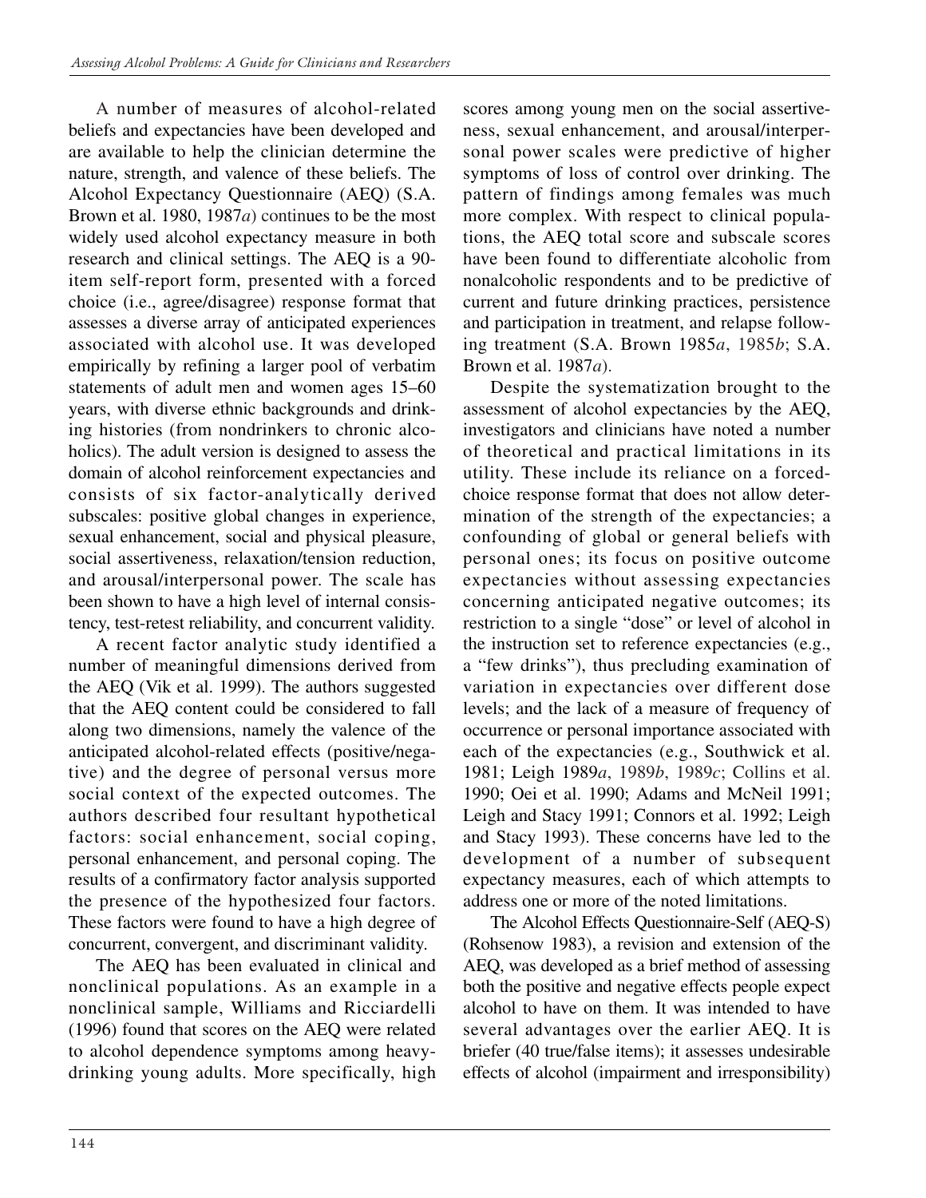A number of measures of alcohol-related beliefs and expectancies have been developed and are available to help the clinician determine the nature, strength, and valence of these beliefs. The Alcohol Expectancy Questionnaire (AEQ) (S.A. Brown et al. 1980, 1987*a*) continues to be the most widely used alcohol expectancy measure in both research and clinical settings. The AEQ is a 90-item self-report form, presented with a forced choice (i.e., agree/disagree) response format that assesses a diverse array of anticipated experiences associated with alcohol use. It was developed empirically by refining a larger pool of verbatim statements of adult men and women ages 15–60 years, with diverse ethnic backgrounds and drinking histories (from nondrinkers to chronic alcoholics). The adult version is designed to assess the domain of alcohol reinforcement expectancies and consists of six factor-analytically derived subscales: positive global changes in experience, sexual enhancement, social and physical pleasure, social assertiveness, relaxation/tension reduction, and arousal/interpersonal power. The scale has been shown to have a high level of internal consistency, test-retest reliability, and concurrent validity.

A recent factor analytic study identified a number of meaningful dimensions derived from the AEQ (Vik et al. 1999). The authors suggested that the AEQ content could be considered to fall along two dimensions, namely the valence of the anticipated alcohol-related effects (positive/negative) and the degree of personal versus more social context of the expected outcomes. The authors described four resultant hypothetical factors: social enhancement, social coping, personal enhancement, and personal coping. The results of a confirmatory factor analysis supported the presence of the hypothesized four factors. These factors were found to have a high degree of concurrent, convergent, and discriminant validity.

The AEQ has been evaluated in clinical and nonclinical populations. As an example in a nonclinical sample, Williams and Ricciardelli (1996) found that scores on the AEQ were related to alcohol dependence symptoms among heavy-drinking young adults. More specifically, high scores among young men on the social assertiveness, sexual enhancement, and arousal/interpersonal power scales were predictive of higher symptoms of loss of control over drinking. The pattern of findings among females was much more complex. With respect to clinical populations, the AEQ total score and subscale scores have been found to differentiate alcoholic from nonalcoholic respondents and to be predictive of current and future drinking practices, persistence and participation in treatment, and relapse following treatment (S.A. Brown 1985*a*, 1985*b*; S.A. Brown et al. 1987*a*).

Despite the systematization brought to the assessment of alcohol expectancies by the AEQ, investigators and clinicians have noted a number of theoretical and practical limitations in its utility. These include its reliance on a forced-choice response format that does not allow determination of the strength of the expectancies; a confounding of global or general beliefs with personal ones; its focus on positive outcome expectancies without assessing expectancies concerning anticipated negative outcomes; its restriction to a single "dose" or level of alcohol in the instruction set to reference expectancies (e.g., a "few drinks"), thus precluding examination of variation in expectancies over different dose levels; and the lack of a measure of frequency of occurrence or personal importance associated with each of the expectancies (e.g., Southwick et al. 1981; Leigh 1989*a*, 1989*b*, 1989*c*; Collins et al. 1990; Oei et al. 1990; Adams and McNeil 1991; Leigh and Stacy 1991; Connors et al. 1992; Leigh and Stacy 1993). These concerns have led to the development of a number of subsequent expectancy measures, each of which attempts to address one or more of the noted limitations.

The Alcohol Effects Questionnaire-Self (AEQ-S) (Rohsenow 1983), a revision and extension of the AEQ, was developed as a brief method of assessing both the positive and negative effects people expect alcohol to have on them. It was intended to have several advantages over the earlier AEQ. It is briefer (40 true/false items); it assesses undesirable effects of alcohol (impairment and irresponsibility)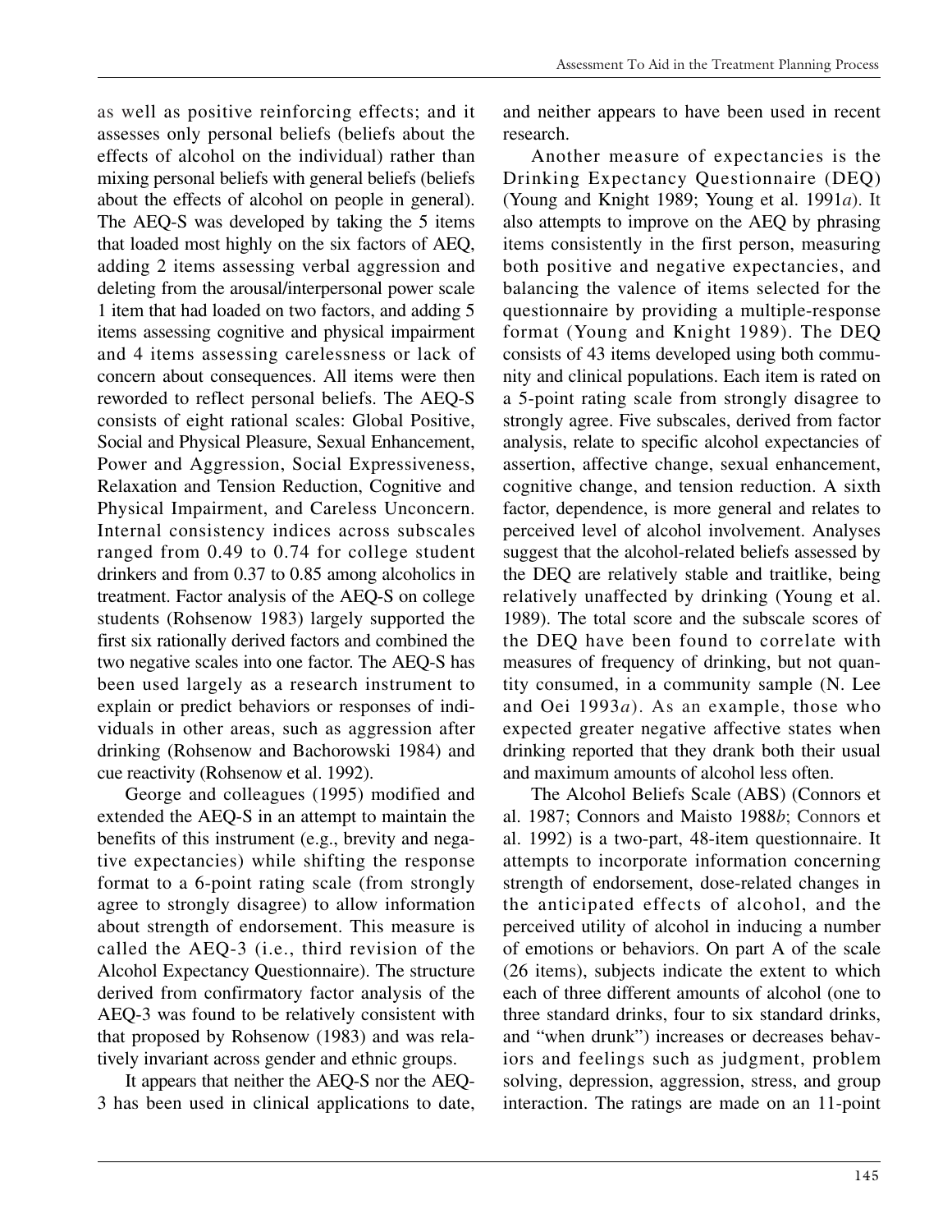as well as positive reinforcing effects; and it assesses only personal beliefs (beliefs about the effects of alcohol on the individual) rather than mixing personal beliefs with general beliefs (beliefs about the effects of alcohol on people in general). The AEQ-S was developed by taking the 5 items that loaded most highly on the six factors of AEQ, adding 2 items assessing verbal aggression and deleting from the arousal/interpersonal power scale 1 item that had loaded on two factors, and adding 5 items assessing cognitive and physical impairment and 4 items assessing carelessness or lack of concern about consequences. All items were then reworded to reflect personal beliefs. The AEQ-S consists of eight rational scales: Global Positive, Social and Physical Pleasure, Sexual Enhancement, Power and Aggression, Social Expressiveness, Relaxation and Tension Reduction, Cognitive and Physical Impairment, and Careless Unconcern. Internal consistency indices across subscales ranged from 0.49 to 0.74 for college student drinkers and from 0.37 to 0.85 among alcoholics in treatment. Factor analysis of the AEQ-S on college students (Rohsenow 1983) largely supported the first six rationally derived factors and combined the two negative scales into one factor. The AEQ-S has been used largely as a research instrument to explain or predict behaviors or responses of individuals in other areas, such as aggression after drinking (Rohsenow and Bachorowski 1984) and cue reactivity (Rohsenow et al. 1992).

George and colleagues (1995) modified and extended the AEQ-S in an attempt to maintain the benefits of this instrument (e.g., brevity and negative expectancies) while shifting the response format to a 6-point rating scale (from strongly agree to strongly disagree) to allow information about strength of endorsement. This measure is called the AEQ-3 (i.e., third revision of the Alcohol Expectancy Questionnaire). The structure derived from confirmatory factor analysis of the AEQ-3 was found to be relatively consistent with that proposed by Rohsenow (1983) and was relatively invariant across gender and ethnic groups.

It appears that neither the AEQ-S nor the AEQ-3 has been used in clinical applications to date, and neither appears to have been used in recent research.

Another measure of expectancies is the Drinking Expectancy Questionnaire (DEQ) (Young and Knight 1989; Young et al. 1991*a*). It also attempts to improve on the AEQ by phrasing items consistently in the first person, measuring both positive and negative expectancies, and balancing the valence of items selected for the questionnaire by providing a multiple-response format (Young and Knight 1989). The DEQ consists of 43 items developed using both community and clinical populations. Each item is rated on a 5-point rating scale from strongly disagree to strongly agree. Five subscales, derived from factor analysis, relate to specific alcohol expectancies of assertion, affective change, sexual enhancement, cognitive change, and tension reduction. A sixth factor, dependence, is more general and relates to perceived level of alcohol involvement. Analyses suggest that the alcohol-related beliefs assessed by the DEQ are relatively stable and traitlike, being relatively unaffected by drinking (Young et al. 1989). The total score and the subscale scores of the DEQ have been found to correlate with measures of frequency of drinking, but not quantity consumed, in a community sample (N. Lee and Oei 1993*a*). As an example, those who expected greater negative affective states when drinking reported that they drank both their usual and maximum amounts of alcohol less often.

The Alcohol Beliefs Scale (ABS) (Connors et al. 1987; Connors and Maisto 1988*b*; Connors et al. 1992) is a two-part, 48-item questionnaire. It attempts to incorporate information concerning strength of endorsement, dose-related changes in the anticipated effects of alcohol, and the perceived utility of alcohol in inducing a number of emotions or behaviors. On part A of the scale (26 items), subjects indicate the extent to which each of three different amounts of alcohol (one to three standard drinks, four to six standard drinks, and "when drunk") increases or decreases behaviors and feelings such as judgment, problem solving, depression, aggression, stress, and group interaction. The ratings are made on an 11-point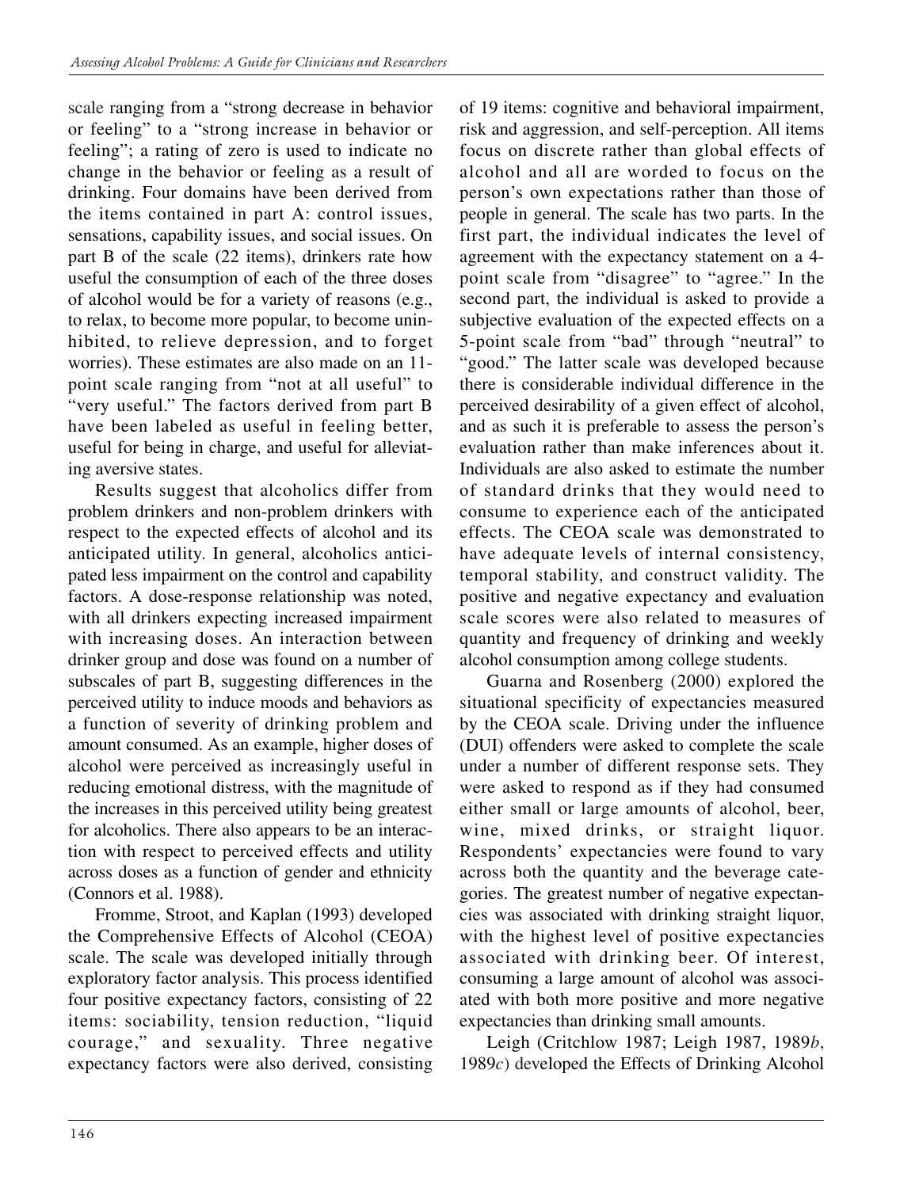scale ranging from a "strong decrease in behavior or feeling" to a "strong increase in behavior or feeling"; a rating of zero is used to indicate no change in the behavior or feeling as a result of drinking. Four domains have been derived from the items contained in part A: control issues, sensations, capability issues, and social issues. On part B of the scale (22 items), drinkers rate how useful the consumption of each of the three doses of alcohol would be for a variety of reasons (e.g., to relax, to become more popular, to become uninhibited, to relieve depression, and to forget worries). These estimates are also made on an 11-point scale ranging from "not at all useful" to "very useful." The factors derived from part B have been labeled as useful in feeling better, useful for being in charge, and useful for alleviating aversive states.

Results suggest that alcoholics differ from problem drinkers and non-problem drinkers with respect to the expected effects of alcohol and its anticipated utility. In general, alcoholics anticipated less impairment on the control and capability factors. A dose-response relationship was noted, with all drinkers expecting increased impairment with increasing doses. An interaction between drinker group and dose was found on a number of subscales of part B, suggesting differences in the perceived utility to induce moods and behaviors as a function of severity of drinking problem and amount consumed. As an example, higher doses of alcohol were perceived as increasingly useful in reducing emotional distress, with the magnitude of the increases in this perceived utility being greatest for alcoholics. There also appears to be an interaction with respect to perceived effects and utility across doses as a function of gender and ethnicity (Connors et al. 1988).

Fromme, Stroot, and Kaplan (1993) developed the Comprehensive Effects of Alcohol (CEOA) scale. The scale was developed initially through exploratory factor analysis. This process identified four positive expectancy factors, consisting of 22 items: sociability, tension reduction, "liquid courage," and sexuality. Three negative expectancy factors were also derived, consisting of 19 items: cognitive and behavioral impairment, risk and aggression, and self-perception. All items focus on discrete rather than global effects of alcohol and all are worded to focus on the person's own expectations rather than those of people in general. The scale has two parts. In the first part, the individual indicates the level of agreement with the expectancy statement on a 4-point scale from "disagree" to "agree." In the second part, the individual is asked to provide a subjective evaluation of the expected effects on a 5-point scale from "bad" through "neutral" to "good." The latter scale was developed because there is considerable individual difference in the perceived desirability of a given effect of alcohol, and as such it is preferable to assess the person's evaluation rather than make inferences about it. Individuals are also asked to estimate the number of standard drinks that they would need to consume to experience each of the anticipated effects. The CEOA scale was demonstrated to have adequate levels of internal consistency, temporal stability, and construct validity. The positive and negative expectancy and evaluation scale scores were also related to measures of quantity and frequency of drinking and weekly alcohol consumption among college students.

Guarna and Rosenberg (2000) explored the situational specificity of expectancies measured by the CEOA scale. Driving under the influence (DUI) offenders were asked to complete the scale under a number of different response sets. They were asked to respond as if they had consumed either small or large amounts of alcohol, beer, wine, mixed drinks, or straight liquor. Respondents' expectancies were found to vary across both the quantity and the beverage categories. The greatest number of negative expectancies was associated with drinking straight liquor, with the highest level of positive expectancies associated with drinking beer. Of interest, consuming a large amount of alcohol was associated with both more positive and more negative expectancies than drinking small amounts.

Leigh (Critchlow 1987; Leigh 1987, 1989*b*, 1989*c*) developed the Effects of Drinking Alcohol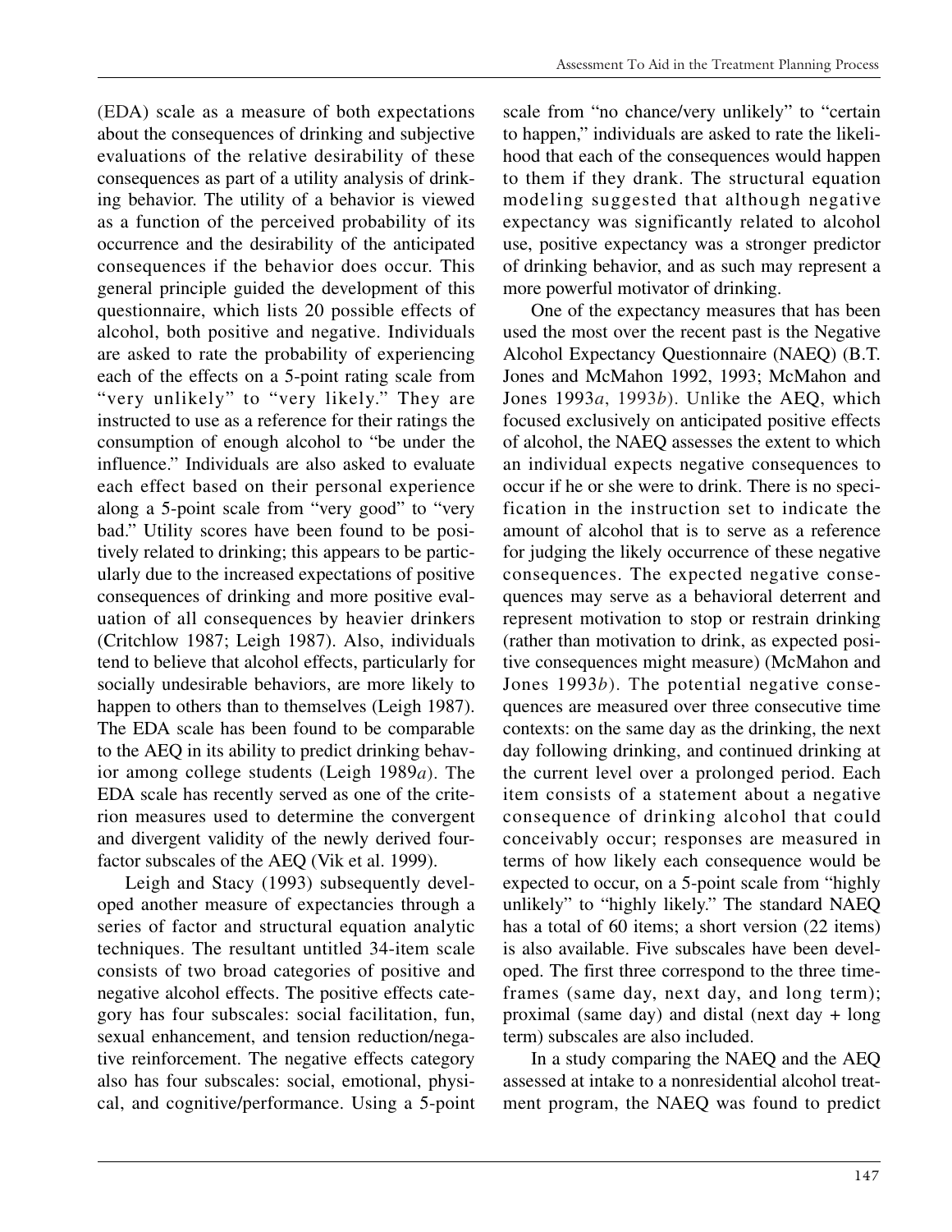(EDA) scale as a measure of both expectations about the consequences of drinking and subjective evaluations of the relative desirability of these consequences as part of a utility analysis of drinking behavior. The utility of a behavior is viewed as a function of the perceived probability of its occurrence and the desirability of the anticipated consequences if the behavior does occur. This general principle guided the development of this questionnaire, which lists 20 possible effects of alcohol, both positive and negative. Individuals are asked to rate the probability of experiencing each of the effects on a 5-point rating scale from "very unlikely" to "very likely." They are instructed to use as a reference for their ratings the consumption of enough alcohol to "be under the influence." Individuals are also asked to evaluate each effect based on their personal experience along a 5-point scale from "very good" to "very bad." Utility scores have been found to be positively related to drinking; this appears to be particularly due to the increased expectations of positive consequences of drinking and more positive evaluation of all consequences by heavier drinkers (Critchlow 1987; Leigh 1987). Also, individuals tend to believe that alcohol effects, particularly for socially undesirable behaviors, are more likely to happen to others than to themselves (Leigh 1987). The EDA scale has been found to be comparable to the AEQ in its ability to predict drinking behavior among college students (Leigh 1989*a*). The EDA scale has recently served as one of the criterion measures used to determine the convergent and divergent validity of the newly derived four-factor subscales of the AEQ (Vik et al. 1999).

Leigh and Stacy (1993) subsequently developed another measure of expectancies through a series of factor and structural equation analytic techniques. The resultant untitled 34-item scale consists of two broad categories of positive and negative alcohol effects. The positive effects category has four subscales: social facilitation, fun, sexual enhancement, and tension reduction/negative reinforcement. The negative effects category also has four subscales: social, emotional, physical, and cognitive/performance. Using a 5-point scale from "no chance/very unlikely" to "certain to happen," individuals are asked to rate the likelihood that each of the consequences would happen to them if they drank. The structural equation modeling suggested that although negative expectancy was significantly related to alcohol use, positive expectancy was a stronger predictor of drinking behavior, and as such may represent a more powerful motivator of drinking.

One of the expectancy measures that has been used the most over the recent past is the Negative Alcohol Expectancy Questionnaire (NAEQ) (B.T. Jones and McMahon 1992, 1993; McMahon and Jones 1993*a*, 1993*b*). Unlike the AEQ, which focused exclusively on anticipated positive effects of alcohol, the NAEQ assesses the extent to which an individual expects negative consequences to occur if he or she were to drink. There is no specification in the instruction set to indicate the amount of alcohol that is to serve as a reference for judging the likely occurrence of these negative consequences. The expected negative consequences may serve as a behavioral deterrent and represent motivation to stop or restrain drinking (rather than motivation to drink, as expected positive consequences might measure) (McMahon and Jones 1993*b*). The potential negative consequences are measured over three consecutive time contexts: on the same day as the drinking, the next day following drinking, and continued drinking at the current level over a prolonged period. Each item consists of a statement about a negative consequence of drinking alcohol that could conceivably occur; responses are measured in terms of how likely each consequence would be expected to occur, on a 5-point scale from "highly unlikely" to "highly likely." The standard NAEQ has a total of 60 items; a short version (22 items) is also available. Five subscales have been developed. The first three correspond to the three timeframes (same day, next day, and long term); proximal (same day) and distal (next day + long term) subscales are also included.

In a study comparing the NAEQ and the AEQ assessed at intake to a nonresidential alcohol treatment program, the NAEQ was found to predict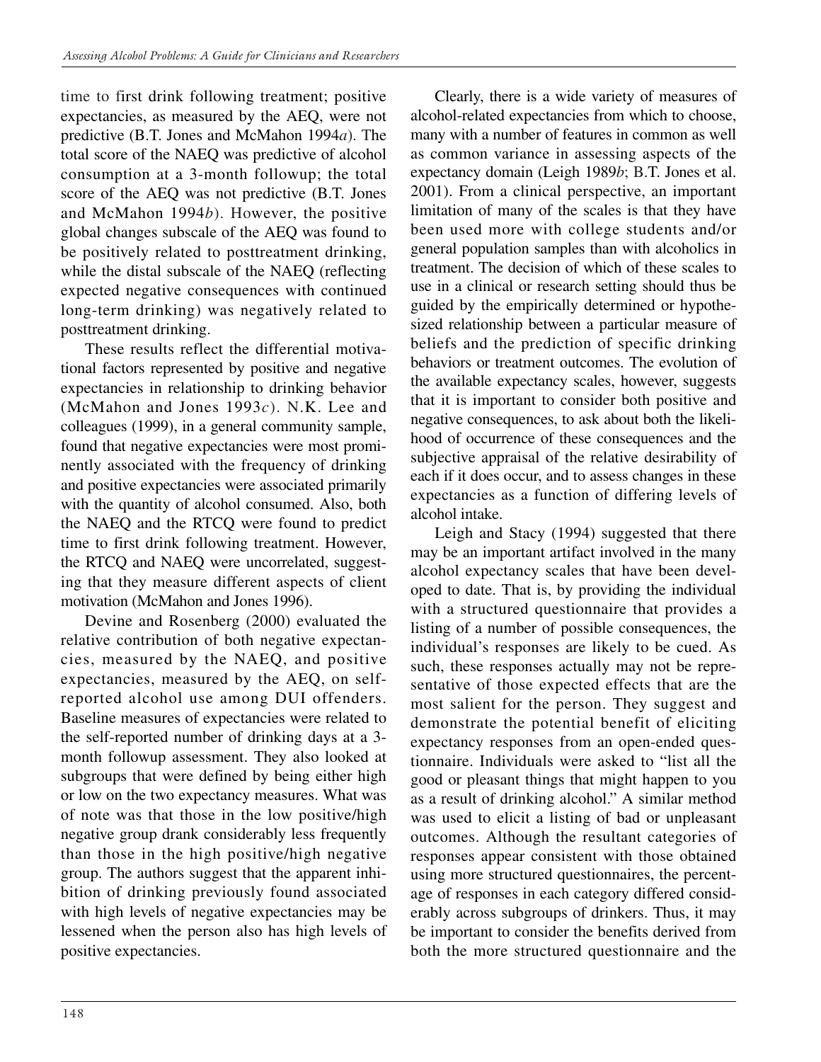time to first drink following treatment; positive expectancies, as measured by the AEQ, were not predictive (B.T. Jones and McMahon 1994*a*). The total score of the NAEQ was predictive of alcohol consumption at a 3-month followup; the total score of the AEQ was not predictive (B.T. Jones and McMahon 1994*b*). However, the positive global changes subscale of the AEQ was found to be positively related to posttreatment drinking, while the distal subscale of the NAEQ (reflecting expected negative consequences with continued long-term drinking) was negatively related to posttreatment drinking.

These results reflect the differential motivational factors represented by positive and negative expectancies in relationship to drinking behavior (McMahon and Jones 1993*c*). N.K. Lee and colleagues (1999), in a general community sample, found that negative expectancies were most prominently associated with the frequency of drinking and positive expectancies were associated primarily with the quantity of alcohol consumed. Also, both the NAEQ and the RTCQ were found to predict time to first drink following treatment. However, the RTCQ and NAEQ were uncorrelated, suggesting that they measure different aspects of client motivation (McMahon and Jones 1996).

Devine and Rosenberg (2000) evaluated the relative contribution of both negative expectancies, measured by the NAEQ, and positive expectancies, measured by the AEQ, on self-reported alcohol use among DUI offenders. Baseline measures of expectancies were related to the self-reported number of drinking days at a 3-month followup assessment. They also looked at subgroups that were defined by being either high or low on the two expectancy measures. What was of note was that those in the low positive/high negative group drank considerably less frequently than those in the high positive/high negative group. The authors suggest that the apparent inhibition of drinking previously found associated with high levels of negative expectancies may be lessened when the person also has high levels of positive expectancies.

Clearly, there is a wide variety of measures of alcohol-related expectancies from which to choose, many with a number of features in common as well as common variance in assessing aspects of the expectancy domain (Leigh 1989*b*; B.T. Jones et al. 2001). From a clinical perspective, an important limitation of many of the scales is that they have been used more with college students and/or general population samples than with alcoholics in treatment. The decision of which of these scales to use in a clinical or research setting should thus be guided by the empirically determined or hypothesized relationship between a particular measure of beliefs and the prediction of specific drinking behaviors or treatment outcomes. The evolution of the available expectancy scales, however, suggests that it is important to consider both positive and negative consequences, to ask about both the likelihood of occurrence of these consequences and the subjective appraisal of the relative desirability of each if it does occur, and to assess changes in these expectancies as a function of differing levels of alcohol intake.

Leigh and Stacy (1994) suggested that there may be an important artifact involved in the many alcohol expectancy scales that have been developed to date. That is, by providing the individual with a structured questionnaire that provides a listing of a number of possible consequences, the individual's responses are likely to be cued. As such, these responses actually may not be representative of those expected effects that are the most salient for the person. They suggest and demonstrate the potential benefit of eliciting expectancy responses from an open-ended questionnaire. Individuals were asked to "list all the good or pleasant things that might happen to you as a result of drinking alcohol." A similar method was used to elicit a listing of bad or unpleasant outcomes. Although the resultant categories of responses appear consistent with those obtained using more structured questionnaires, the percentage of responses in each category differed considerably across subgroups of drinkers. Thus, it may be important to consider the benefits derived from both the more structured questionnaire and the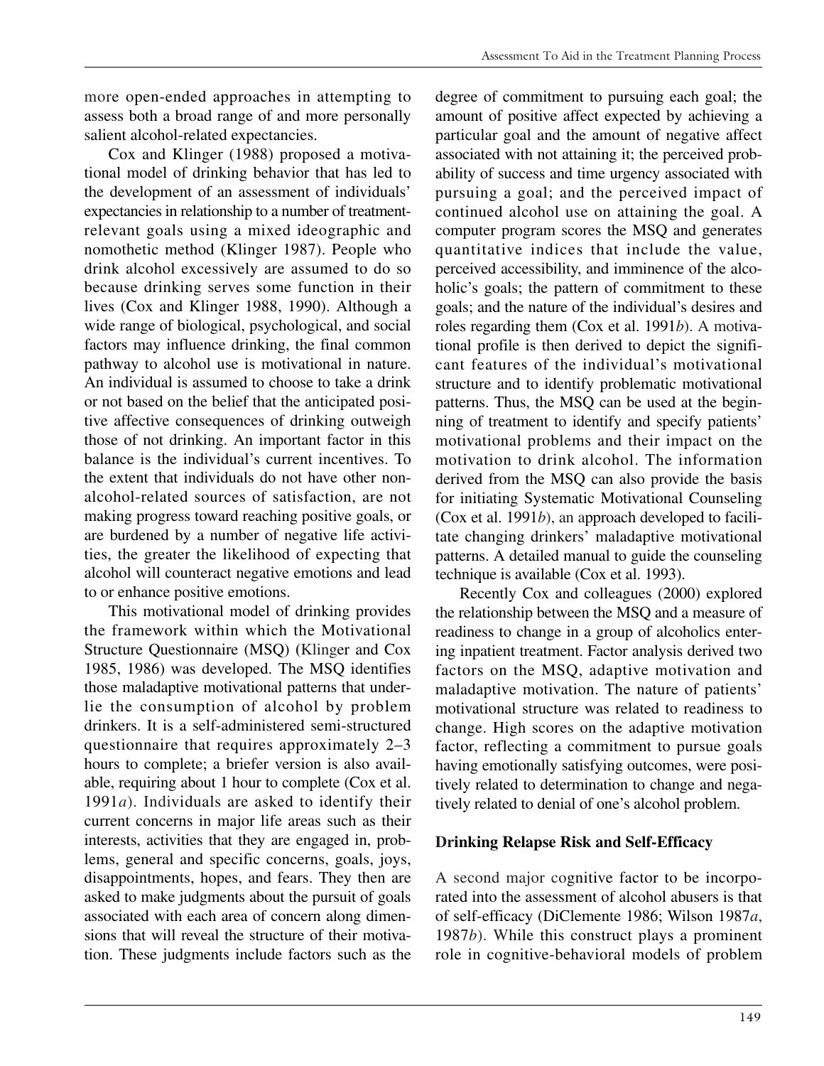more open-ended approaches in attempting to assess both a broad range of and more personally salient alcohol-related expectancies.

Cox and Klinger (1988) proposed a motivational model of drinking behavior that has led to the development of an assessment of individuals' expectancies in relationship to a number of treatment-relevant goals using a mixed ideographic and nomothetic method (Klinger 1987). People who drink alcohol excessively are assumed to do so because drinking serves some function in their lives (Cox and Klinger 1988, 1990). Although a wide range of biological, psychological, and social factors may influence drinking, the final common pathway to alcohol use is motivational in nature. An individual is assumed to choose to take a drink or not based on the belief that the anticipated positive affective consequences of drinking outweigh those of not drinking. An important factor in this balance is the individual's current incentives. To the extent that individuals do not have other non-alcohol-related sources of satisfaction, are not making progress toward reaching positive goals, or are burdened by a number of negative life activities, the greater the likelihood of expecting that alcohol will counteract negative emotions and lead to or enhance positive emotions.

This motivational model of drinking provides the framework within which the Motivational Structure Questionnaire (MSQ) (Klinger and Cox 1985, 1986) was developed. The MSQ identifies those maladaptive motivational patterns that underlie the consumption of alcohol by problem drinkers. It is a self-administered semi-structured questionnaire that requires approximately 2–3 hours to complete; a briefer version is also available, requiring about 1 hour to complete (Cox et al. 1991*a*). Individuals are asked to identify their current concerns in major life areas such as their interests, activities that they are engaged in, problems, general and specific concerns, goals, joys, disappointments, hopes, and fears. They then are asked to make judgments about the pursuit of goals associated with each area of concern along dimensions that will reveal the structure of their motivation. These judgments include factors such as the degree of commitment to pursuing each goal; the amount of positive affect expected by achieving a particular goal and the amount of negative affect associated with not attaining it; the perceived probability of success and time urgency associated with pursuing a goal; and the perceived impact of continued alcohol use on attaining the goal. A computer program scores the MSQ and generates quantitative indices that include the value, perceived accessibility, and imminence of the alcoholic's goals; the pattern of commitment to these goals; and the nature of the individual's desires and roles regarding them (Cox et al. 1991*b*). A motivational profile is then derived to depict the significant features of the individual's motivational structure and to identify problematic motivational patterns. Thus, the MSQ can be used at the beginning of treatment to identify and specify patients' motivational problems and their impact on the motivation to drink alcohol. The information derived from the MSQ can also provide the basis for initiating Systematic Motivational Counseling (Cox et al. 1991*b*), an approach developed to facilitate changing drinkers' maladaptive motivational patterns. A detailed manual to guide the counseling technique is available (Cox et al. 1993).

Recently Cox and colleagues (2000) explored the relationship between the MSQ and a measure of readiness to change in a group of alcoholics entering inpatient treatment. Factor analysis derived two factors on the MSQ, adaptive motivation and maladaptive motivation. The nature of patients' motivational structure was related to readiness to change. High scores on the adaptive motivation factor, reflecting a commitment to pursue goals having emotionally satisfying outcomes, were positively related to determination to change and negatively related to denial of one's alcohol problem.

### Drinking Relapse Risk and Self-Efficacy

A second major cognitive factor to be incorporated into the assessment of alcohol abusers is that of self-efficacy (DiClemente 1986; Wilson 1987*a*, 1987*b*). While this construct plays a prominent role in cognitive-behavioral models of problem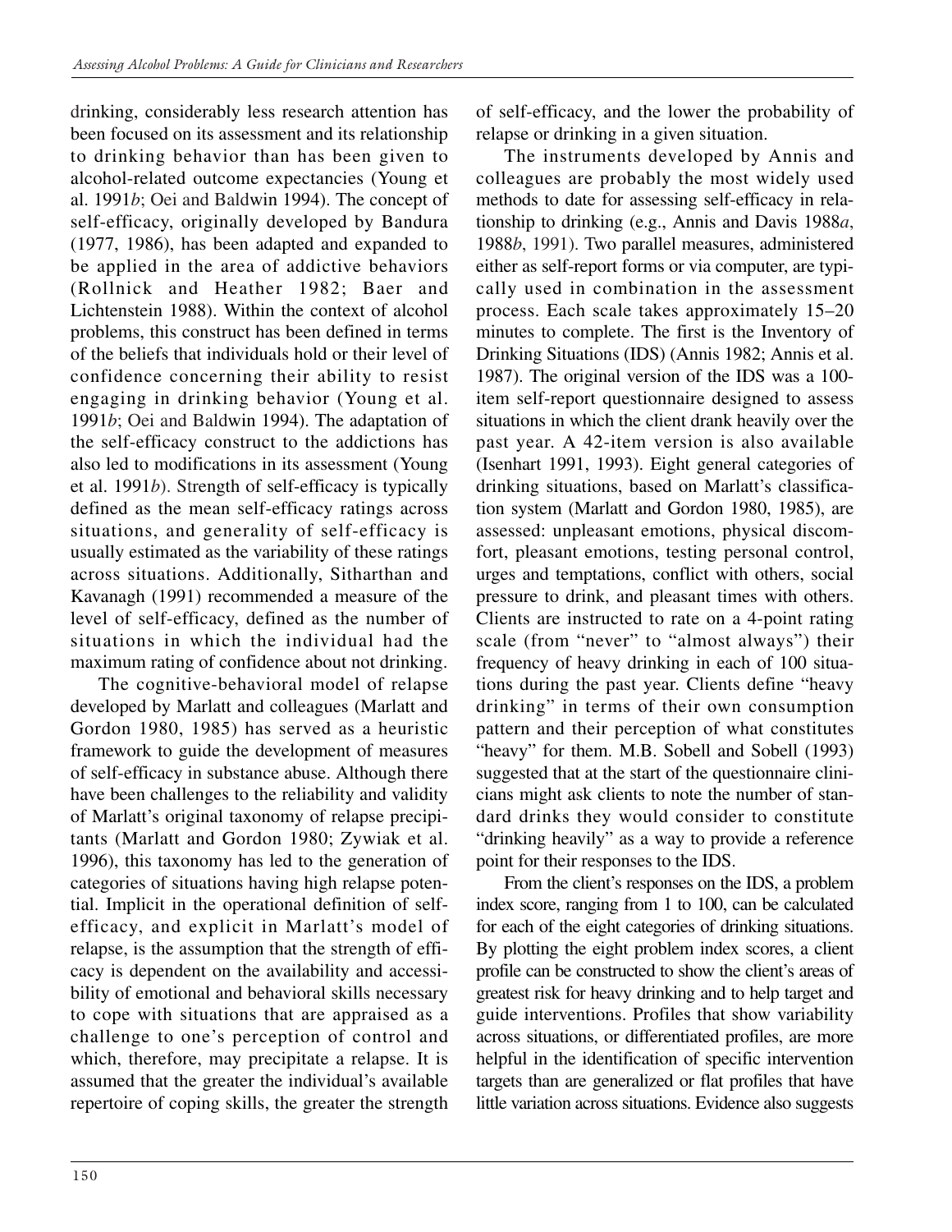drinking, considerably less research attention has been focused on its assessment and its relationship to drinking behavior than has been given to alcohol-related outcome expectancies (Young et al. 1991*b*; Oei and Baldwin 1994). The concept of self-efficacy, originally developed by Bandura (1977, 1986), has been adapted and expanded to be applied in the area of addictive behaviors (Rollnick and Heather 1982; Baer and Lichtenstein 1988). Within the context of alcohol problems, this construct has been defined in terms of the beliefs that individuals hold or their level of confidence concerning their ability to resist engaging in drinking behavior (Young et al. 1991*b*; Oei and Baldwin 1994). The adaptation of the self-efficacy construct to the addictions has also led to modifications in its assessment (Young et al. 1991*b*). Strength of self-efficacy is typically defined as the mean self-efficacy ratings across situations, and generality of self-efficacy is usually estimated as the variability of these ratings across situations. Additionally, Sitharthan and Kavanagh (1991) recommended a measure of the level of self-efficacy, defined as the number of situations in which the individual had the maximum rating of confidence about not drinking.

The cognitive-behavioral model of relapse developed by Marlatt and colleagues (Marlatt and Gordon 1980, 1985) has served as a heuristic framework to guide the development of measures of self-efficacy in substance abuse. Although there have been challenges to the reliability and validity of Marlatt's original taxonomy of relapse precipitants (Marlatt and Gordon 1980; Zywiak et al. 1996), this taxonomy has led to the generation of categories of situations having high relapse potential. Implicit in the operational definition of self-efficacy, and explicit in Marlatt's model of relapse, is the assumption that the strength of efficacy is dependent on the availability and accessibility of emotional and behavioral skills necessary to cope with situations that are appraised as a challenge to one's perception of control and which, therefore, may precipitate a relapse. It is assumed that the greater the individual's available repertoire of coping skills, the greater the strength of self-efficacy, and the lower the probability of relapse or drinking in a given situation.

The instruments developed by Annis and colleagues are probably the most widely used methods to date for assessing self-efficacy in relationship to drinking (e.g., Annis and Davis 1988*a*, 1988*b*, 1991). Two parallel measures, administered either as self-report forms or via computer, are typically used in combination in the assessment process. Each scale takes approximately 15–20 minutes to complete. The first is the Inventory of Drinking Situations (IDS) (Annis 1982; Annis et al. 1987). The original version of the IDS was a 100-item self-report questionnaire designed to assess situations in which the client drank heavily over the past year. A 42-item version is also available (Isenhart 1991, 1993). Eight general categories of drinking situations, based on Marlatt's classification system (Marlatt and Gordon 1980, 1985), are assessed: unpleasant emotions, physical discomfort, pleasant emotions, testing personal control, urges and temptations, conflict with others, social pressure to drink, and pleasant times with others. Clients are instructed to rate on a 4-point rating scale (from "never" to "almost always") their frequency of heavy drinking in each of 100 situations during the past year. Clients define "heavy drinking" in terms of their own consumption pattern and their perception of what constitutes "heavy" for them. M.B. Sobell and Sobell (1993) suggested that at the start of the questionnaire clinicians might ask clients to note the number of standard drinks they would consider to constitute "drinking heavily" as a way to provide a reference point for their responses to the IDS.

From the client's responses on the IDS, a problem index score, ranging from 1 to 100, can be calculated for each of the eight categories of drinking situations. By plotting the eight problem index scores, a client profile can be constructed to show the client's areas of greatest risk for heavy drinking and to help target and guide interventions. Profiles that show variability across situations, or differentiated profiles, are more helpful in the identification of specific intervention targets than are generalized or flat profiles that have little variation across situations. Evidence also suggests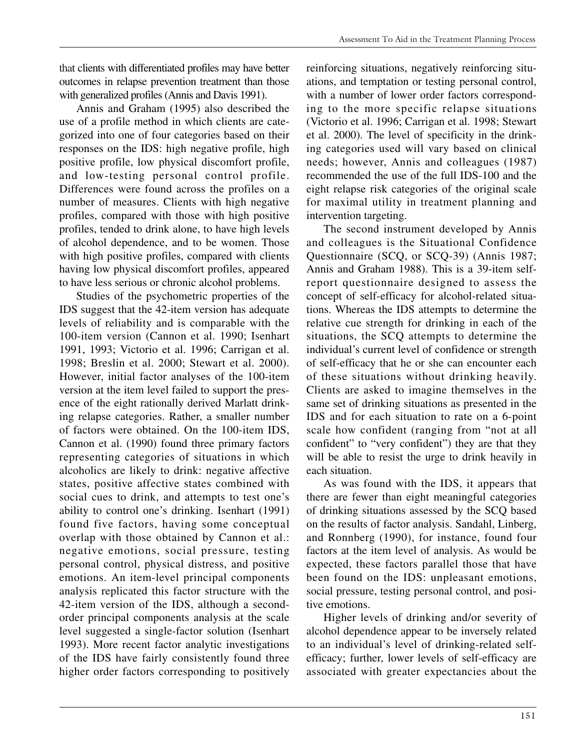that clients with differentiated profiles may have better outcomes in relapse prevention treatment than those with generalized profiles (Annis and Davis 1991).

Annis and Graham (1995) also described the use of a profile method in which clients are categorized into one of four categories based on their responses on the IDS: high negative profile, high positive profile, low physical discomfort profile, and low-testing personal control profile. Differences were found across the profiles on a number of measures. Clients with high negative profiles, compared with those with high positive profiles, tended to drink alone, to have high levels of alcohol dependence, and to be women. Those with high positive profiles, compared with clients having low physical discomfort profiles, appeared to have less serious or chronic alcohol problems.

Studies of the psychometric properties of the IDS suggest that the 42-item version has adequate levels of reliability and is comparable with the 100-item version (Cannon et al. 1990; Isenhart 1991, 1993; Victorio et al. 1996; Carrigan et al. 1998; Breslin et al. 2000; Stewart et al. 2000). However, initial factor analyses of the 100-item version at the item level failed to support the presence of the eight rationally derived Marlatt drinking relapse categories. Rather, a smaller number of factors were obtained. On the 100-item IDS, Cannon et al. (1990) found three primary factors representing categories of situations in which alcoholics are likely to drink: negative affective states, positive affective states combined with social cues to drink, and attempts to test one's ability to control one's drinking. Isenhart (1991) found five factors, having some conceptual overlap with those obtained by Cannon et al.: negative emotions, social pressure, testing personal control, physical distress, and positive emotions. An item-level principal components analysis replicated this factor structure with the 42-item version of the IDS, although a second-order principal components analysis at the scale level suggested a single-factor solution (Isenhart 1993). More recent factor analytic investigations of the IDS have fairly consistently found three higher order factors corresponding to positively reinforcing situations, negatively reinforcing situations, and temptation or testing personal control, with a number of lower order factors corresponding to the more specific relapse situations (Victorio et al. 1996; Carrigan et al. 1998; Stewart et al. 2000). The level of specificity in the drinking categories used will vary based on clinical needs; however, Annis and colleagues (1987) recommended the use of the full IDS-100 and the eight relapse risk categories of the original scale for maximal utility in treatment planning and intervention targeting.

The second instrument developed by Annis and colleagues is the Situational Confidence Questionnaire (SCQ, or SCQ-39) (Annis 1987; Annis and Graham 1988). This is a 39-item self-report questionnaire designed to assess the concept of self-efficacy for alcohol-related situations. Whereas the IDS attempts to determine the relative cue strength for drinking in each of the situations, the SCQ attempts to determine the individual's current level of confidence or strength of self-efficacy that he or she can encounter each of these situations without drinking heavily. Clients are asked to imagine themselves in the same set of drinking situations as presented in the IDS and for each situation to rate on a 6-point scale how confident (ranging from "not at all confident" to "very confident") they are that they will be able to resist the urge to drink heavily in each situation.

As was found with the IDS, it appears that there are fewer than eight meaningful categories of drinking situations assessed by the SCQ based on the results of factor analysis. Sandahl, Linberg, and Ronnberg (1990), for instance, found four factors at the item level of analysis. As would be expected, these factors parallel those that have been found on the IDS: unpleasant emotions, social pressure, testing personal control, and positive emotions.

Higher levels of drinking and/or severity of alcohol dependence appear to be inversely related to an individual's level of drinking-related self-efficacy; further, lower levels of self-efficacy are associated with greater expectancies about the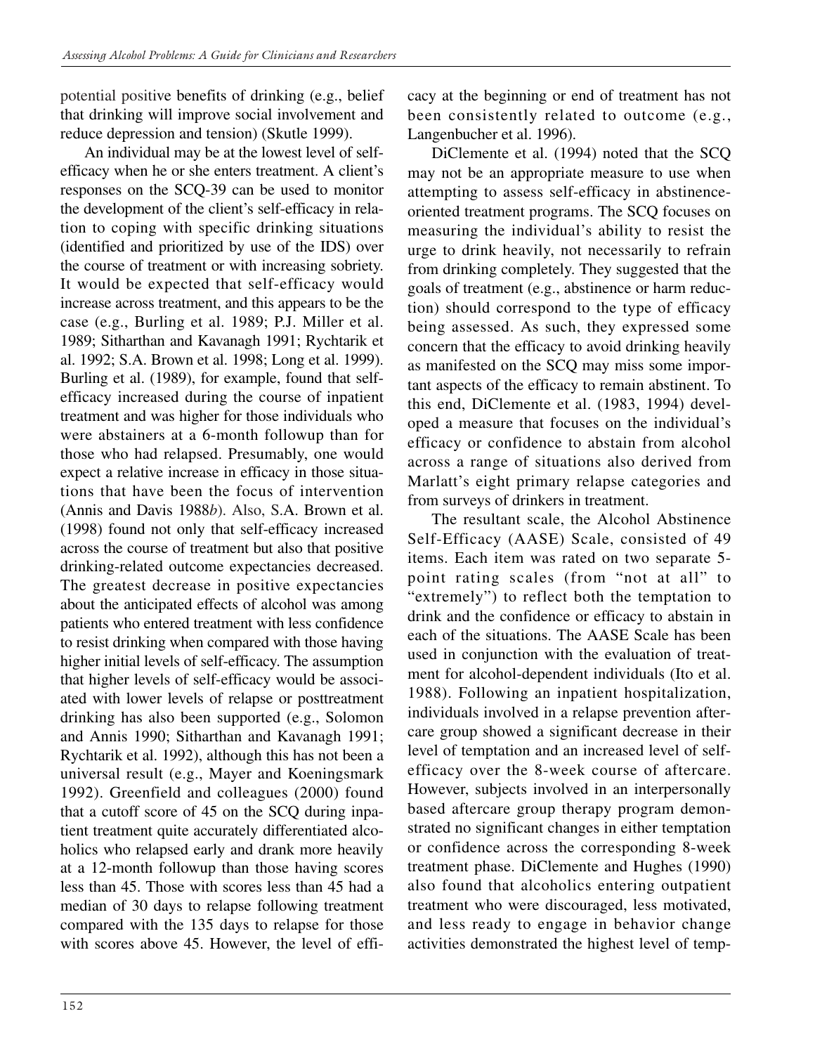potential positive benefits of drinking (e.g., belief that drinking will improve social involvement and reduce depression and tension) (Skutle 1999).

An individual may be at the lowest level of self-efficacy when he or she enters treatment. A client's responses on the SCQ-39 can be used to monitor the development of the client's self-efficacy in relation to coping with specific drinking situations (identified and prioritized by use of the IDS) over the course of treatment or with increasing sobriety. It would be expected that self-efficacy would increase across treatment, and this appears to be the case (e.g., Burling et al. 1989; P.J. Miller et al. 1989; Sitharthan and Kavanagh 1991; Rychtarik et al. 1992; S.A. Brown et al. 1998; Long et al. 1999). Burling et al. (1989), for example, found that self-efficacy increased during the course of inpatient treatment and was higher for those individuals who were abstainers at a 6-month followup than for those who had relapsed. Presumably, one would expect a relative increase in efficacy in those situations that have been the focus of intervention (Annis and Davis 1988*b*). Also, S.A. Brown et al. (1998) found not only that self-efficacy increased across the course of treatment but also that positive drinking-related outcome expectancies decreased. The greatest decrease in positive expectancies about the anticipated effects of alcohol was among patients who entered treatment with less confidence to resist drinking when compared with those having higher initial levels of self-efficacy. The assumption that higher levels of self-efficacy would be associated with lower levels of relapse or posttreatment drinking has also been supported (e.g., Solomon and Annis 1990; Sitharthan and Kavanagh 1991; Rychtarik et al. 1992), although this has not been a universal result (e.g., Mayer and Koeningsmark 1992). Greenfield and colleagues (2000) found that a cutoff score of 45 on the SCQ during inpatient treatment quite accurately differentiated alcoholics who relapsed early and drank more heavily at a 12-month followup than those having scores less than 45. Those with scores less than 45 had a median of 30 days to relapse following treatment compared with the 135 days to relapse for those with scores above 45. However, the level of efficacy at the beginning or end of treatment has not been consistently related to outcome (e.g., Langenbucher et al. 1996).

DiClemente et al. (1994) noted that the SCQ may not be an appropriate measure to use when attempting to assess self-efficacy in abstinence-oriented treatment programs. The SCQ focuses on measuring the individual's ability to resist the urge to drink heavily, not necessarily to refrain from drinking completely. They suggested that the goals of treatment (e.g., abstinence or harm reduction) should correspond to the type of efficacy being assessed. As such, they expressed some concern that the efficacy to avoid drinking heavily as manifested on the SCQ may miss some important aspects of the efficacy to remain abstinent. To this end, DiClemente et al. (1983, 1994) developed a measure that focuses on the individual's efficacy or confidence to abstain from alcohol across a range of situations also derived from Marlatt's eight primary relapse categories and from surveys of drinkers in treatment.

The resultant scale, the Alcohol Abstinence Self-Efficacy (AASE) Scale, consisted of 49 items. Each item was rated on two separate 5-point rating scales (from "not at all" to "extremely") to reflect both the temptation to drink and the confidence or efficacy to abstain in each of the situations. The AASE Scale has been used in conjunction with the evaluation of treatment for alcohol-dependent individuals (Ito et al. 1988). Following an inpatient hospitalization, individuals involved in a relapse prevention aftercare group showed a significant decrease in their level of temptation and an increased level of self-efficacy over the 8-week course of aftercare. However, subjects involved in an interpersonally based aftercare group therapy program demonstrated no significant changes in either temptation or confidence across the corresponding 8-week treatment phase. DiClemente and Hughes (1990) also found that alcoholics entering outpatient treatment who were discouraged, less motivated, and less ready to engage in behavior change activities demonstrated the highest level of temp-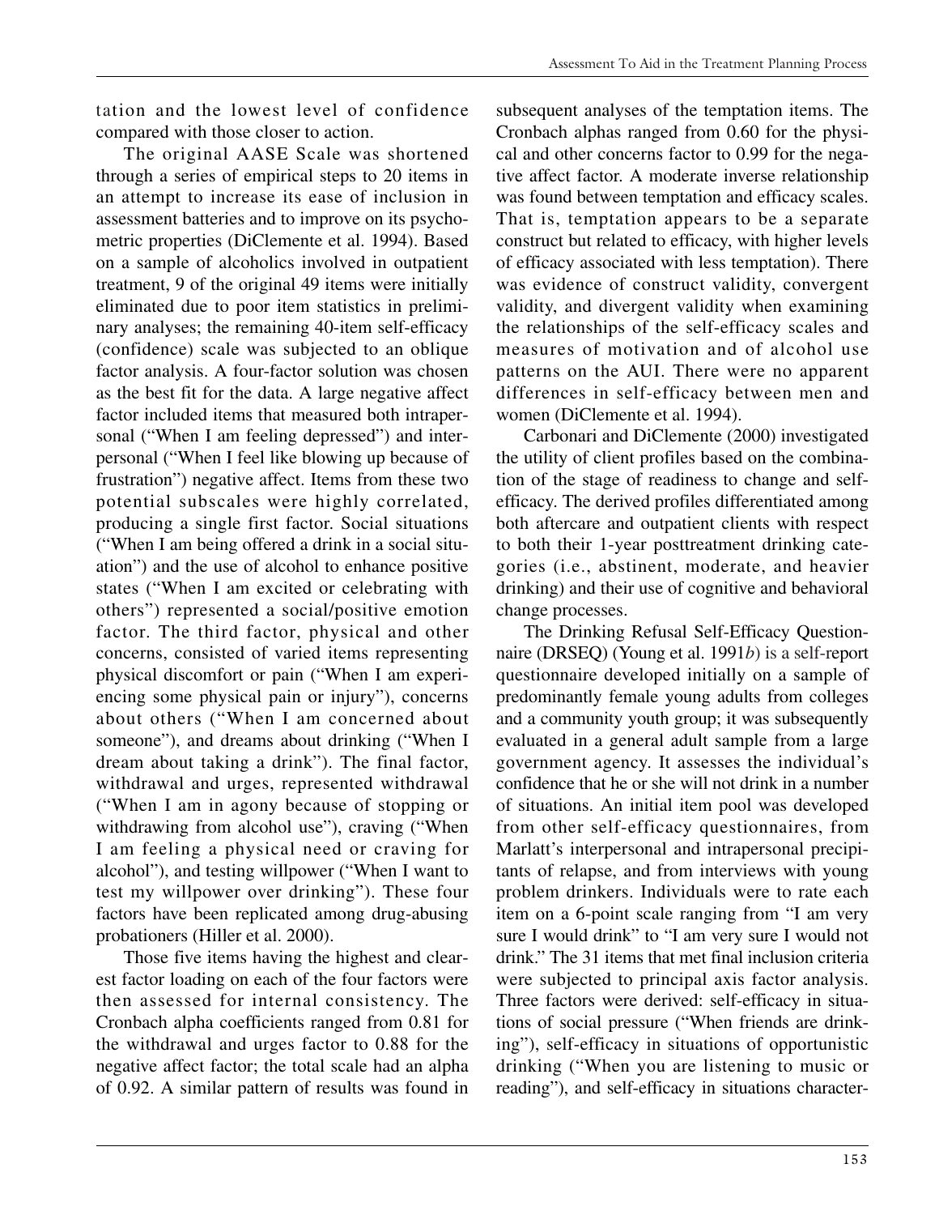tation and the lowest level of confidence compared with those closer to action.

The original AASE Scale was shortened through a series of empirical steps to 20 items in an attempt to increase its ease of inclusion in assessment batteries and to improve on its psychometric properties (DiClemente et al. 1994). Based on a sample of alcoholics involved in outpatient treatment, 9 of the original 49 items were initially eliminated due to poor item statistics in preliminary analyses; the remaining 40-item self-efficacy (confidence) scale was subjected to an oblique factor analysis. A four-factor solution was chosen as the best fit for the data. A large negative affect factor included items that measured both intrapersonal ("When I am feeling depressed") and interpersonal ("When I feel like blowing up because of frustration") negative affect. Items from these two potential subscales were highly correlated, producing a single first factor. Social situations ("When I am being offered a drink in a social situation") and the use of alcohol to enhance positive states ("When I am excited or celebrating with others") represented a social/positive emotion factor. The third factor, physical and other concerns, consisted of varied items representing physical discomfort or pain ("When I am experiencing some physical pain or injury"), concerns about others ("When I am concerned about someone"), and dreams about drinking ("When I dream about taking a drink"). The final factor, withdrawal and urges, represented withdrawal ("When I am in agony because of stopping or withdrawing from alcohol use"), craving ("When I am feeling a physical need or craving for alcohol"), and testing willpower ("When I want to test my willpower over drinking"). These four factors have been replicated among drug-abusing probationers (Hiller et al. 2000).

Those five items having the highest and clearest factor loading on each of the four factors were then assessed for internal consistency. The Cronbach alpha coefficients ranged from 0.81 for the withdrawal and urges factor to 0.88 for the negative affect factor; the total scale had an alpha of 0.92. A similar pattern of results was found in subsequent analyses of the temptation items. The Cronbach alphas ranged from 0.60 for the physical and other concerns factor to 0.99 for the negative affect factor. A moderate inverse relationship was found between temptation and efficacy scales. That is, temptation appears to be a separate construct but related to efficacy, with higher levels of efficacy associated with less temptation). There was evidence of construct validity, convergent validity, and divergent validity when examining the relationships of the self-efficacy scales and measures of motivation and of alcohol use patterns on the AUI. There were no apparent differences in self-efficacy between men and women (DiClemente et al. 1994).

Carbonari and DiClemente (2000) investigated the utility of client profiles based on the combination of the stage of readiness to change and self-efficacy. The derived profiles differentiated among both aftercare and outpatient clients with respect to both their 1-year posttreatment drinking categories (i.e., abstinent, moderate, and heavier drinking) and their use of cognitive and behavioral change processes.

The Drinking Refusal Self-Efficacy Questionnaire (DRSEQ) (Young et al. 1991*b*) is a self-report questionnaire developed initially on a sample of predominantly female young adults from colleges and a community youth group; it was subsequently evaluated in a general adult sample from a large government agency. It assesses the individual's confidence that he or she will not drink in a number of situations. An initial item pool was developed from other self-efficacy questionnaires, from Marlatt's interpersonal and intrapersonal precipitants of relapse, and from interviews with young problem drinkers. Individuals were to rate each item on a 6-point scale ranging from "I am very sure I would drink" to "I am very sure I would not drink." The 31 items that met final inclusion criteria were subjected to principal axis factor analysis. Three factors were derived: self-efficacy in situations of social pressure ("When friends are drinking"), self-efficacy in situations of opportunistic drinking ("When you are listening to music or reading"), and self-efficacy in situations character-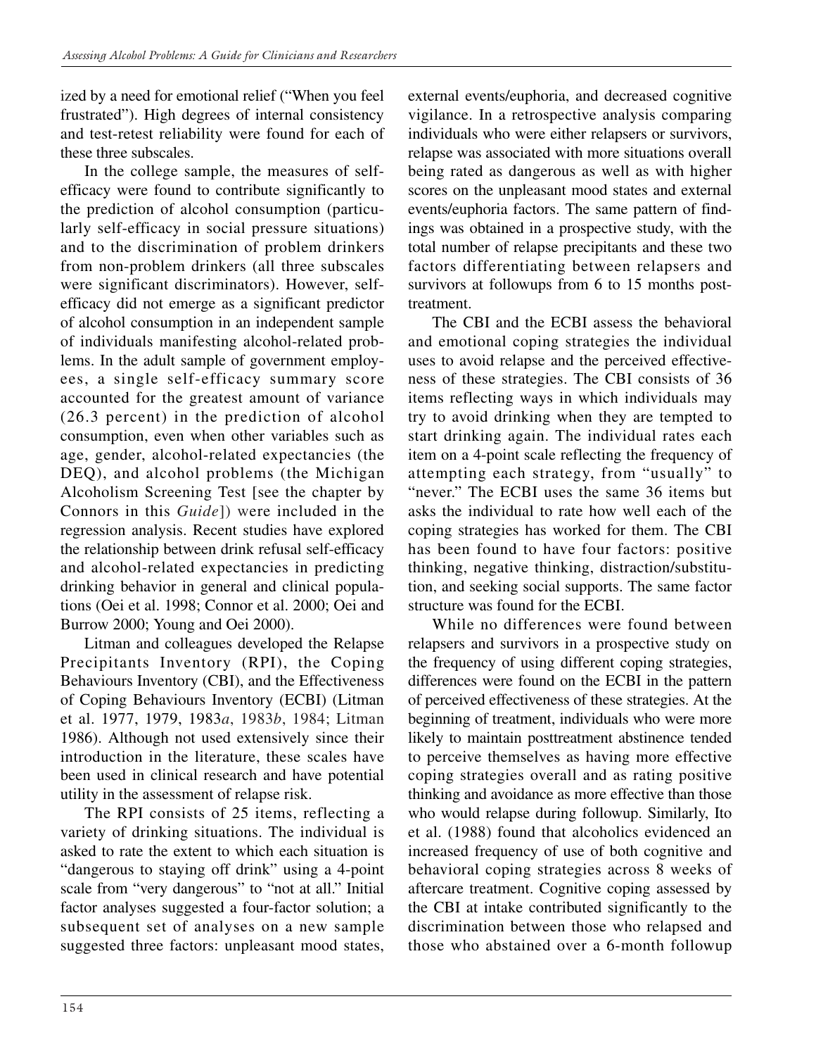ized by a need for emotional relief ("When you feel frustrated"). High degrees of internal consistency and test-retest reliability were found for each of these three subscales.

In the college sample, the measures of self-efficacy were found to contribute significantly to the prediction of alcohol consumption (particularly self-efficacy in social pressure situations) and to the discrimination of problem drinkers from non-problem drinkers (all three subscales were significant discriminators). However, self-efficacy did not emerge as a significant predictor of alcohol consumption in an independent sample of individuals manifesting alcohol-related problems. In the adult sample of government employees, a single self-efficacy summary score accounted for the greatest amount of variance (26.3 percent) in the prediction of alcohol consumption, even when other variables such as age, gender, alcohol-related expectancies (the DEQ), and alcohol problems (the Michigan Alcoholism Screening Test [see the chapter by Connors in this *Guide*]) were included in the regression analysis. Recent studies have explored the relationship between drink refusal self-efficacy and alcohol-related expectancies in predicting drinking behavior in general and clinical populations (Oei et al. 1998; Connor et al. 2000; Oei and Burrow 2000; Young and Oei 2000).

Litman and colleagues developed the Relapse Precipitants Inventory (RPI), the Coping Behaviours Inventory (CBI), and the Effectiveness of Coping Behaviours Inventory (ECBI) (Litman et al. 1977, 1979, 1983*a*, 1983*b*, 1984; Litman 1986). Although not used extensively since their introduction in the literature, these scales have been used in clinical research and have potential utility in the assessment of relapse risk.

The RPI consists of 25 items, reflecting a variety of drinking situations. The individual is asked to rate the extent to which each situation is "dangerous to staying off drink" using a 4-point scale from "very dangerous" to "not at all." Initial factor analyses suggested a four-factor solution; a subsequent set of analyses on a new sample suggested three factors: unpleasant mood states, external events/euphoria, and decreased cognitive vigilance. In a retrospective analysis comparing individuals who were either relapsers or survivors, relapse was associated with more situations overall being rated as dangerous as well as with higher scores on the unpleasant mood states and external events/euphoria factors. The same pattern of findings was obtained in a prospective study, with the total number of relapse precipitants and these two factors differentiating between relapsers and survivors at followups from 6 to 15 months post-treatment.

The CBI and the ECBI assess the behavioral and emotional coping strategies the individual uses to avoid relapse and the perceived effectiveness of these strategies. The CBI consists of 36 items reflecting ways in which individuals may try to avoid drinking when they are tempted to start drinking again. The individual rates each item on a 4-point scale reflecting the frequency of attempting each strategy, from "usually" to "never." The ECBI uses the same 36 items but asks the individual to rate how well each of the coping strategies has worked for them. The CBI has been found to have four factors: positive thinking, negative thinking, distraction/substitution, and seeking social supports. The same factor structure was found for the ECBI.

While no differences were found between relapsers and survivors in a prospective study on the frequency of using different coping strategies, differences were found on the ECBI in the pattern of perceived effectiveness of these strategies. At the beginning of treatment, individuals who were more likely to maintain posttreatment abstinence tended to perceive themselves as having more effective coping strategies overall and as rating positive thinking and avoidance as more effective than those who would relapse during followup. Similarly, Ito et al. (1988) found that alcoholics evidenced an increased frequency of use of both cognitive and behavioral coping strategies across 8 weeks of aftercare treatment. Cognitive coping assessed by the CBI at intake contributed significantly to the discrimination between those who relapsed and those who abstained over a 6-month followup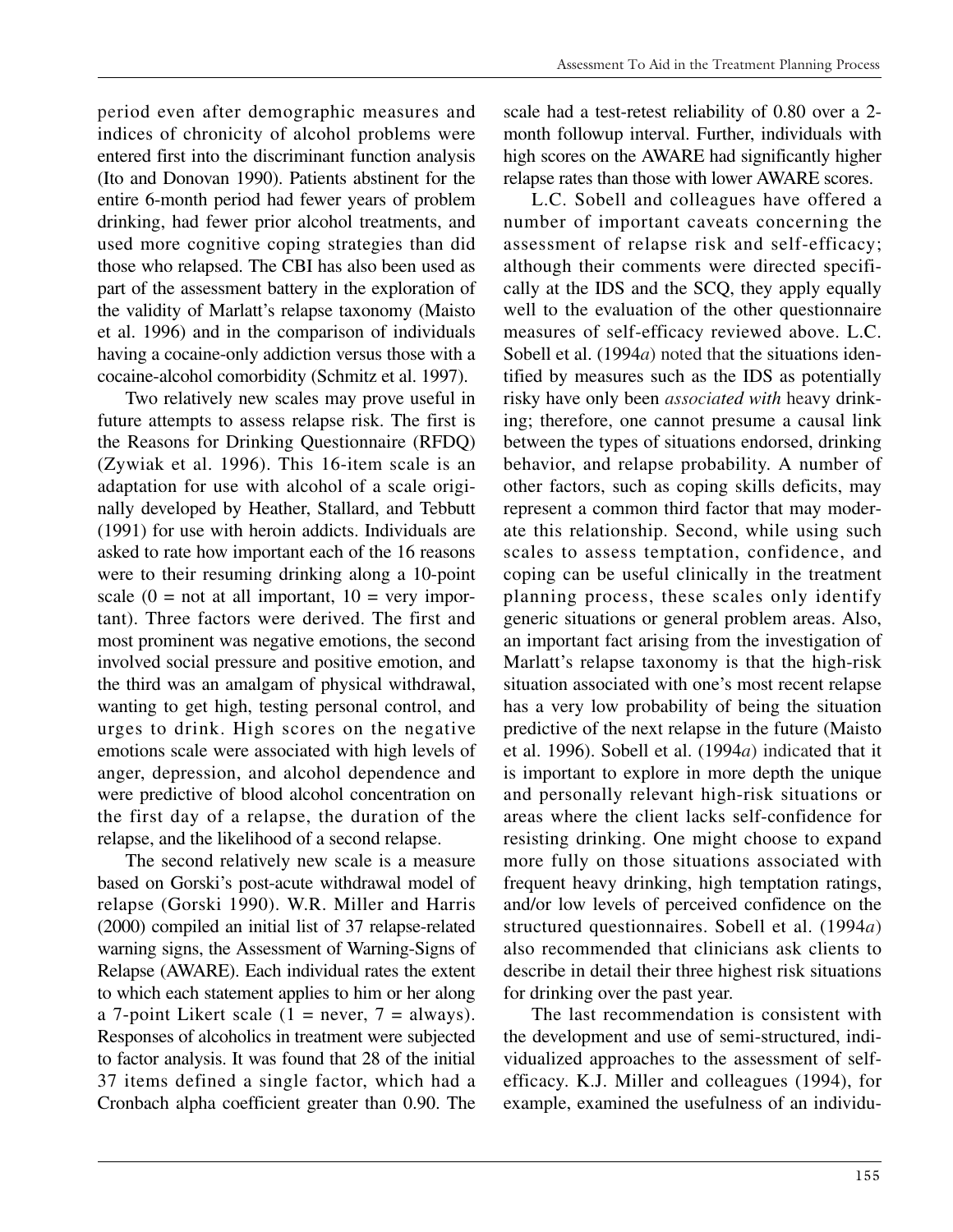period even after demographic measures and indices of chronicity of alcohol problems were entered first into the discriminant function analysis (Ito and Donovan 1990). Patients abstinent for the entire 6-month period had fewer years of problem drinking, had fewer prior alcohol treatments, and used more cognitive coping strategies than did those who relapsed. The CBI has also been used as part of the assessment battery in the exploration of the validity of Marlatt's relapse taxonomy (Maisto et al. 1996) and in the comparison of individuals having a cocaine-only addiction versus those with a cocaine-alcohol comorbidity (Schmitz et al. 1997).

Two relatively new scales may prove useful in future attempts to assess relapse risk. The first is the Reasons for Drinking Questionnaire (RFDQ) (Zywiak et al. 1996). This 16-item scale is an adaptation for use with alcohol of a scale originally developed by Heather, Stallard, and Tebbutt (1991) for use with heroin addicts. Individuals are asked to rate how important each of the 16 reasons were to their resuming drinking along a 10-point scale (0 = not at all important, 10 = very important). Three factors were derived. The first and most prominent was negative emotions, the second involved social pressure and positive emotion, and the third was an amalgam of physical withdrawal, wanting to get high, testing personal control, and urges to drink. High scores on the negative emotions scale were associated with high levels of anger, depression, and alcohol dependence and were predictive of blood alcohol concentration on the first day of a relapse, the duration of the relapse, and the likelihood of a second relapse.

The second relatively new scale is a measure based on Gorski's post-acute withdrawal model of relapse (Gorski 1990). W.R. Miller and Harris (2000) compiled an initial list of 37 relapse-related warning signs, the Assessment of Warning-Signs of Relapse (AWARE). Each individual rates the extent to which each statement applies to him or her along a 7-point Likert scale (1 = never, 7 = always). Responses of alcoholics in treatment were subjected to factor analysis. It was found that 28 of the initial 37 items defined a single factor, which had a Cronbach alpha coefficient greater than 0.90. The scale had a test-retest reliability of 0.80 over a 2-month followup interval. Further, individuals with high scores on the AWARE had significantly higher relapse rates than those with lower AWARE scores.

L.C. Sobell and colleagues have offered a number of important caveats concerning the assessment of relapse risk and self-efficacy; although their comments were directed specifically at the IDS and the SCQ, they apply equally well to the evaluation of the other questionnaire measures of self-efficacy reviewed above. L.C. Sobell et al. (1994*a*) noted that the situations identified by measures such as the IDS as potentially risky have only been *associated with* heavy drinking; therefore, one cannot presume a causal link between the types of situations endorsed, drinking behavior, and relapse probability. A number of other factors, such as coping skills deficits, may represent a common third factor that may moderate this relationship. Second, while using such scales to assess temptation, confidence, and coping can be useful clinically in the treatment planning process, these scales only identify generic situations or general problem areas. Also, an important fact arising from the investigation of Marlatt's relapse taxonomy is that the high-risk situation associated with one's most recent relapse has a very low probability of being the situation predictive of the next relapse in the future (Maisto et al. 1996). Sobell et al. (1994*a*) indicated that it is important to explore in more depth the unique and personally relevant high-risk situations or areas where the client lacks self-confidence for resisting drinking. One might choose to expand more fully on those situations associated with frequent heavy drinking, high temptation ratings, and/or low levels of perceived confidence on the structured questionnaires. Sobell et al. (1994*a*) also recommended that clinicians ask clients to describe in detail their three highest risk situations for drinking over the past year.

The last recommendation is consistent with the development and use of semi-structured, individualized approaches to the assessment of self-efficacy. K.J. Miller and colleagues (1994), for example, examined the usefulness of an individu-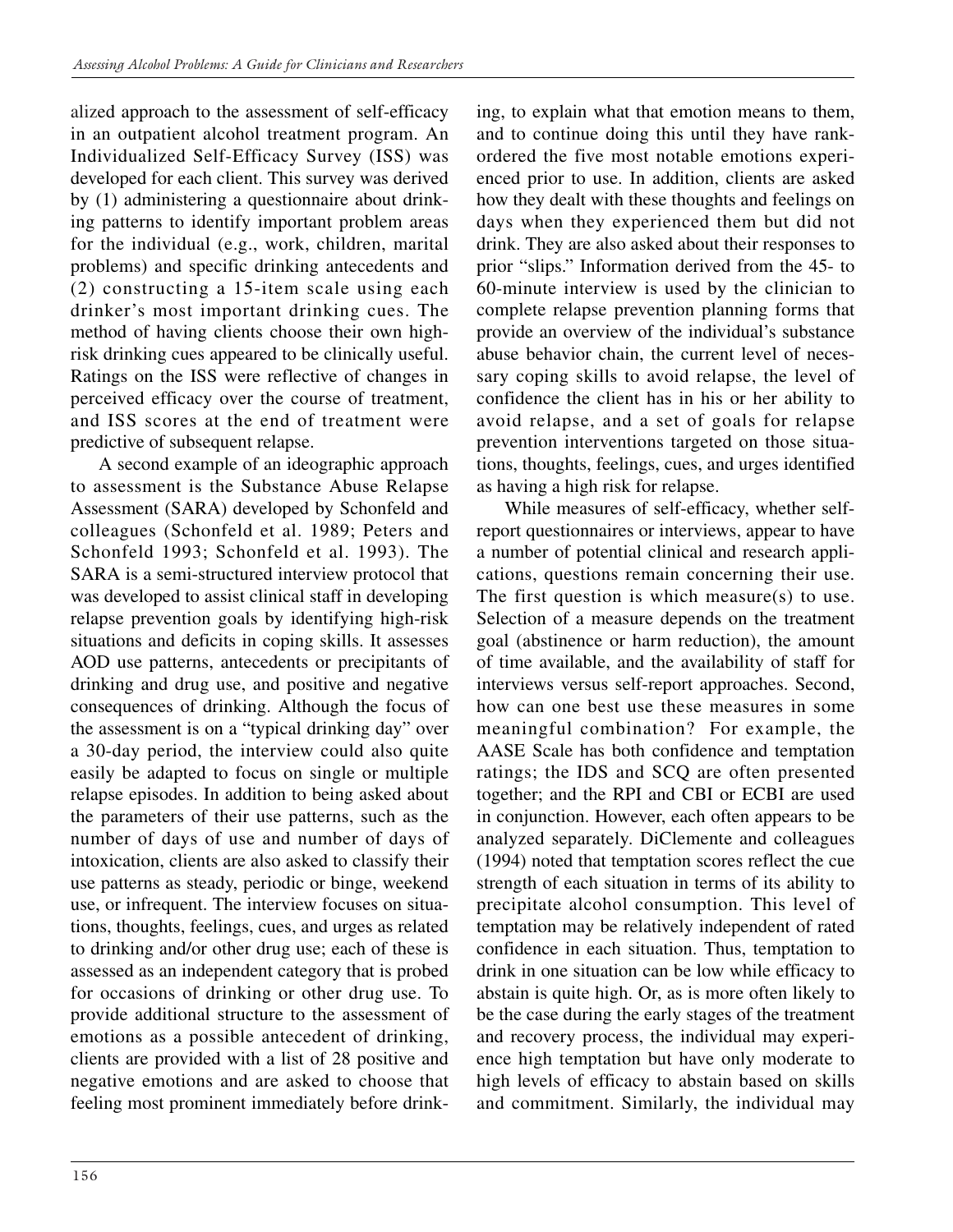alized approach to the assessment of self-efficacy in an outpatient alcohol treatment program. An Individualized Self-Efficacy Survey (ISS) was developed for each client. This survey was derived by (1) administering a questionnaire about drinking patterns to identify important problem areas for the individual (e.g., work, children, marital problems) and specific drinking antecedents and (2) constructing a 15-item scale using each drinker's most important drinking cues. The method of having clients choose their own high-risk drinking cues appeared to be clinically useful. Ratings on the ISS were reflective of changes in perceived efficacy over the course of treatment, and ISS scores at the end of treatment were predictive of subsequent relapse.

A second example of an ideographic approach to assessment is the Substance Abuse Relapse Assessment (SARA) developed by Schonfeld and colleagues (Schonfeld et al. 1989; Peters and Schonfeld 1993; Schonfeld et al. 1993). The SARA is a semi-structured interview protocol that was developed to assist clinical staff in developing relapse prevention goals by identifying high-risk situations and deficits in coping skills. It assesses AOD use patterns, antecedents or precipitants of drinking and drug use, and positive and negative consequences of drinking. Although the focus of the assessment is on a "typical drinking day" over a 30-day period, the interview could also quite easily be adapted to focus on single or multiple relapse episodes. In addition to being asked about the parameters of their use patterns, such as the number of days of use and number of days of intoxication, clients are also asked to classify their use patterns as steady, periodic or binge, weekend use, or infrequent. The interview focuses on situations, thoughts, feelings, cues, and urges as related to drinking and/or other drug use; each of these is assessed as an independent category that is probed for occasions of drinking or other drug use. To provide additional structure to the assessment of emotions as a possible antecedent of drinking, clients are provided with a list of 28 positive and negative emotions and are asked to choose that feeling most prominent immediately before drinking, to explain what that emotion means to them, and to continue doing this until they have rank-ordered the five most notable emotions experienced prior to use. In addition, clients are asked how they dealt with these thoughts and feelings on days when they experienced them but did not drink. They are also asked about their responses to prior "slips." Information derived from the 45- to 60-minute interview is used by the clinician to complete relapse prevention planning forms that provide an overview of the individual's substance abuse behavior chain, the current level of necessary coping skills to avoid relapse, the level of confidence the client has in his or her ability to avoid relapse, and a set of goals for relapse prevention interventions targeted on those situations, thoughts, feelings, cues, and urges identified as having a high risk for relapse.

While measures of self-efficacy, whether self-report questionnaires or interviews, appear to have a number of potential clinical and research applications, questions remain concerning their use. The first question is which measure(s) to use. Selection of a measure depends on the treatment goal (abstinence or harm reduction), the amount of time available, and the availability of staff for interviews versus self-report approaches. Second, how can one best use these measures in some meaningful combination? For example, the AASE Scale has both confidence and temptation ratings; the IDS and SCQ are often presented together; and the RPI and CBI or ECBI are used in conjunction. However, each often appears to be analyzed separately. DiClemente and colleagues (1994) noted that temptation scores reflect the cue strength of each situation in terms of its ability to precipitate alcohol consumption. This level of temptation may be relatively independent of rated confidence in each situation. Thus, temptation to drink in one situation can be low while efficacy to abstain is quite high. Or, as is more often likely to be the case during the early stages of the treatment and recovery process, the individual may experience high temptation but have only moderate to high levels of efficacy to abstain based on skills and commitment. Similarly, the individual may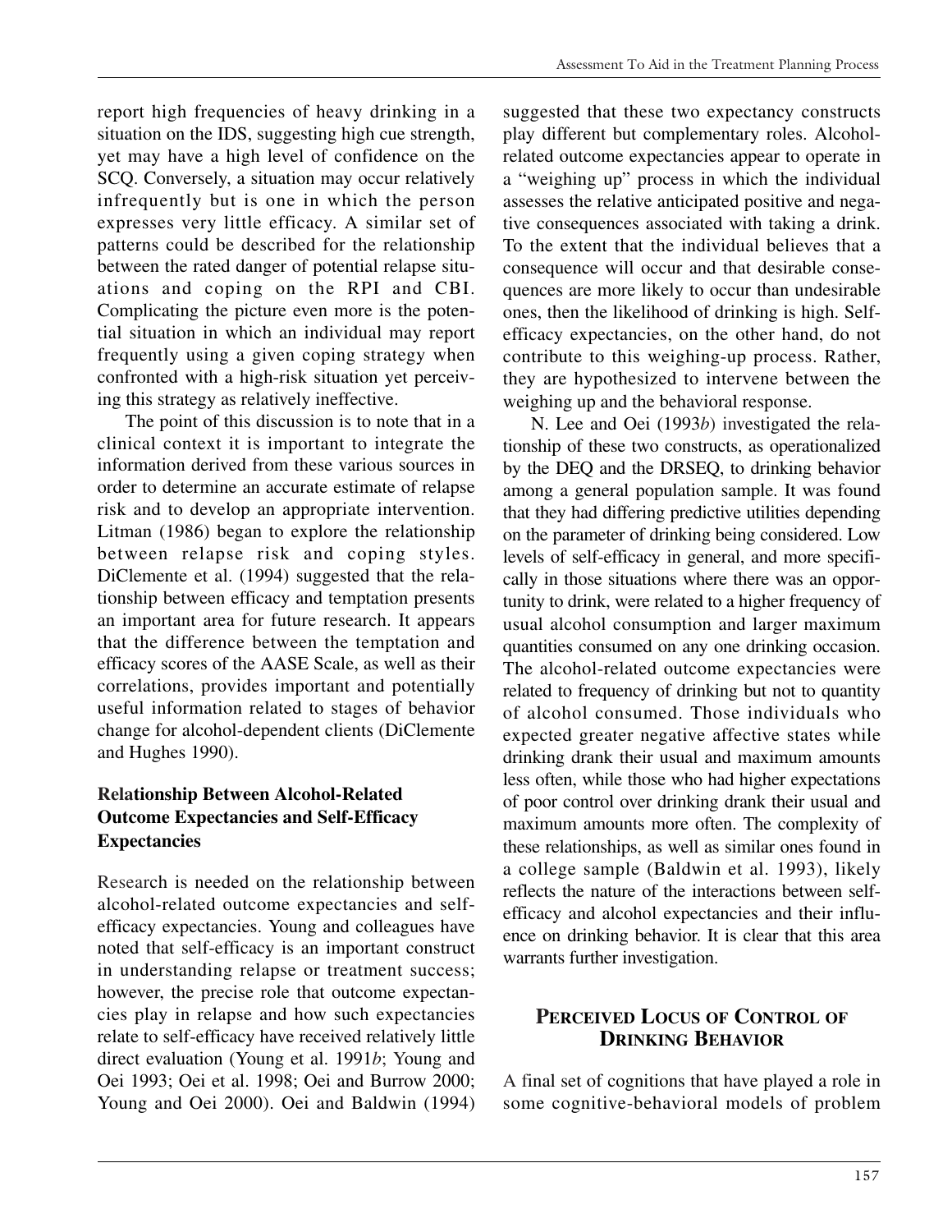report high frequencies of heavy drinking in a situation on the IDS, suggesting high cue strength, yet may have a high level of confidence on the SCQ. Conversely, a situation may occur relatively infrequently but is one in which the person expresses very little efficacy. A similar set of patterns could be described for the relationship between the rated danger of potential relapse situations and coping on the RPI and CBI. Complicating the picture even more is the potential situation in which an individual may report frequently using a given coping strategy when confronted with a high-risk situation yet perceiving this strategy as relatively ineffective.

The point of this discussion is to note that in a clinical context it is important to integrate the information derived from these various sources in order to determine an accurate estimate of relapse risk and to develop an appropriate intervention. Litman (1986) began to explore the relationship between relapse risk and coping styles. DiClemente et al. (1994) suggested that the relationship between efficacy and temptation presents an important area for future research. It appears that the difference between the temptation and efficacy scores of the AASE Scale, as well as their correlations, provides important and potentially useful information related to stages of behavior change for alcohol-dependent clients (DiClemente and Hughes 1990).

### Relationship Between Alcohol-Related Outcome Expectancies and Self-Efficacy Expectancies

Research is needed on the relationship between alcohol-related outcome expectancies and self-efficacy expectancies. Young and colleagues have noted that self-efficacy is an important construct in understanding relapse or treatment success; however, the precise role that outcome expectancies play in relapse and how such expectancies relate to self-efficacy have received relatively little direct evaluation (Young et al. 1991*b*; Young and Oei 1993; Oei et al. 1998; Oei and Burrow 2000; Young and Oei 2000). Oei and Baldwin (1994) suggested that these two expectancy constructs play different but complementary roles. Alcohol-related outcome expectancies appear to operate in a "weighing up" process in which the individual assesses the relative anticipated positive and negative consequences associated with taking a drink. To the extent that the individual believes that a consequence will occur and that desirable consequences are more likely to occur than undesirable ones, then the likelihood of drinking is high. Self-efficacy expectancies, on the other hand, do not contribute to this weighing-up process. Rather, they are hypothesized to intervene between the weighing up and the behavioral response.

N. Lee and Oei (1993*b*) investigated the relationship of these two constructs, as operationalized by the DEQ and the DRSEQ, to drinking behavior among a general population sample. It was found that they had differing predictive utilities depending on the parameter of drinking being considered. Low levels of self-efficacy in general, and more specifically in those situations where there was an opportunity to drink, were related to a higher frequency of usual alcohol consumption and larger maximum quantities consumed on any one drinking occasion. The alcohol-related outcome expectancies were related to frequency of drinking but not to quantity of alcohol consumed. Those individuals who expected greater negative affective states while drinking drank their usual and maximum amounts less often, while those who had higher expectations of poor control over drinking drank their usual and maximum amounts more often. The complexity of these relationships, as well as similar ones found in a college sample (Baldwin et al. 1993), likely reflects the nature of the interactions between self-efficacy and alcohol expectancies and their influence on drinking behavior. It is clear that this area warrants further investigation.

## Perceived Locus of Control of Drinking Behavior

A final set of cognitions that have played a role in some cognitive-behavioral models of problem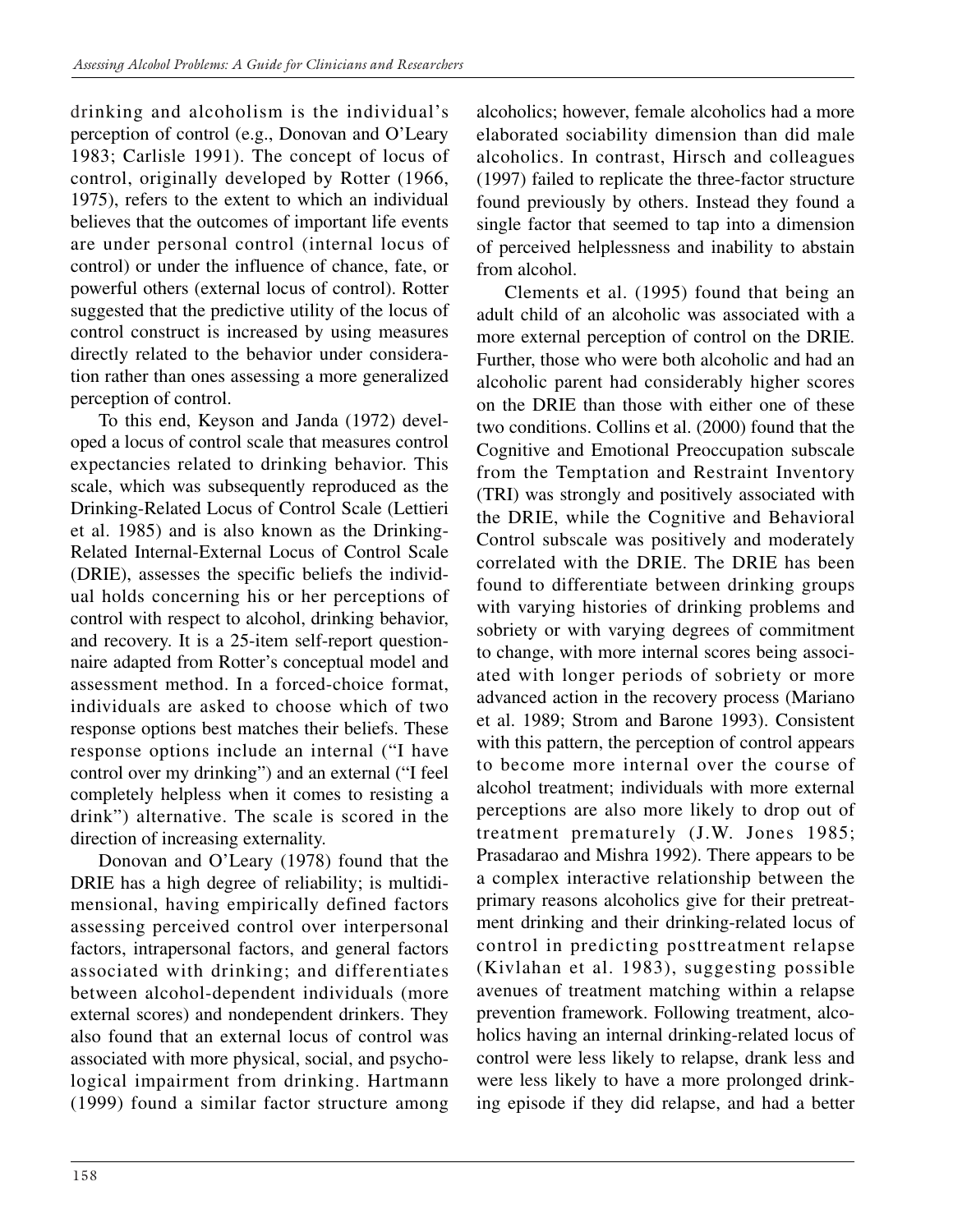drinking and alcoholism is the individual's perception of control (e.g., Donovan and O'Leary 1983; Carlisle 1991). The concept of locus of control, originally developed by Rotter (1966, 1975), refers to the extent to which an individual believes that the outcomes of important life events are under personal control (internal locus of control) or under the influence of chance, fate, or powerful others (external locus of control). Rotter suggested that the predictive utility of the locus of control construct is increased by using measures directly related to the behavior under consideration rather than ones assessing a more generalized perception of control.

To this end, Keyson and Janda (1972) developed a locus of control scale that measures control expectancies related to drinking behavior. This scale, which was subsequently reproduced as the Drinking-Related Locus of Control Scale (Lettieri et al. 1985) and is also known as the Drinking-Related Internal-External Locus of Control Scale (DRIE), assesses the specific beliefs the individual holds concerning his or her perceptions of control with respect to alcohol, drinking behavior, and recovery. It is a 25-item self-report questionnaire adapted from Rotter's conceptual model and assessment method. In a forced-choice format, individuals are asked to choose which of two response options best matches their beliefs. These response options include an internal ("I have control over my drinking") and an external ("I feel completely helpless when it comes to resisting a drink") alternative. The scale is scored in the direction of increasing externality.

Donovan and O'Leary (1978) found that the DRIE has a high degree of reliability; is multidimensional, having empirically defined factors assessing perceived control over interpersonal factors, intrapersonal factors, and general factors associated with drinking; and differentiates between alcohol-dependent individuals (more external scores) and nondependent drinkers. They also found that an external locus of control was associated with more physical, social, and psychological impairment from drinking. Hartmann (1999) found a similar factor structure among alcoholics; however, female alcoholics had a more elaborated sociability dimension than did male alcoholics. In contrast, Hirsch and colleagues (1997) failed to replicate the three-factor structure found previously by others. Instead they found a single factor that seemed to tap into a dimension of perceived helplessness and inability to abstain from alcohol.

Clements et al. (1995) found that being an adult child of an alcoholic was associated with a more external perception of control on the DRIE. Further, those who were both alcoholic and had an alcoholic parent had considerably higher scores on the DRIE than those with either one of these two conditions. Collins et al. (2000) found that the Cognitive and Emotional Preoccupation subscale from the Temptation and Restraint Inventory (TRI) was strongly and positively associated with the DRIE, while the Cognitive and Behavioral Control subscale was positively and moderately correlated with the DRIE. The DRIE has been found to differentiate between drinking groups with varying histories of drinking problems and sobriety or with varying degrees of commitment to change, with more internal scores being associated with longer periods of sobriety or more advanced action in the recovery process (Mariano et al. 1989; Strom and Barone 1993). Consistent with this pattern, the perception of control appears to become more internal over the course of alcohol treatment; individuals with more external perceptions are also more likely to drop out of treatment prematurely (J.W. Jones 1985; Prasadarao and Mishra 1992). There appears to be a complex interactive relationship between the primary reasons alcoholics give for their pretreatment drinking and their drinking-related locus of control in predicting posttreatment relapse (Kivlahan et al. 1983), suggesting possible avenues of treatment matching within a relapse prevention framework. Following treatment, alcoholics having an internal drinking-related locus of control were less likely to relapse, drank less and were less likely to have a more prolonged drinking episode if they did relapse, and had a better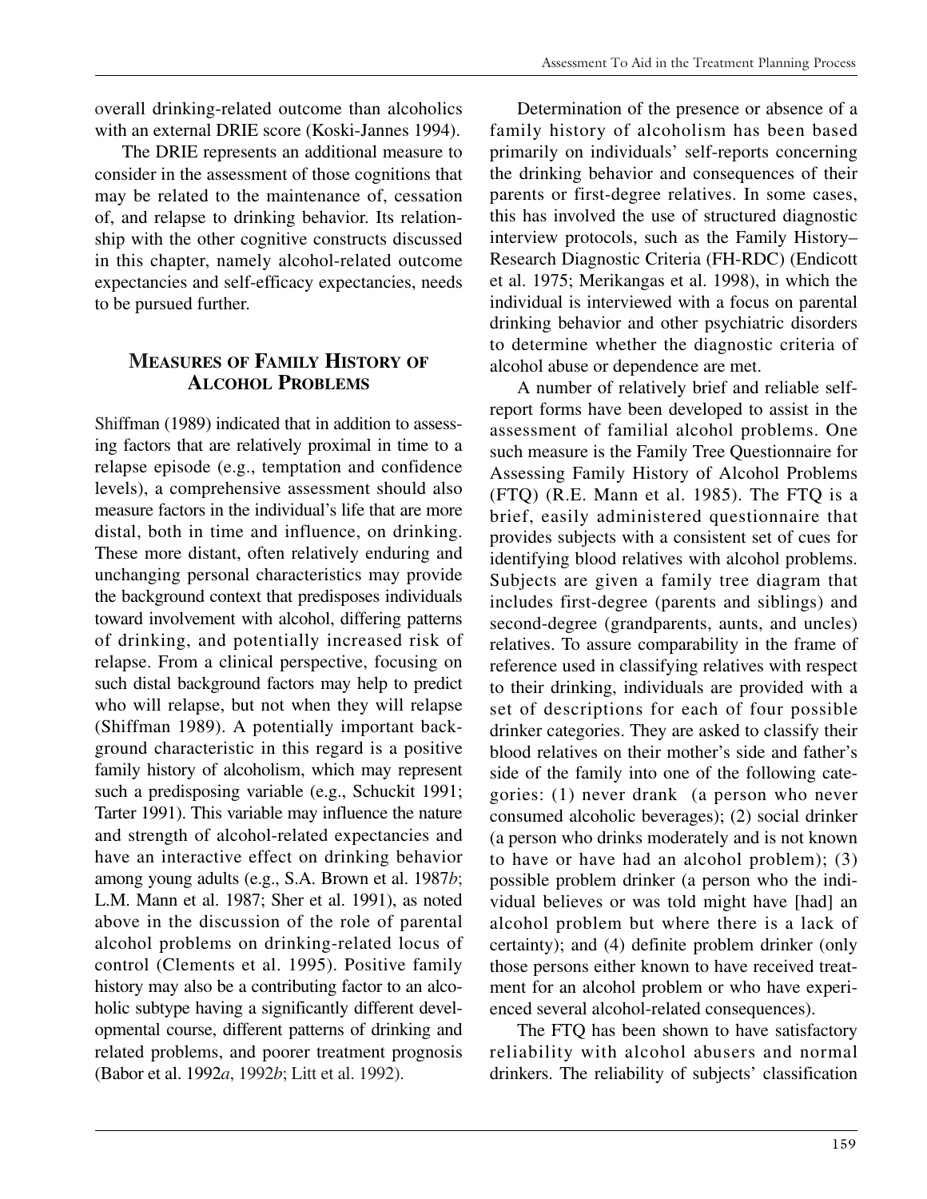overall drinking-related outcome than alcoholics with an external DRIE score (Koski-Jannes 1994).

The DRIE represents an additional measure to consider in the assessment of those cognitions that may be related to the maintenance of, cessation of, and relapse to drinking behavior. Its relationship with the other cognitive constructs discussed in this chapter, namely alcohol-related outcome expectancies and self-efficacy expectancies, needs to be pursued further.

## Measures of Family History of Alcohol Problems

Shiffman (1989) indicated that in addition to assessing factors that are relatively proximal in time to a relapse episode (e.g., temptation and confidence levels), a comprehensive assessment should also measure factors in the individual's life that are more distal, both in time and influence, on drinking. These more distant, often relatively enduring and unchanging personal characteristics may provide the background context that predisposes individuals toward involvement with alcohol, differing patterns of drinking, and potentially increased risk of relapse. From a clinical perspective, focusing on such distal background factors may help to predict who will relapse, but not when they will relapse (Shiffman 1989). A potentially important background characteristic in this regard is a positive family history of alcoholism, which may represent such a predisposing variable (e.g., Schuckit 1991; Tarter 1991). This variable may influence the nature and strength of alcohol-related expectancies and have an interactive effect on drinking behavior among young adults (e.g., S.A. Brown et al. 1987*b*; L.M. Mann et al. 1987; Sher et al. 1991), as noted above in the discussion of the role of parental alcohol problems on drinking-related locus of control (Clements et al. 1995). Positive family history may also be a contributing factor to an alcoholic subtype having a significantly different developmental course, different patterns of drinking and related problems, and poorer treatment prognosis (Babor et al. 1992*a*, 1992*b*; Litt et al. 1992).

Determination of the presence or absence of a family history of alcoholism has been based primarily on individuals' self-reports concerning the drinking behavior and consequences of their parents or first-degree relatives. In some cases, this has involved the use of structured diagnostic interview protocols, such as the Family History–Research Diagnostic Criteria (FH-RDC) (Endicott et al. 1975; Merikangas et al. 1998), in which the individual is interviewed with a focus on parental drinking behavior and other psychiatric disorders to determine whether the diagnostic criteria of alcohol abuse or dependence are met.

A number of relatively brief and reliable self-report forms have been developed to assist in the assessment of familial alcohol problems. One such measure is the Family Tree Questionnaire for Assessing Family History of Alcohol Problems (FTQ) (R.E. Mann et al. 1985). The FTQ is a brief, easily administered questionnaire that provides subjects with a consistent set of cues for identifying blood relatives with alcohol problems. Subjects are given a family tree diagram that includes first-degree (parents and siblings) and second-degree (grandparents, aunts, and uncles) relatives. To assure comparability in the frame of reference used in classifying relatives with respect to their drinking, individuals are provided with a set of descriptions for each of four possible drinker categories. They are asked to classify their blood relatives on their mother's side and father's side of the family into one of the following categories: (1) never drank (a person who never consumed alcoholic beverages); (2) social drinker (a person who drinks moderately and is not known to have or have had an alcohol problem); (3) possible problem drinker (a person who the individual believes or was told might have [had] an alcohol problem but where there is a lack of certainty); and (4) definite problem drinker (only those persons either known to have received treatment for an alcohol problem or who have experienced several alcohol-related consequences).

The FTQ has been shown to have satisfactory reliability with alcohol abusers and normal drinkers. The reliability of subjects' classification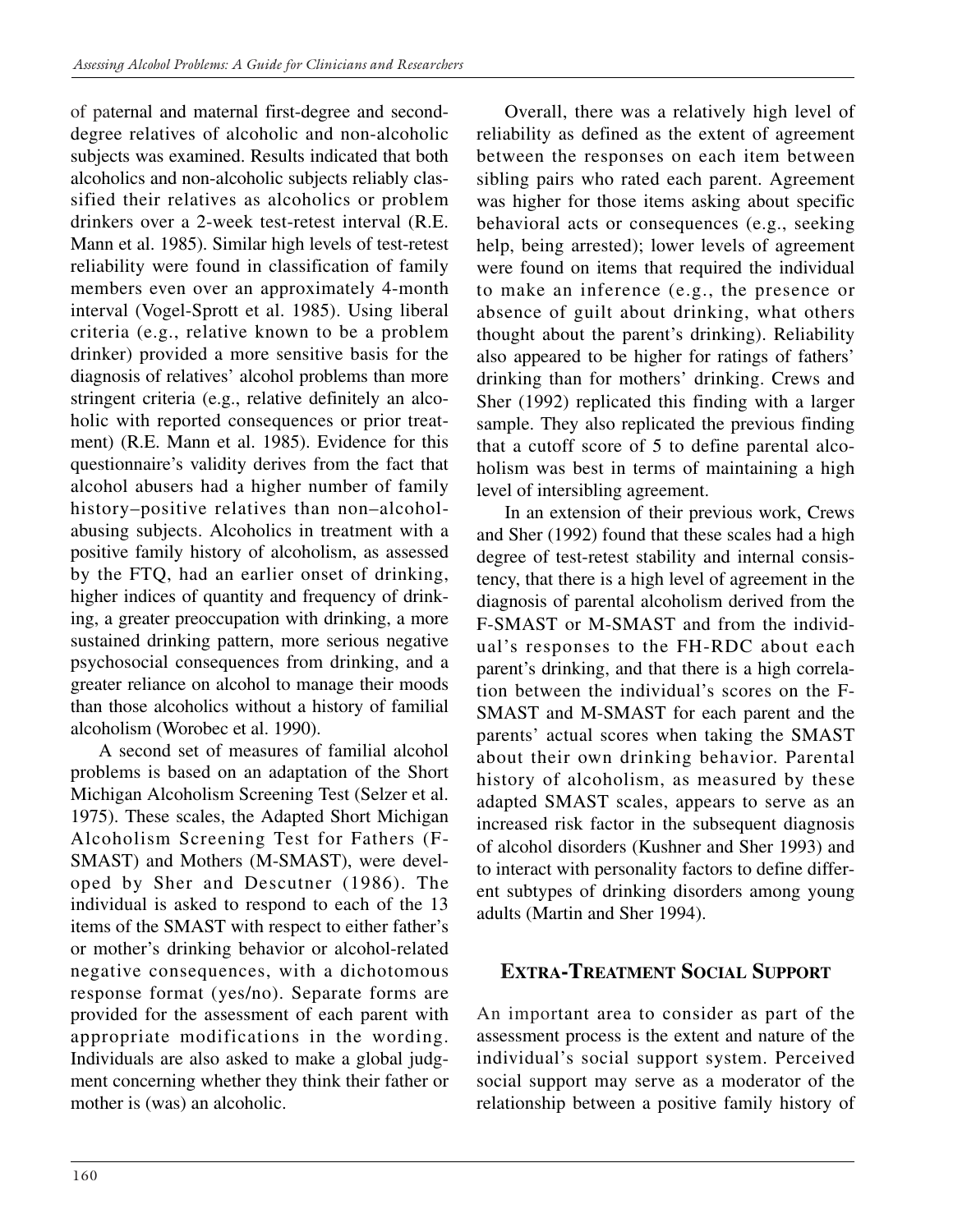of paternal and maternal first-degree and second-degree relatives of alcoholic and non-alcoholic subjects was examined. Results indicated that both alcoholics and non-alcoholic subjects reliably classified their relatives as alcoholics or problem drinkers over a 2-week test-retest interval (R.E. Mann et al. 1985). Similar high levels of test-retest reliability were found in classification of family members even over an approximately 4-month interval (Vogel-Sprott et al. 1985). Using liberal criteria (e.g., relative known to be a problem drinker) provided a more sensitive basis for the diagnosis of relatives' alcohol problems than more stringent criteria (e.g., relative definitely an alcoholic with reported consequences or prior treatment) (R.E. Mann et al. 1985). Evidence for this questionnaire's validity derives from the fact that alcohol abusers had a higher number of family history–positive relatives than non–alcohol-abusing subjects. Alcoholics in treatment with a positive family history of alcoholism, as assessed by the FTQ, had an earlier onset of drinking, higher indices of quantity and frequency of drinking, a greater preoccupation with drinking, a more sustained drinking pattern, more serious negative psychosocial consequences from drinking, and a greater reliance on alcohol to manage their moods than those alcoholics without a history of familial alcoholism (Worobec et al. 1990).

A second set of measures of familial alcohol problems is based on an adaptation of the Short Michigan Alcoholism Screening Test (Selzer et al. 1975). These scales, the Adapted Short Michigan Alcoholism Screening Test for Fathers (F-SMAST) and Mothers (M-SMAST), were developed by Sher and Descutner (1986). The individual is asked to respond to each of the 13 items of the SMAST with respect to either father's or mother's drinking behavior or alcohol-related negative consequences, with a dichotomous response format (yes/no). Separate forms are provided for the assessment of each parent with appropriate modifications in the wording. Individuals are also asked to make a global judgment concerning whether they think their father or mother is (was) an alcoholic.

Overall, there was a relatively high level of reliability as defined as the extent of agreement between the responses on each item between sibling pairs who rated each parent. Agreement was higher for those items asking about specific behavioral acts or consequences (e.g., seeking help, being arrested); lower levels of agreement were found on items that required the individual to make an inference (e.g., the presence or absence of guilt about drinking, what others thought about the parent's drinking). Reliability also appeared to be higher for ratings of fathers' drinking than for mothers' drinking. Crews and Sher (1992) replicated this finding with a larger sample. They also replicated the previous finding that a cutoff score of 5 to define parental alcoholism was best in terms of maintaining a high level of intersibling agreement.

In an extension of their previous work, Crews and Sher (1992) found that these scales had a high degree of test-retest stability and internal consistency, that there is a high level of agreement in the diagnosis of parental alcoholism derived from the F-SMAST or M-SMAST and from the individual's responses to the FH-RDC about each parent's drinking, and that there is a high correlation between the individual's scores on the F-SMAST and M-SMAST for each parent and the parents' actual scores when taking the SMAST about their own drinking behavior. Parental history of alcoholism, as measured by these adapted SMAST scales, appears to serve as an increased risk factor in the subsequent diagnosis of alcohol disorders (Kushner and Sher 1993) and to interact with personality factors to define different subtypes of drinking disorders among young adults (Martin and Sher 1994).

## Extra-Treatment Social Support

An important area to consider as part of the assessment process is the extent and nature of the individual's social support system. Perceived social support may serve as a moderator of the relationship between a positive family history of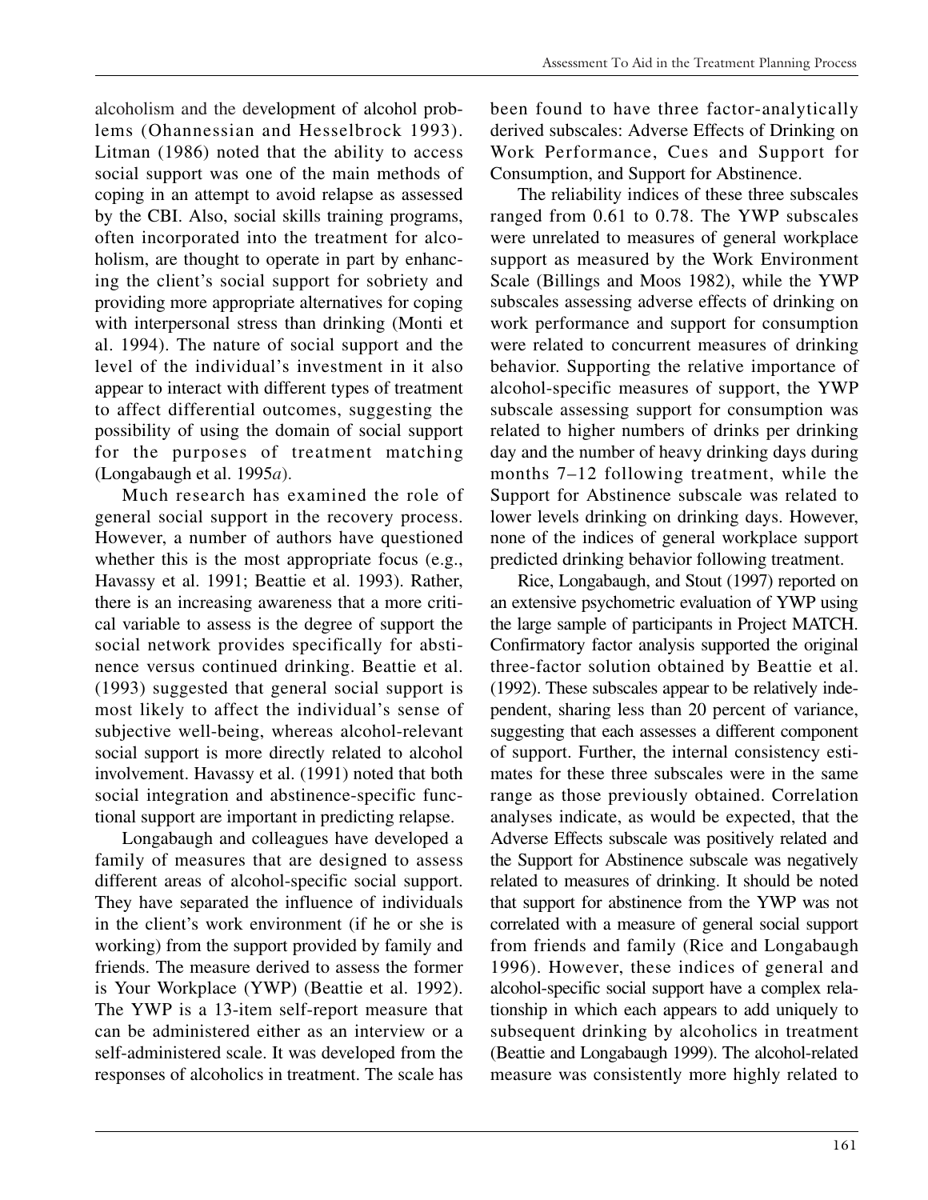alcoholism and the development of alcohol problems (Ohannessian and Hesselbrock 1993). Litman (1986) noted that the ability to access social support was one of the main methods of coping in an attempt to avoid relapse as assessed by the CBI. Also, social skills training programs, often incorporated into the treatment for alcoholism, are thought to operate in part by enhancing the client's social support for sobriety and providing more appropriate alternatives for coping with interpersonal stress than drinking (Monti et al. 1994). The nature of social support and the level of the individual's investment in it also appear to interact with different types of treatment to affect differential outcomes, suggesting the possibility of using the domain of social support for the purposes of treatment matching (Longabaugh et al. 1995*a*).

Much research has examined the role of general social support in the recovery process. However, a number of authors have questioned whether this is the most appropriate focus (e.g., Havassy et al. 1991; Beattie et al. 1993). Rather, there is an increasing awareness that a more critical variable to assess is the degree of support the social network provides specifically for abstinence versus continued drinking. Beattie et al. (1993) suggested that general social support is most likely to affect the individual's sense of subjective well-being, whereas alcohol-relevant social support is more directly related to alcohol involvement. Havassy et al. (1991) noted that both social integration and abstinence-specific functional support are important in predicting relapse.

Longabaugh and colleagues have developed a family of measures that are designed to assess different areas of alcohol-specific social support. They have separated the influence of individuals in the client's work environment (if he or she is working) from the support provided by family and friends. The measure derived to assess the former is Your Workplace (YWP) (Beattie et al. 1992). The YWP is a 13-item self-report measure that can be administered either as an interview or a self-administered scale. It was developed from the responses of alcoholics in treatment. The scale has been found to have three factor-analytically derived subscales: Adverse Effects of Drinking on Work Performance, Cues and Support for Consumption, and Support for Abstinence.

The reliability indices of these three subscales ranged from 0.61 to 0.78. The YWP subscales were unrelated to measures of general workplace support as measured by the Work Environment Scale (Billings and Moos 1982), while the YWP subscales assessing adverse effects of drinking on work performance and support for consumption were related to concurrent measures of drinking behavior. Supporting the relative importance of alcohol-specific measures of support, the YWP subscale assessing support for consumption was related to higher numbers of drinks per drinking day and the number of heavy drinking days during months 7–12 following treatment, while the Support for Abstinence subscale was related to lower levels drinking on drinking days. However, none of the indices of general workplace support predicted drinking behavior following treatment.

Rice, Longabaugh, and Stout (1997) reported on an extensive psychometric evaluation of YWP using the large sample of participants in Project MATCH. Confirmatory factor analysis supported the original three-factor solution obtained by Beattie et al. (1992). These subscales appear to be relatively independent, sharing less than 20 percent of variance, suggesting that each assesses a different component of support. Further, the internal consistency estimates for these three subscales were in the same range as those previously obtained. Correlation analyses indicate, as would be expected, that the Adverse Effects subscale was positively related and the Support for Abstinence subscale was negatively related to measures of drinking. It should be noted that support for abstinence from the YWP was not correlated with a measure of general social support from friends and family (Rice and Longabaugh 1996). However, these indices of general and alcohol-specific social support have a complex relationship in which each appears to add uniquely to subsequent drinking by alcoholics in treatment (Beattie and Longabaugh 1999). The alcohol-related measure was consistently more highly related to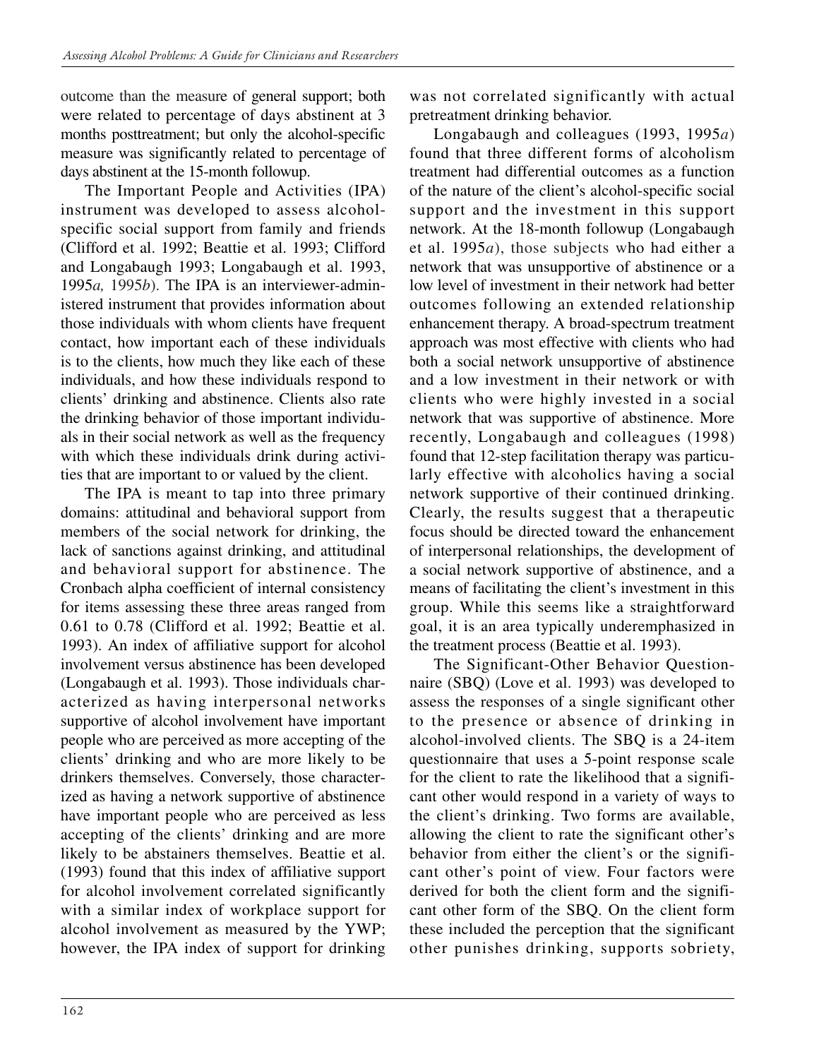outcome than the measure of general support; both were related to percentage of days abstinent at 3 months posttreatment; but only the alcohol-specific measure was significantly related to percentage of days abstinent at the 15-month followup.

The Important People and Activities (IPA) instrument was developed to assess alcohol-specific social support from family and friends (Clifford et al. 1992; Beattie et al. 1993; Clifford and Longabaugh 1993; Longabaugh et al. 1993, 1995*a,* 1995*b*). The IPA is an interviewer-administered instrument that provides information about those individuals with whom clients have frequent contact, how important each of these individuals is to the clients, how much they like each of these individuals, and how these individuals respond to clients' drinking and abstinence. Clients also rate the drinking behavior of those important individuals in their social network as well as the frequency with which these individuals drink during activities that are important to or valued by the client.

The IPA is meant to tap into three primary domains: attitudinal and behavioral support from members of the social network for drinking, the lack of sanctions against drinking, and attitudinal and behavioral support for abstinence. The Cronbach alpha coefficient of internal consistency for items assessing these three areas ranged from 0.61 to 0.78 (Clifford et al. 1992; Beattie et al. 1993). An index of affiliative support for alcohol involvement versus abstinence has been developed (Longabaugh et al. 1993). Those individuals characterized as having interpersonal networks supportive of alcohol involvement have important people who are perceived as more accepting of the clients' drinking and who are more likely to be drinkers themselves. Conversely, those characterized as having a network supportive of abstinence have important people who are perceived as less accepting of the clients' drinking and are more likely to be abstainers themselves. Beattie et al. (1993) found that this index of affiliative support for alcohol involvement correlated significantly with a similar index of workplace support for alcohol involvement as measured by the YWP; however, the IPA index of support for drinking was not correlated significantly with actual pretreatment drinking behavior.

Longabaugh and colleagues (1993, 1995*a*) found that three different forms of alcoholism treatment had differential outcomes as a function of the nature of the client's alcohol-specific social support and the investment in this support network. At the 18-month followup (Longabaugh et al. 1995*a*), those subjects who had either a network that was unsupportive of abstinence or a low level of investment in their network had better outcomes following an extended relationship enhancement therapy. A broad-spectrum treatment approach was most effective with clients who had both a social network unsupportive of abstinence and a low investment in their network or with clients who were highly invested in a social network that was supportive of abstinence. More recently, Longabaugh and colleagues (1998) found that 12-step facilitation therapy was particularly effective with alcoholics having a social network supportive of their continued drinking. Clearly, the results suggest that a therapeutic focus should be directed toward the enhancement of interpersonal relationships, the development of a social network supportive of abstinence, and a means of facilitating the client's investment in this group. While this seems like a straightforward goal, it is an area typically underemphasized in the treatment process (Beattie et al. 1993).

The Significant-Other Behavior Questionnaire (SBQ) (Love et al. 1993) was developed to assess the responses of a single significant other to the presence or absence of drinking in alcohol-involved clients. The SBQ is a 24-item questionnaire that uses a 5-point response scale for the client to rate the likelihood that a significant other would respond in a variety of ways to the client's drinking. Two forms are available, allowing the client to rate the significant other's behavior from either the client's or the significant other's point of view. Four factors were derived for both the client form and the significant other form of the SBQ. On the client form these included the perception that the significant other punishes drinking, supports sobriety,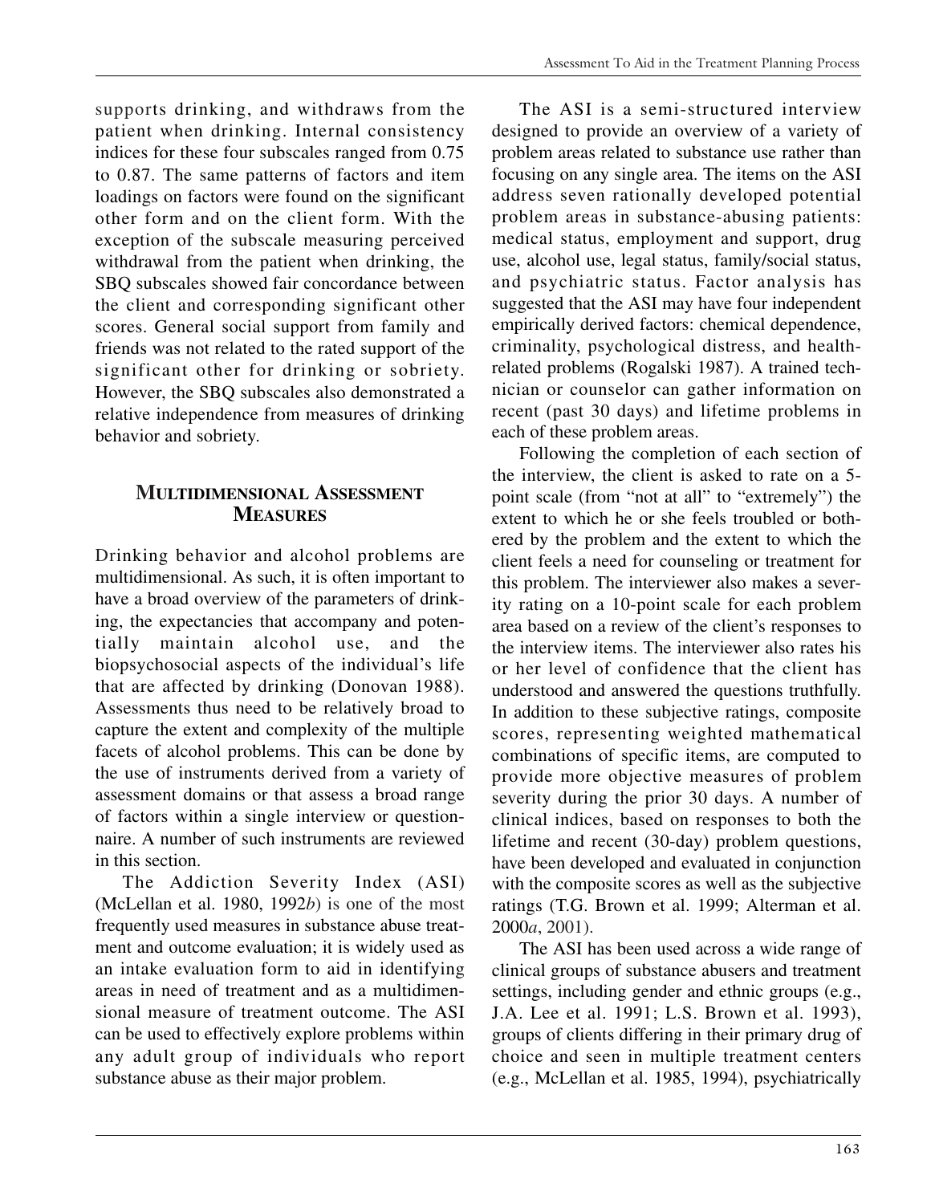supports drinking, and withdraws from the patient when drinking. Internal consistency indices for these four subscales ranged from 0.75 to 0.87. The same patterns of factors and item loadings on factors were found on the significant other form and on the client form. With the exception of the subscale measuring perceived withdrawal from the patient when drinking, the SBQ subscales showed fair concordance between the client and corresponding significant other scores. General social support from family and friends was not related to the rated support of the significant other for drinking or sobriety. However, the SBQ subscales also demonstrated a relative independence from measures of drinking behavior and sobriety.

## Multidimensional Assessment Measures

Drinking behavior and alcohol problems are multidimensional. As such, it is often important to have a broad overview of the parameters of drinking, the expectancies that accompany and potentially maintain alcohol use, and the biopsychosocial aspects of the individual's life that are affected by drinking (Donovan 1988). Assessments thus need to be relatively broad to capture the extent and complexity of the multiple facets of alcohol problems. This can be done by the use of instruments derived from a variety of assessment domains or that assess a broad range of factors within a single interview or questionnaire. A number of such instruments are reviewed in this section.

The Addiction Severity Index (ASI) (McLellan et al. 1980, 1992*b*) is one of the most frequently used measures in substance abuse treatment and outcome evaluation; it is widely used as an intake evaluation form to aid in identifying areas in need of treatment and as a multidimensional measure of treatment outcome. The ASI can be used to effectively explore problems within any adult group of individuals who report substance abuse as their major problem.

The ASI is a semi-structured interview designed to provide an overview of a variety of problem areas related to substance use rather than focusing on any single area. The items on the ASI address seven rationally developed potential problem areas in substance-abusing patients: medical status, employment and support, drug use, alcohol use, legal status, family/social status, and psychiatric status. Factor analysis has suggested that the ASI may have four independent empirically derived factors: chemical dependence, criminality, psychological distress, and health-related problems (Rogalski 1987). A trained technician or counselor can gather information on recent (past 30 days) and lifetime problems in each of these problem areas.

Following the completion of each section of the interview, the client is asked to rate on a 5-point scale (from "not at all" to "extremely") the extent to which he or she feels troubled or bothered by the problem and the extent to which the client feels a need for counseling or treatment for this problem. The interviewer also makes a severity rating on a 10-point scale for each problem area based on a review of the client's responses to the interview items. The interviewer also rates his or her level of confidence that the client has understood and answered the questions truthfully. In addition to these subjective ratings, composite scores, representing weighted mathematical combinations of specific items, are computed to provide more objective measures of problem severity during the prior 30 days. A number of clinical indices, based on responses to both the lifetime and recent (30-day) problem questions, have been developed and evaluated in conjunction with the composite scores as well as the subjective ratings (T.G. Brown et al. 1999; Alterman et al. 2000*a*, 2001).

The ASI has been used across a wide range of clinical groups of substance abusers and treatment settings, including gender and ethnic groups (e.g., J.A. Lee et al. 1991; L.S. Brown et al. 1993), groups of clients differing in their primary drug of choice and seen in multiple treatment centers (e.g., McLellan et al. 1985, 1994), psychiatrically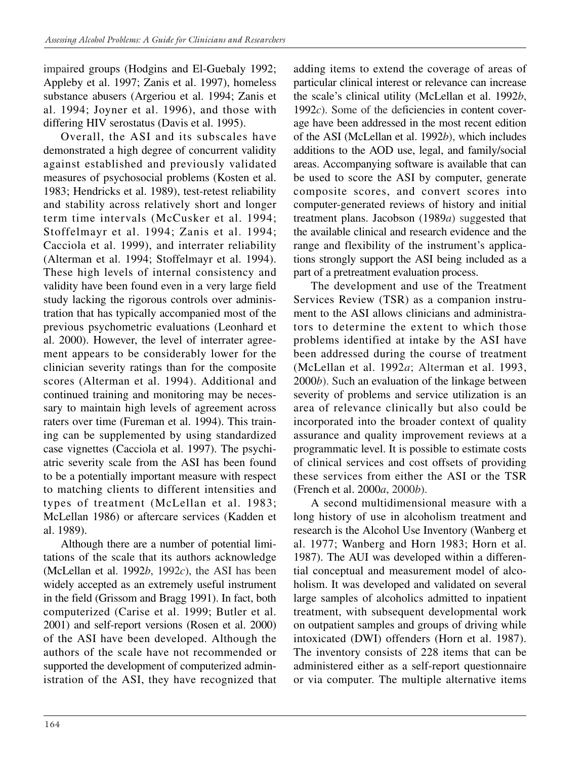impaired groups (Hodgins and El-Guebaly 1992; Appleby et al. 1997; Zanis et al. 1997), homeless substance abusers (Argeriou et al. 1994; Zanis et al. 1994; Joyner et al. 1996), and those with differing HIV serostatus (Davis et al. 1995).

Overall, the ASI and its subscales have demonstrated a high degree of concurrent validity against established and previously validated measures of psychosocial problems (Kosten et al. 1983; Hendricks et al. 1989), test-retest reliability and stability across relatively short and longer term time intervals (McCusker et al. 1994; Stoffelmayr et al. 1994; Zanis et al. 1994; Cacciola et al. 1999), and interrater reliability (Alterman et al. 1994; Stoffelmayr et al. 1994). These high levels of internal consistency and validity have been found even in a very large field study lacking the rigorous controls over administration that has typically accompanied most of the previous psychometric evaluations (Leonhard et al. 2000). However, the level of interrater agreement appears to be considerably lower for the clinician severity ratings than for the composite scores (Alterman et al. 1994). Additional and continued training and monitoring may be necessary to maintain high levels of agreement across raters over time (Fureman et al. 1994). This training can be supplemented by using standardized case vignettes (Cacciola et al. 1997). The psychiatric severity scale from the ASI has been found to be a potentially important measure with respect to matching clients to different intensities and types of treatment (McLellan et al. 1983; McLellan 1986) or aftercare services (Kadden et al. 1989).

Although there are a number of potential limitations of the scale that its authors acknowledge (McLellan et al. 1992*b*, 1992*c*), the ASI has been widely accepted as an extremely useful instrument in the field (Grissom and Bragg 1991). In fact, both computerized (Carise et al. 1999; Butler et al. 2001) and self-report versions (Rosen et al. 2000) of the ASI have been developed. Although the authors of the scale have not recommended or supported the development of computerized administration of the ASI, they have recognized that adding items to extend the coverage of areas of particular clinical interest or relevance can increase the scale's clinical utility (McLellan et al. 1992*b*, 1992*c*). Some of the deficiencies in content coverage have been addressed in the most recent edition of the ASI (McLellan et al. 1992*b*), which includes additions to the AOD use, legal, and family/social areas. Accompanying software is available that can be used to score the ASI by computer, generate composite scores, and convert scores into computer-generated reviews of history and initial treatment plans. Jacobson (1989*a*) suggested that the available clinical and research evidence and the range and flexibility of the instrument's applications strongly support the ASI being included as a part of a pretreatment evaluation process.

The development and use of the Treatment Services Review (TSR) as a companion instrument to the ASI allows clinicians and administrators to determine the extent to which those problems identified at intake by the ASI have been addressed during the course of treatment (McLellan et al. 1992*a*; Alterman et al. 1993, 2000*b*). Such an evaluation of the linkage between severity of problems and service utilization is an area of relevance clinically but also could be incorporated into the broader context of quality assurance and quality improvement reviews at a programmatic level. It is possible to estimate costs of clinical services and cost offsets of providing these services from either the ASI or the TSR (French et al. 2000*a*, 2000*b*).

A second multidimensional measure with a long history of use in alcoholism treatment and research is the Alcohol Use Inventory (Wanberg et al. 1977; Wanberg and Horn 1983; Horn et al. 1987). The AUI was developed within a differential conceptual and measurement model of alcoholism. It was developed and validated on several large samples of alcoholics admitted to inpatient treatment, with subsequent developmental work on outpatient samples and groups of driving while intoxicated (DWI) offenders (Horn et al. 1987). The inventory consists of 228 items that can be administered either as a self-report questionnaire or via computer. The multiple alternative items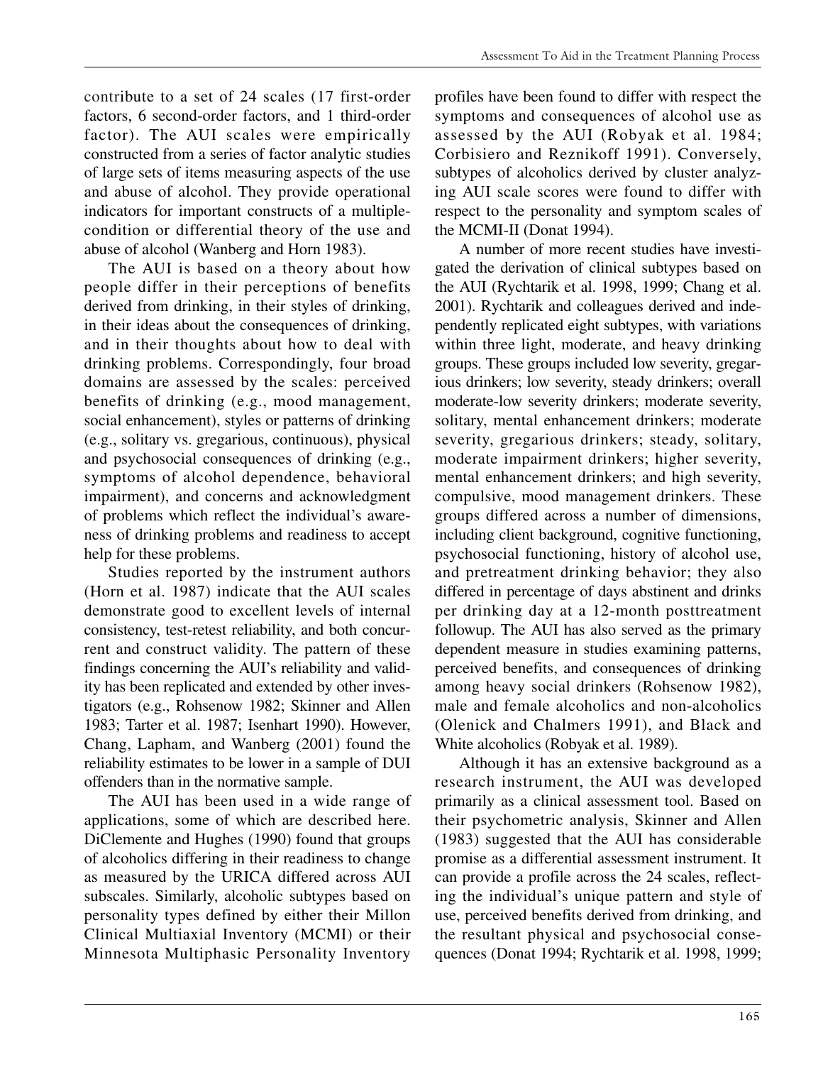contribute to a set of 24 scales (17 first-order factors, 6 second-order factors, and 1 third-order factor). The AUI scales were empirically constructed from a series of factor analytic studies of large sets of items measuring aspects of the use and abuse of alcohol. They provide operational indicators for important constructs of a multiple-condition or differential theory of the use and abuse of alcohol (Wanberg and Horn 1983).

The AUI is based on a theory about how people differ in their perceptions of benefits derived from drinking, in their styles of drinking, in their ideas about the consequences of drinking, and in their thoughts about how to deal with drinking problems. Correspondingly, four broad domains are assessed by the scales: perceived benefits of drinking (e.g., mood management, social enhancement), styles or patterns of drinking (e.g., solitary vs. gregarious, continuous), physical and psychosocial consequences of drinking (e.g., symptoms of alcohol dependence, behavioral impairment), and concerns and acknowledgment of problems which reflect the individual's awareness of drinking problems and readiness to accept help for these problems.

Studies reported by the instrument authors (Horn et al. 1987) indicate that the AUI scales demonstrate good to excellent levels of internal consistency, test-retest reliability, and both concurrent and construct validity. The pattern of these findings concerning the AUI's reliability and validity has been replicated and extended by other investigators (e.g., Rohsenow 1982; Skinner and Allen 1983; Tarter et al. 1987; Isenhart 1990). However, Chang, Lapham, and Wanberg (2001) found the reliability estimates to be lower in a sample of DUI offenders than in the normative sample.

The AUI has been used in a wide range of applications, some of which are described here. DiClemente and Hughes (1990) found that groups of alcoholics differing in their readiness to change as measured by the URICA differed across AUI subscales. Similarly, alcoholic subtypes based on personality types defined by either their Millon Clinical Multiaxial Inventory (MCMI) or their Minnesota Multiphasic Personality Inventory profiles have been found to differ with respect the symptoms and consequences of alcohol use as assessed by the AUI (Robyak et al. 1984; Corbisiero and Reznikoff 1991). Conversely, subtypes of alcoholics derived by cluster analyzing AUI scale scores were found to differ with respect to the personality and symptom scales of the MCMI-II (Donat 1994).

A number of more recent studies have investigated the derivation of clinical subtypes based on the AUI (Rychtarik et al. 1998, 1999; Chang et al. 2001). Rychtarik and colleagues derived and independently replicated eight subtypes, with variations within three light, moderate, and heavy drinking groups. These groups included low severity, gregarious drinkers; low severity, steady drinkers; overall moderate-low severity drinkers; moderate severity, solitary, mental enhancement drinkers; moderate severity, gregarious drinkers; steady, solitary, moderate impairment drinkers; higher severity, mental enhancement drinkers; and high severity, compulsive, mood management drinkers. These groups differed across a number of dimensions, including client background, cognitive functioning, psychosocial functioning, history of alcohol use, and pretreatment drinking behavior; they also differed in percentage of days abstinent and drinks per drinking day at a 12-month posttreatment followup. The AUI has also served as the primary dependent measure in studies examining patterns, perceived benefits, and consequences of drinking among heavy social drinkers (Rohsenow 1982), male and female alcoholics and non-alcoholics (Olenick and Chalmers 1991), and Black and White alcoholics (Robyak et al. 1989).

Although it has an extensive background as a research instrument, the AUI was developed primarily as a clinical assessment tool. Based on their psychometric analysis, Skinner and Allen (1983) suggested that the AUI has considerable promise as a differential assessment instrument. It can provide a profile across the 24 scales, reflecting the individual's unique pattern and style of use, perceived benefits derived from drinking, and the resultant physical and psychosocial consequences (Donat 1994; Rychtarik et al. 1998, 1999;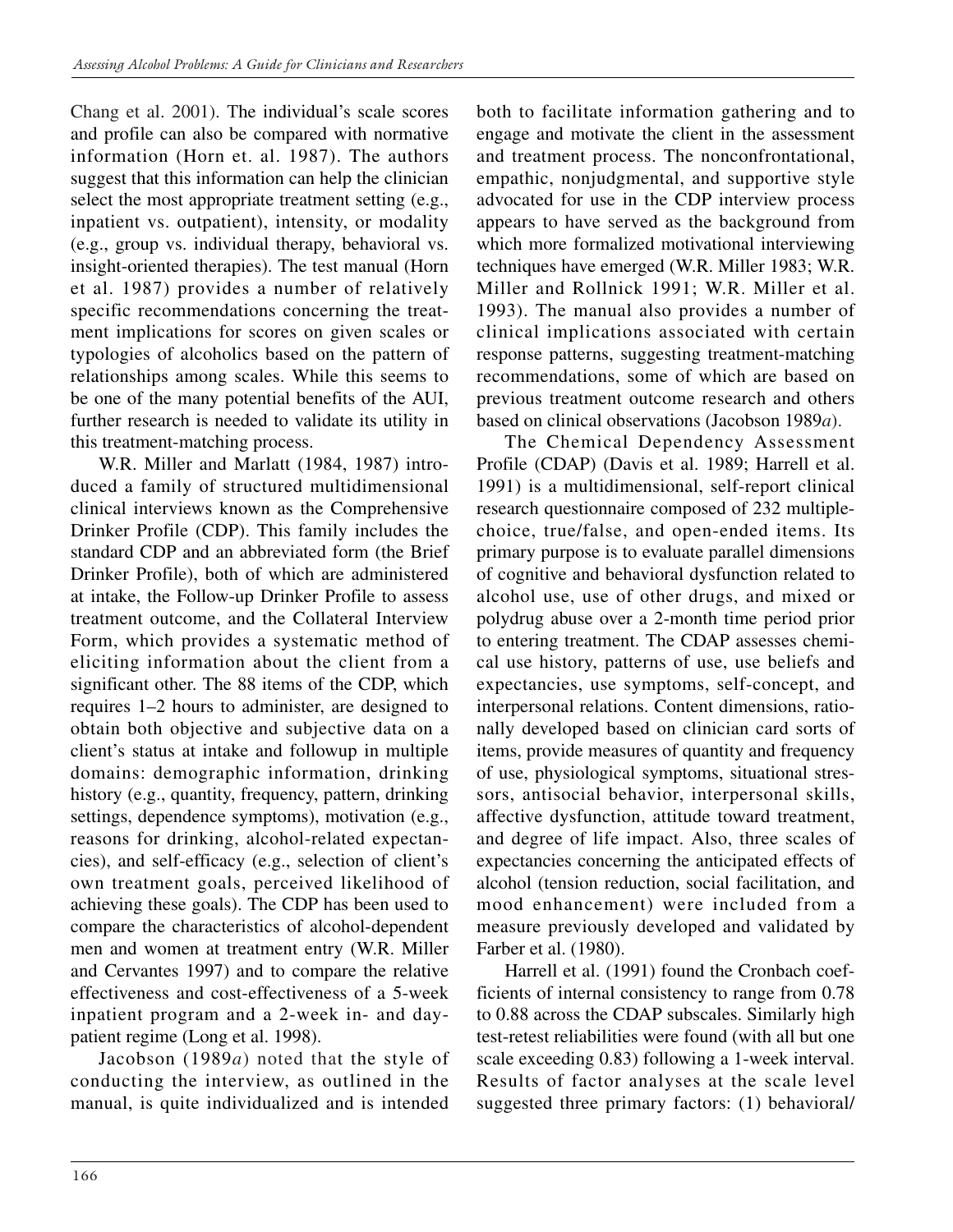Chang et al. 2001). The individual's scale scores and profile can also be compared with normative information (Horn et. al. 1987). The authors suggest that this information can help the clinician select the most appropriate treatment setting (e.g., inpatient vs. outpatient), intensity, or modality (e.g., group vs. individual therapy, behavioral vs. insight-oriented therapies). The test manual (Horn et al. 1987) provides a number of relatively specific recommendations concerning the treatment implications for scores on given scales or typologies of alcoholics based on the pattern of relationships among scales. While this seems to be one of the many potential benefits of the AUI, further research is needed to validate its utility in this treatment-matching process.

W.R. Miller and Marlatt (1984, 1987) introduced a family of structured multidimensional clinical interviews known as the Comprehensive Drinker Profile (CDP). This family includes the standard CDP and an abbreviated form (the Brief Drinker Profile), both of which are administered at intake, the Follow-up Drinker Profile to assess treatment outcome, and the Collateral Interview Form, which provides a systematic method of eliciting information about the client from a significant other. The 88 items of the CDP, which requires 1–2 hours to administer, are designed to obtain both objective and subjective data on a client's status at intake and followup in multiple domains: demographic information, drinking history (e.g., quantity, frequency, pattern, drinking settings, dependence symptoms), motivation (e.g., reasons for drinking, alcohol-related expectancies), and self-efficacy (e.g., selection of client's own treatment goals, perceived likelihood of achieving these goals). The CDP has been used to compare the characteristics of alcohol-dependent men and women at treatment entry (W.R. Miller and Cervantes 1997) and to compare the relative effectiveness and cost-effectiveness of a 5-week inpatient program and a 2-week in- and day-patient regime (Long et al. 1998).

Jacobson (1989*a*) noted that the style of conducting the interview, as outlined in the manual, is quite individualized and is intended both to facilitate information gathering and to engage and motivate the client in the assessment and treatment process. The nonconfrontational, empathic, nonjudgmental, and supportive style advocated for use in the CDP interview process appears to have served as the background from which more formalized motivational interviewing techniques have emerged (W.R. Miller 1983; W.R. Miller and Rollnick 1991; W.R. Miller et al. 1993). The manual also provides a number of clinical implications associated with certain response patterns, suggesting treatment-matching recommendations, some of which are based on previous treatment outcome research and others based on clinical observations (Jacobson 1989*a*).

The Chemical Dependency Assessment Profile (CDAP) (Davis et al. 1989; Harrell et al. 1991) is a multidimensional, self-report clinical research questionnaire composed of 232 multiple-choice, true/false, and open-ended items. Its primary purpose is to evaluate parallel dimensions of cognitive and behavioral dysfunction related to alcohol use, use of other drugs, and mixed or polydrug abuse over a 2-month time period prior to entering treatment. The CDAP assesses chemical use history, patterns of use, use beliefs and expectancies, use symptoms, self-concept, and interpersonal relations. Content dimensions, rationally developed based on clinician card sorts of items, provide measures of quantity and frequency of use, physiological symptoms, situational stressors, antisocial behavior, interpersonal skills, affective dysfunction, attitude toward treatment, and degree of life impact. Also, three scales of expectancies concerning the anticipated effects of alcohol (tension reduction, social facilitation, and mood enhancement) were included from a measure previously developed and validated by Farber et al. (1980).

Harrell et al. (1991) found the Cronbach coefficients of internal consistency to range from 0.78 to 0.88 across the CDAP subscales. Similarly high test-retest reliabilities were found (with all but one scale exceeding 0.83) following a 1-week interval. Results of factor analyses at the scale level suggested three primary factors: (1) behavioral/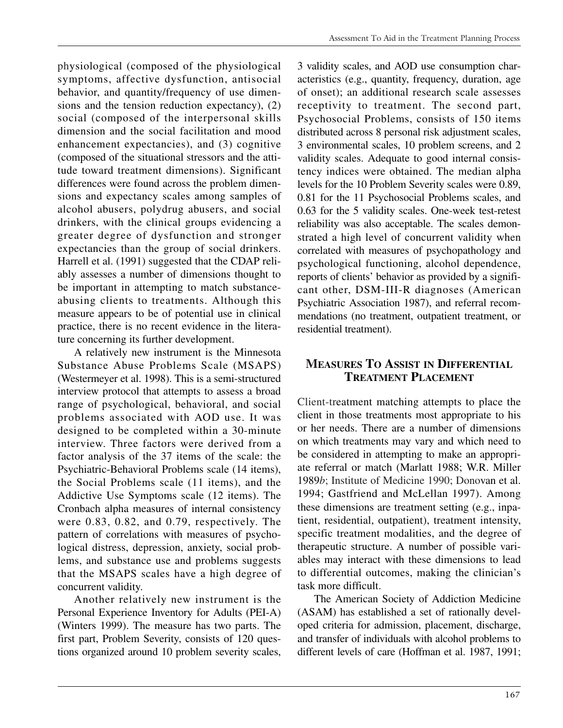physiological (composed of the physiological symptoms, affective dysfunction, antisocial behavior, and quantity/frequency of use dimensions and the tension reduction expectancy), (2) social (composed of the interpersonal skills dimension and the social facilitation and mood enhancement expectancies), and (3) cognitive (composed of the situational stressors and the attitude toward treatment dimensions). Significant differences were found across the problem dimensions and expectancy scales among samples of alcohol abusers, polydrug abusers, and social drinkers, with the clinical groups evidencing a greater degree of dysfunction and stronger expectancies than the group of social drinkers. Harrell et al. (1991) suggested that the CDAP reliably assesses a number of dimensions thought to be important in attempting to match substance-abusing clients to treatments. Although this measure appears to be of potential use in clinical practice, there is no recent evidence in the literature concerning its further development.

A relatively new instrument is the Minnesota Substance Abuse Problems Scale (MSAPS) (Westermeyer et al. 1998). This is a semi-structured interview protocol that attempts to assess a broad range of psychological, behavioral, and social problems associated with AOD use. It was designed to be completed within a 30-minute interview. Three factors were derived from a factor analysis of the 37 items of the scale: the Psychiatric-Behavioral Problems scale (14 items), the Social Problems scale (11 items), and the Addictive Use Symptoms scale (12 items). The Cronbach alpha measures of internal consistency were 0.83, 0.82, and 0.79, respectively. The pattern of correlations with measures of psychological distress, depression, anxiety, social problems, and substance use and problems suggests that the MSAPS scales have a high degree of concurrent validity.

Another relatively new instrument is the Personal Experience Inventory for Adults (PEI-A) (Winters 1999). The measure has two parts. The first part, Problem Severity, consists of 120 questions organized around 10 problem severity scales, 3 validity scales, and AOD use consumption characteristics (e.g., quantity, frequency, duration, age of onset); an additional research scale assesses receptivity to treatment. The second part, Psychosocial Problems, consists of 150 items distributed across 8 personal risk adjustment scales, 3 environmental scales, 10 problem screens, and 2 validity scales. Adequate to good internal consistency indices were obtained. The median alpha levels for the 10 Problem Severity scales were 0.89, 0.81 for the 11 Psychosocial Problems scales, and 0.63 for the 5 validity scales. One-week test-retest reliability was also acceptable. The scales demonstrated a high level of concurrent validity when correlated with measures of psychopathology and psychological functioning, alcohol dependence, reports of clients' behavior as provided by a significant other, DSM-III-R diagnoses (American Psychiatric Association 1987), and referral recommendations (no treatment, outpatient treatment, or residential treatment).

## Measures To Assist in Differential Treatment Placement

Client-treatment matching attempts to place the client in those treatments most appropriate to his or her needs. There are a number of dimensions on which treatments may vary and which need to be considered in attempting to make an appropriate referral or match (Marlatt 1988; W.R. Miller 1989*b*; Institute of Medicine 1990; Donovan et al. 1994; Gastfriend and McLellan 1997). Among these dimensions are treatment setting (e.g., inpatient, residential, outpatient), treatment intensity, specific treatment modalities, and the degree of therapeutic structure. A number of possible variables may interact with these dimensions to lead to differential outcomes, making the clinician's task more difficult.

The American Society of Addiction Medicine (ASAM) has established a set of rationally developed criteria for admission, placement, discharge, and transfer of individuals with alcohol problems to different levels of care (Hoffman et al. 1987, 1991;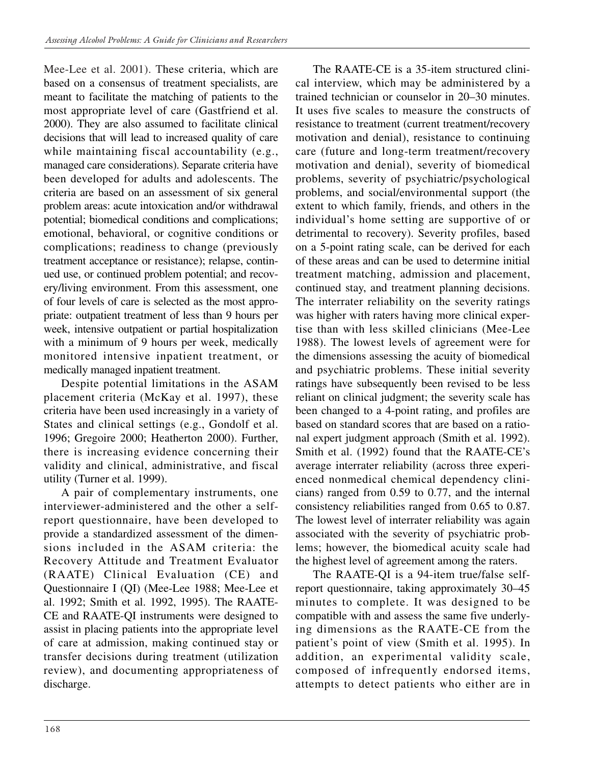Mee-Lee et al. 2001). These criteria, which are based on a consensus of treatment specialists, are meant to facilitate the matching of patients to the most appropriate level of care (Gastfriend et al. 2000). They are also assumed to facilitate clinical decisions that will lead to increased quality of care while maintaining fiscal accountability (e.g., managed care considerations). Separate criteria have been developed for adults and adolescents. The criteria are based on an assessment of six general problem areas: acute intoxication and/or withdrawal potential; biomedical conditions and complications; emotional, behavioral, or cognitive conditions or complications; readiness to change (previously treatment acceptance or resistance); relapse, continued use, or continued problem potential; and recovery/living environment. From this assessment, one of four levels of care is selected as the most appropriate: outpatient treatment of less than 9 hours per week, intensive outpatient or partial hospitalization with a minimum of 9 hours per week, medically monitored intensive inpatient treatment, or medically managed inpatient treatment.

Despite potential limitations in the ASAM placement criteria (McKay et al. 1997), these criteria have been used increasingly in a variety of States and clinical settings (e.g., Gondolf et al. 1996; Gregoire 2000; Heatherton 2000). Further, there is increasing evidence concerning their validity and clinical, administrative, and fiscal utility (Turner et al. 1999).

A pair of complementary instruments, one interviewer-administered and the other a self-report questionnaire, have been developed to provide a standardized assessment of the dimensions included in the ASAM criteria: the Recovery Attitude and Treatment Evaluator (RAATE) Clinical Evaluation (CE) and Questionnaire I (QI) (Mee-Lee 1988; Mee-Lee et al. 1992; Smith et al. 1992, 1995). The RAATE-CE and RAATE-QI instruments were designed to assist in placing patients into the appropriate level of care at admission, making continued stay or transfer decisions during treatment (utilization review), and documenting appropriateness of discharge.

The RAATE-CE is a 35-item structured clinical interview, which may be administered by a trained technician or counselor in 20–30 minutes. It uses five scales to measure the constructs of resistance to treatment (current treatment/recovery motivation and denial), resistance to continuing care (future and long-term treatment/recovery motivation and denial), severity of biomedical problems, severity of psychiatric/psychological problems, and social/environmental support (the extent to which family, friends, and others in the individual's home setting are supportive of or detrimental to recovery). Severity profiles, based on a 5-point rating scale, can be derived for each of these areas and can be used to determine initial treatment matching, admission and placement, continued stay, and treatment planning decisions. The interrater reliability on the severity ratings was higher with raters having more clinical expertise than with less skilled clinicians (Mee-Lee 1988). The lowest levels of agreement were for the dimensions assessing the acuity of biomedical and psychiatric problems. These initial severity ratings have subsequently been revised to be less reliant on clinical judgment; the severity scale has been changed to a 4-point rating, and profiles are based on standard scores that are based on a rational expert judgment approach (Smith et al. 1992). Smith et al. (1992) found that the RAATE-CE's average interrater reliability (across three experienced nonmedical chemical dependency clinicians) ranged from 0.59 to 0.77, and the internal consistency reliabilities ranged from 0.65 to 0.87. The lowest level of interrater reliability was again associated with the severity of psychiatric problems; however, the biomedical acuity scale had the highest level of agreement among the raters.

The RAATE-QI is a 94-item true/false self-report questionnaire, taking approximately 30–45 minutes to complete. It was designed to be compatible with and assess the same five underlying dimensions as the RAATE-CE from the patient's point of view (Smith et al. 1995). In addition, an experimental validity scale, composed of infrequently endorsed items, attempts to detect patients who either are in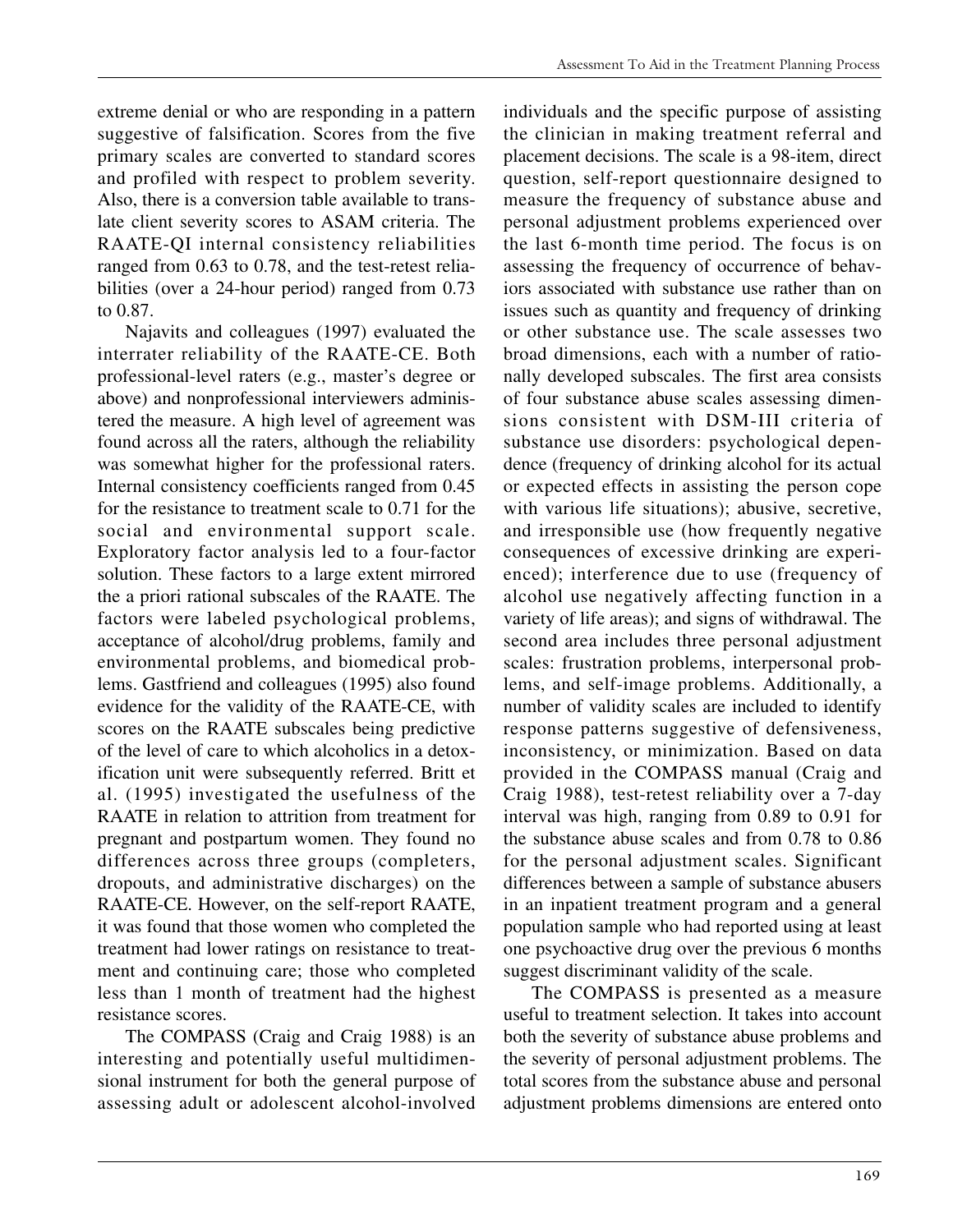extreme denial or who are responding in a pattern suggestive of falsification. Scores from the five primary scales are converted to standard scores and profiled with respect to problem severity. Also, there is a conversion table available to translate client severity scores to ASAM criteria. The RAATE-QI internal consistency reliabilities ranged from 0.63 to 0.78, and the test-retest reliabilities (over a 24-hour period) ranged from 0.73 to 0.87.

Najavits and colleagues (1997) evaluated the interrater reliability of the RAATE-CE. Both professional-level raters (e.g., master's degree or above) and nonprofessional interviewers administered the measure. A high level of agreement was found across all the raters, although the reliability was somewhat higher for the professional raters. Internal consistency coefficients ranged from 0.45 for the resistance to treatment scale to 0.71 for the social and environmental support scale. Exploratory factor analysis led to a four-factor solution. These factors to a large extent mirrored the a priori rational subscales of the RAATE. The factors were labeled psychological problems, acceptance of alcohol/drug problems, family and environmental problems, and biomedical problems. Gastfriend and colleagues (1995) also found evidence for the validity of the RAATE-CE, with scores on the RAATE subscales being predictive of the level of care to which alcoholics in a detoxification unit were subsequently referred. Britt et al. (1995) investigated the usefulness of the RAATE in relation to attrition from treatment for pregnant and postpartum women. They found no differences across three groups (completers, dropouts, and administrative discharges) on the RAATE-CE. However, on the self-report RAATE, it was found that those women who completed the treatment had lower ratings on resistance to treatment and continuing care; those who completed less than 1 month of treatment had the highest resistance scores.

The COMPASS (Craig and Craig 1988) is an interesting and potentially useful multidimensional instrument for both the general purpose of assessing adult or adolescent alcohol-involved individuals and the specific purpose of assisting the clinician in making treatment referral and placement decisions. The scale is a 98-item, direct question, self-report questionnaire designed to measure the frequency of substance abuse and personal adjustment problems experienced over the last 6-month time period. The focus is on assessing the frequency of occurrence of behaviors associated with substance use rather than on issues such as quantity and frequency of drinking or other substance use. The scale assesses two broad dimensions, each with a number of rationally developed subscales. The first area consists of four substance abuse scales assessing dimensions consistent with DSM-III criteria of substance use disorders: psychological dependence (frequency of drinking alcohol for its actual or expected effects in assisting the person cope with various life situations); abusive, secretive, and irresponsible use (how frequently negative consequences of excessive drinking are experienced); interference due to use (frequency of alcohol use negatively affecting function in a variety of life areas); and signs of withdrawal. The second area includes three personal adjustment scales: frustration problems, interpersonal problems, and self-image problems. Additionally, a number of validity scales are included to identify response patterns suggestive of defensiveness, inconsistency, or minimization. Based on data provided in the COMPASS manual (Craig and Craig 1988), test-retest reliability over a 7-day interval was high, ranging from 0.89 to 0.91 for the substance abuse scales and from 0.78 to 0.86 for the personal adjustment scales. Significant differences between a sample of substance abusers in an inpatient treatment program and a general population sample who had reported using at least one psychoactive drug over the previous 6 months suggest discriminant validity of the scale.

The COMPASS is presented as a measure useful to treatment selection. It takes into account both the severity of substance abuse problems and the severity of personal adjustment problems. The total scores from the substance abuse and personal adjustment problems dimensions are entered onto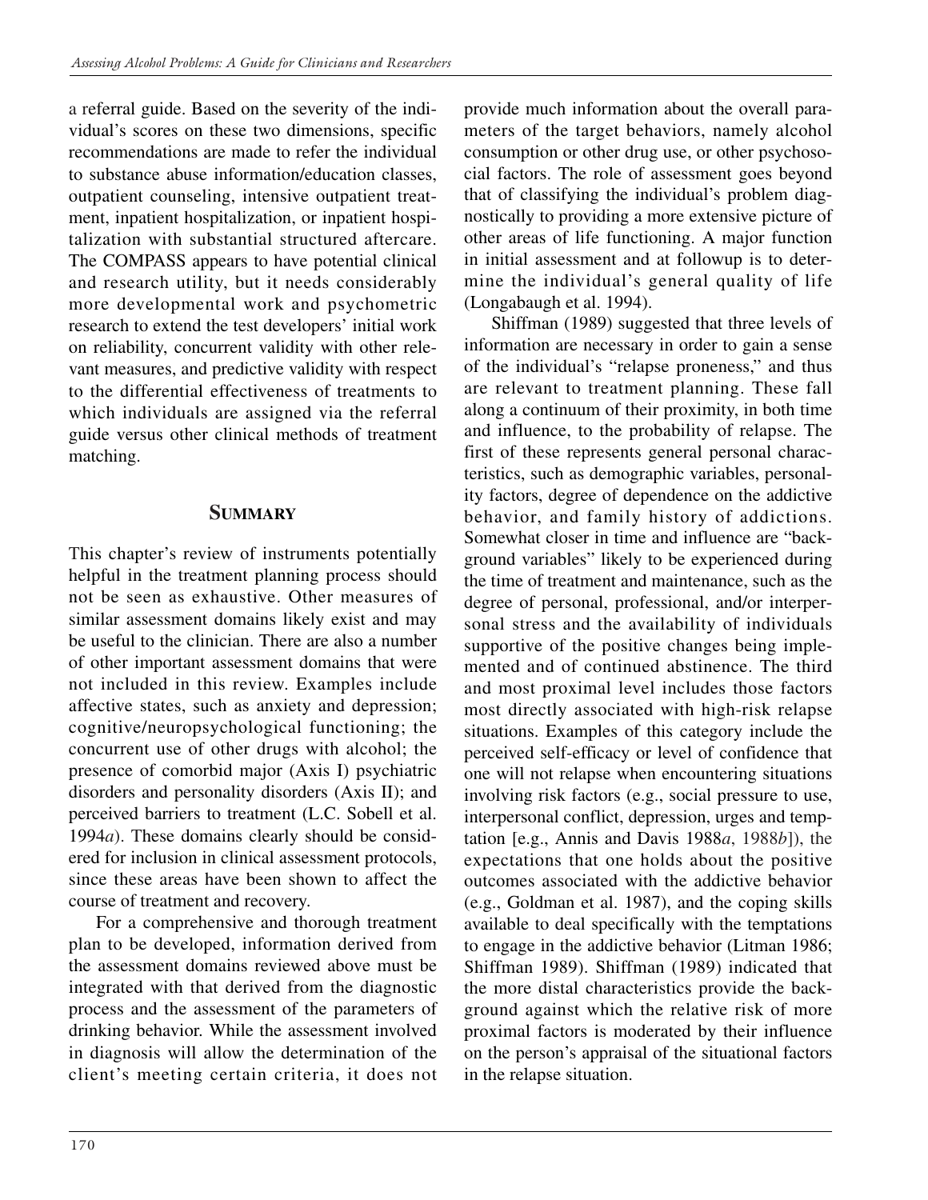a referral guide. Based on the severity of the individual's scores on these two dimensions, specific recommendations are made to refer the individual to substance abuse information/education classes, outpatient counseling, intensive outpatient treatment, inpatient hospitalization, or inpatient hospitalization with substantial structured aftercare. The COMPASS appears to have potential clinical and research utility, but it needs considerably more developmental work and psychometric research to extend the test developers' initial work on reliability, concurrent validity with other relevant measures, and predictive validity with respect to the differential effectiveness of treatments to which individuals are assigned via the referral guide versus other clinical methods of treatment matching.

## SUMMARY

This chapter's review of instruments potentially helpful in the treatment planning process should not be seen as exhaustive. Other measures of similar assessment domains likely exist and may be useful to the clinician. There are also a number of other important assessment domains that were not included in this review. Examples include affective states, such as anxiety and depression; cognitive/neuropsychological functioning; the concurrent use of other drugs with alcohol; the presence of comorbid major (Axis I) psychiatric disorders and personality disorders (Axis II); and perceived barriers to treatment (L.C. Sobell et al. 1994*a*). These domains clearly should be considered for inclusion in clinical assessment protocols, since these areas have been shown to affect the course of treatment and recovery.

For a comprehensive and thorough treatment plan to be developed, information derived from the assessment domains reviewed above must be integrated with that derived from the diagnostic process and the assessment of the parameters of drinking behavior. While the assessment involved in diagnosis will allow the determination of the client's meeting certain criteria, it does not provide much information about the overall parameters of the target behaviors, namely alcohol consumption or other drug use, or other psychosocial factors. The role of assessment goes beyond that of classifying the individual's problem diagnostically to providing a more extensive picture of other areas of life functioning. A major function in initial assessment and at followup is to determine the individual's general quality of life (Longabaugh et al. 1994).

Shiffman (1989) suggested that three levels of information are necessary in order to gain a sense of the individual's "relapse proneness," and thus are relevant to treatment planning. These fall along a continuum of their proximity, in both time and influence, to the probability of relapse. The first of these represents general personal characteristics, such as demographic variables, personality factors, degree of dependence on the addictive behavior, and family history of addictions. Somewhat closer in time and influence are "background variables" likely to be experienced during the time of treatment and maintenance, such as the degree of personal, professional, and/or interpersonal stress and the availability of individuals supportive of the positive changes being implemented and of continued abstinence. The third and most proximal level includes those factors most directly associated with high-risk relapse situations. Examples of this category include the perceived self-efficacy or level of confidence that one will not relapse when encountering situations involving risk factors (e.g., social pressure to use, interpersonal conflict, depression, urges and temptation [e.g., Annis and Davis 1988*a*, 1988*b*]), the expectations that one holds about the positive outcomes associated with the addictive behavior (e.g., Goldman et al. 1987), and the coping skills available to deal specifically with the temptations to engage in the addictive behavior (Litman 1986; Shiffman 1989). Shiffman (1989) indicated that the more distal characteristics provide the background against which the relative risk of more proximal factors is moderated by their influence on the person's appraisal of the situational factors in the relapse situation.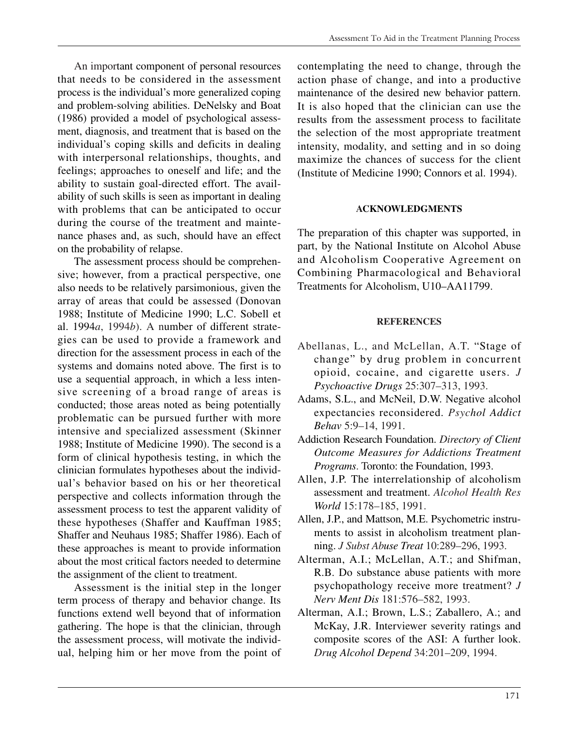An important component of personal resources that needs to be considered in the assessment process is the individual's more generalized coping and problem-solving abilities. DeNelsky and Boat (1986) provided a model of psychological assessment, diagnosis, and treatment that is based on the individual's coping skills and deficits in dealing with interpersonal relationships, thoughts, and feelings; approaches to oneself and life; and the ability to sustain goal-directed effort. The availability of such skills is seen as important in dealing with problems that can be anticipated to occur during the course of the treatment and maintenance phases and, as such, should have an effect on the probability of relapse.

The assessment process should be comprehensive; however, from a practical perspective, one also needs to be relatively parsimonious, given the array of areas that could be assessed (Donovan 1988; Institute of Medicine 1990; L.C. Sobell et al. 1994*a*, 1994*b*). A number of different strategies can be used to provide a framework and direction for the assessment process in each of the systems and domains noted above. The first is to use a sequential approach, in which a less intensive screening of a broad range of areas is conducted; those areas noted as being potentially problematic can be pursued further with more intensive and specialized assessment (Skinner 1988; Institute of Medicine 1990). The second is a form of clinical hypothesis testing, in which the clinician formulates hypotheses about the individual's behavior based on his or her theoretical perspective and collects information through the assessment process to test the apparent validity of these hypotheses (Shaffer and Kauffman 1985; Shaffer and Neuhaus 1985; Shaffer 1986). Each of these approaches is meant to provide information about the most critical factors needed to determine the assignment of the client to treatment.

Assessment is the initial step in the longer term process of therapy and behavior change. Its functions extend well beyond that of information gathering. The hope is that the clinician, through the assessment process, will motivate the individual, helping him or her move from the point of contemplating the need to change, through the action phase of change, and into a productive maintenance of the desired new behavior pattern. It is also hoped that the clinician can use the results from the assessment process to facilitate the selection of the most appropriate treatment intensity, modality, and setting and in so doing maximize the chances of success for the client (Institute of Medicine 1990; Connors et al. 1994).

## ACKNOWLEDGMENTS

The preparation of this chapter was supported, in part, by the National Institute on Alcohol Abuse and Alcoholism Cooperative Agreement on Combining Pharmacological and Behavioral Treatments for Alcoholism, U10–AA11799.

## REFERENCES

Abellanas, L., and McLellan, A.T. "Stage of change" by drug problem in concurrent opioid, cocaine, and cigarette users. *J Psychoactive Drugs* 25:307–313, 1993.

Adams, S.L., and McNeil, D.W. Negative alcohol expectancies reconsidered. *Psychol Addict Behav* 5:9–14, 1991.

Addiction Research Foundation. *Directory of Client Outcome Measures for Addictions Treatment Programs*. Toronto: the Foundation, 1993.

Allen, J.P. The interrelationship of alcoholism assessment and treatment. *Alcohol Health Res World* 15:178–185, 1991.

Allen, J.P., and Mattson, M.E. Psychometric instruments to assist in alcoholism treatment planning. *J Subst Abuse Treat* 10:289–296, 1993.

Alterman, A.I.; McLellan, A.T.; and Shifman, R.B. Do substance abuse patients with more psychopathology receive more treatment? *J Nerv Ment Dis* 181:576–582, 1993.

Alterman, A.I.; Brown, L.S.; Zaballero, A.; and McKay, J.R. Interviewer severity ratings and composite scores of the ASI: A further look. *Drug Alcohol Depend* 34:201–209, 1994.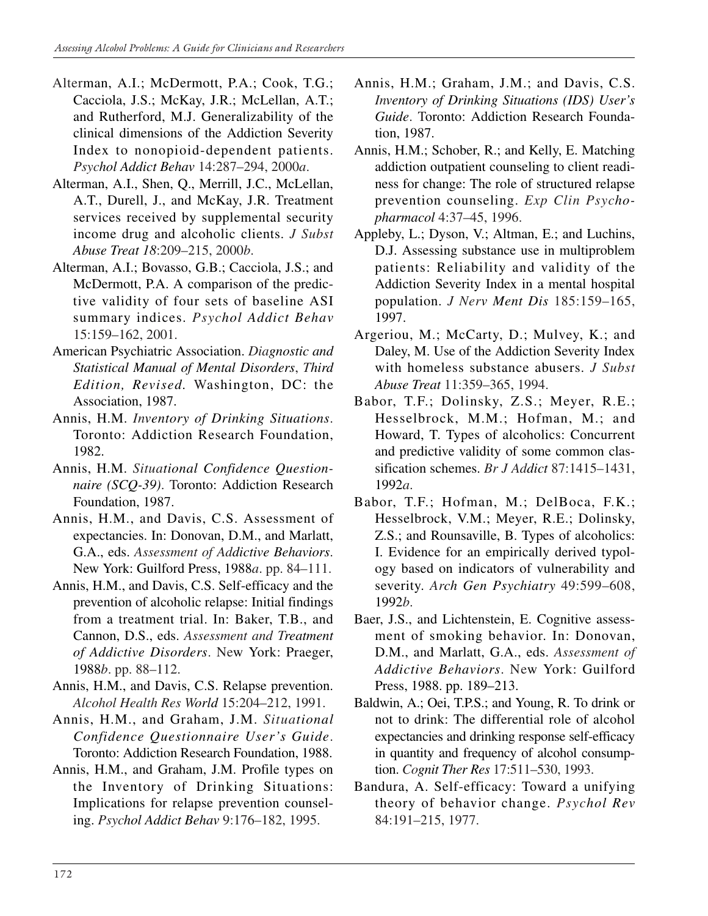Alterman, A.I.; McDermott, P.A.; Cook, T.G.; Cacciola, J.S.; McKay, J.R.; McLellan, A.T.; and Rutherford, M.J. Generalizability of the clinical dimensions of the Addiction Severity Index to nonopioid-dependent patients. *Psychol Addict Behav* 14:287–294, 2000*a*.

Alterman, A.I., Shen, Q., Merrill, J.C., McLellan, A.T., Durell, J., and McKay, J.R. Treatment services received by supplemental security income drug and alcoholic clients. *J Subst Abuse Treat 18*:209–215, 2000*b*.

Alterman, A.I.; Bovasso, G.B.; Cacciola, J.S.; and McDermott, P.A. A comparison of the predictive validity of four sets of baseline ASI summary indices. *Psychol Addict Behav* 15:159–162, 2001.

American Psychiatric Association. *Diagnostic and Statistical Manual of Mental Disorders*, *Third Edition, Revised*. Washington, DC: the Association, 1987.

Annis, H.M. *Inventory of Drinking Situations*. Toronto: Addiction Research Foundation, 1982.

Annis, H.M. *Situational Confidence Questionnaire (SCQ-39)*. Toronto: Addiction Research Foundation, 1987.

Annis, H.M., and Davis, C.S. Assessment of expectancies. In: Donovan, D.M., and Marlatt, G.A., eds. *Assessment of Addictive Behaviors*. New York: Guilford Press, 1988*a*. pp. 84–111.

Annis, H.M., and Davis, C.S. Self-efficacy and the prevention of alcoholic relapse: Initial findings from a treatment trial. In: Baker, T.B., and Cannon, D.S., eds. *Assessment and Treatment of Addictive Disorders*. New York: Praeger, 1988*b*. pp. 88–112.

Annis, H.M., and Davis, C.S. Relapse prevention. *Alcohol Health Res World* 15:204–212, 1991.

Annis, H.M., and Graham, J.M. *Situational Confidence Questionnaire User's Guide*. Toronto: Addiction Research Foundation, 1988.

Annis, H.M., and Graham, J.M. Profile types on the Inventory of Drinking Situations: Implications for relapse prevention counseling. *Psychol Addict Behav* 9:176–182, 1995.

Annis, H.M.; Graham, J.M.; and Davis, C.S. *Inventory of Drinking Situations (IDS) User's Guide*. Toronto: Addiction Research Foundation, 1987.

Annis, H.M.; Schober, R.; and Kelly, E. Matching addiction outpatient counseling to client readiness for change: The role of structured relapse prevention counseling. *Exp Clin Psychopharmacol* 4:37–45, 1996.

Appleby, L.; Dyson, V.; Altman, E.; and Luchins, D.J. Assessing substance use in multiproblem patients: Reliability and validity of the Addiction Severity Index in a mental hospital population. *J Nerv Ment Dis* 185:159–165, 1997.

Argeriou, M.; McCarty, D.; Mulvey, K.; and Daley, M. Use of the Addiction Severity Index with homeless substance abusers. *J Subst Abuse Treat* 11:359–365, 1994.

Babor, T.F.; Dolinsky, Z.S.; Meyer, R.E.; Hesselbrock, M.M.; Hofman, M.; and Howard, T. Types of alcoholics: Concurrent and predictive validity of some common classification schemes. *Br J Addict* 87:1415–1431, 1992*a*.

Babor, T.F.; Hofman, M.; DelBoca, F.K.; Hesselbrock, V.M.; Meyer, R.E.; Dolinsky, Z.S.; and Rounsaville, B. Types of alcoholics: I. Evidence for an empirically derived typology based on indicators of vulnerability and severity. *Arch Gen Psychiatry* 49:599–608, 1992*b*.

Baer, J.S., and Lichtenstein, E. Cognitive assessment of smoking behavior. In: Donovan, D.M., and Marlatt, G.A., eds. *Assessment of Addictive Behaviors*. New York: Guilford Press, 1988. pp. 189–213.

Baldwin, A.; Oei, T.P.S.; and Young, R. To drink or not to drink: The differential role of alcohol expectancies and drinking response self-efficacy in quantity and frequency of alcohol consumption. *Cognit Ther Res* 17:511–530, 1993.

Bandura, A. Self-efficacy: Toward a unifying theory of behavior change. *Psychol Rev* 84:191–215, 1977.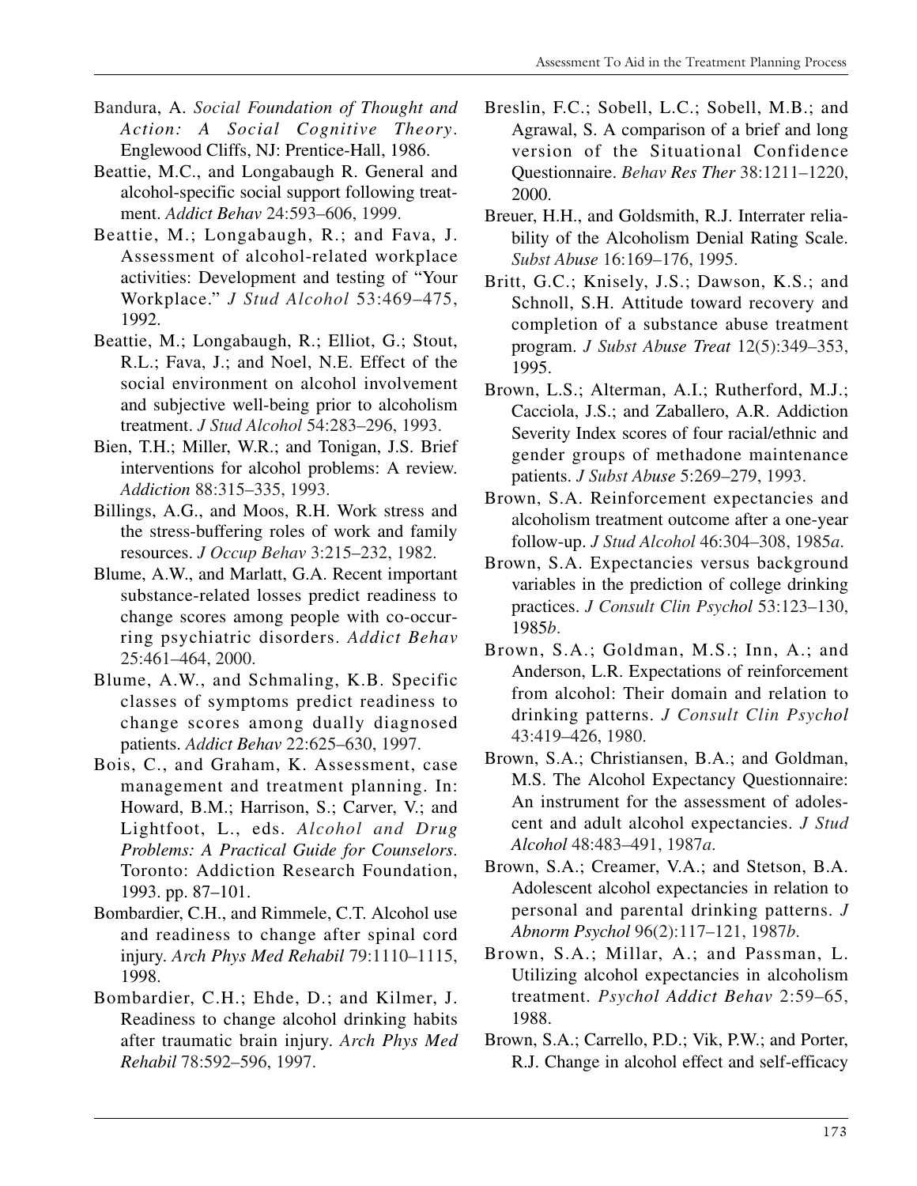Bandura, A. *Social Foundation of Thought and Action: A Social Cognitive Theory*. Englewood Cliffs, NJ: Prentice-Hall, 1986.

Beattie, M.C., and Longabaugh R. General and alcohol-specific social support following treatment. *Addict Behav* 24:593–606, 1999.

Beattie, M.; Longabaugh, R.; and Fava, J. Assessment of alcohol-related workplace activities: Development and testing of "Your Workplace." *J Stud Alcohol* 53:469–475, 1992.

Beattie, M.; Longabaugh, R.; Elliot, G.; Stout, R.L.; Fava, J.; and Noel, N.E. Effect of the social environment on alcohol involvement and subjective well-being prior to alcoholism treatment. *J Stud Alcohol* 54:283–296, 1993.

Bien, T.H.; Miller, W.R.; and Tonigan, J.S. Brief interventions for alcohol problems: A review. *Addiction* 88:315–335, 1993.

Billings, A.G., and Moos, R.H. Work stress and the stress-buffering roles of work and family resources. *J Occup Behav* 3:215–232, 1982.

Blume, A.W., and Marlatt, G.A. Recent important substance-related losses predict readiness to change scores among people with co-occurring psychiatric disorders. *Addict Behav* 25:461–464, 2000.

Blume, A.W., and Schmaling, K.B. Specific classes of symptoms predict readiness to change scores among dually diagnosed patients. *Addict Behav* 22:625–630, 1997.

Bois, C., and Graham, K. Assessment, case management and treatment planning. In: Howard, B.M.; Harrison, S.; Carver, V.; and Lightfoot, L., eds. *Alcohol and Drug Problems: A Practical Guide for Counselors*. Toronto: Addiction Research Foundation, 1993. pp. 87–101.

Bombardier, C.H., and Rimmele, C.T. Alcohol use and readiness to change after spinal cord injury. *Arch Phys Med Rehabil* 79:1110–1115, 1998.

Bombardier, C.H.; Ehde, D.; and Kilmer, J. Readiness to change alcohol drinking habits after traumatic brain injury. *Arch Phys Med Rehabil* 78:592–596, 1997.

Breslin, F.C.; Sobell, L.C.; Sobell, M.B.; and Agrawal, S. A comparison of a brief and long version of the Situational Confidence Questionnaire. *Behav Res Ther* 38:1211–1220, 2000.

Breuer, H.H., and Goldsmith, R.J. Interrater reliability of the Alcoholism Denial Rating Scale. *Subst Abuse* 16:169–176, 1995.

Britt, G.C.; Knisely, J.S.; Dawson, K.S.; and Schnoll, S.H. Attitude toward recovery and completion of a substance abuse treatment program. *J Subst Abuse Treat* 12(5):349–353, 1995.

Brown, L.S.; Alterman, A.I.; Rutherford, M.J.; Cacciola, J.S.; and Zaballero, A.R. Addiction Severity Index scores of four racial/ethnic and gender groups of methadone maintenance patients. *J Subst Abuse* 5:269–279, 1993.

Brown, S.A. Reinforcement expectancies and alcoholism treatment outcome after a one-year follow-up. *J Stud Alcohol* 46:304–308, 1985*a*.

Brown, S.A. Expectancies versus background variables in the prediction of college drinking practices. *J Consult Clin Psychol* 53:123–130, 1985*b*.

Brown, S.A.; Goldman, M.S.; Inn, A.; and Anderson, L.R. Expectations of reinforcement from alcohol: Their domain and relation to drinking patterns. *J Consult Clin Psychol* 43:419–426, 1980.

Brown, S.A.; Christiansen, B.A.; and Goldman, M.S. The Alcohol Expectancy Questionnaire: An instrument for the assessment of adolescent and adult alcohol expectancies. *J Stud Alcohol* 48:483–491, 1987*a*.

Brown, S.A.; Creamer, V.A.; and Stetson, B.A. Adolescent alcohol expectancies in relation to personal and parental drinking patterns. *J Abnorm Psychol* 96(2):117–121, 1987*b*.

Brown, S.A.; Millar, A.; and Passman, L. Utilizing alcohol expectancies in alcoholism treatment. *Psychol Addict Behav* 2:59–65, 1988.

Brown, S.A.; Carrello, P.D.; Vik, P.W.; and Porter, R.J. Change in alcohol effect and self-efficacy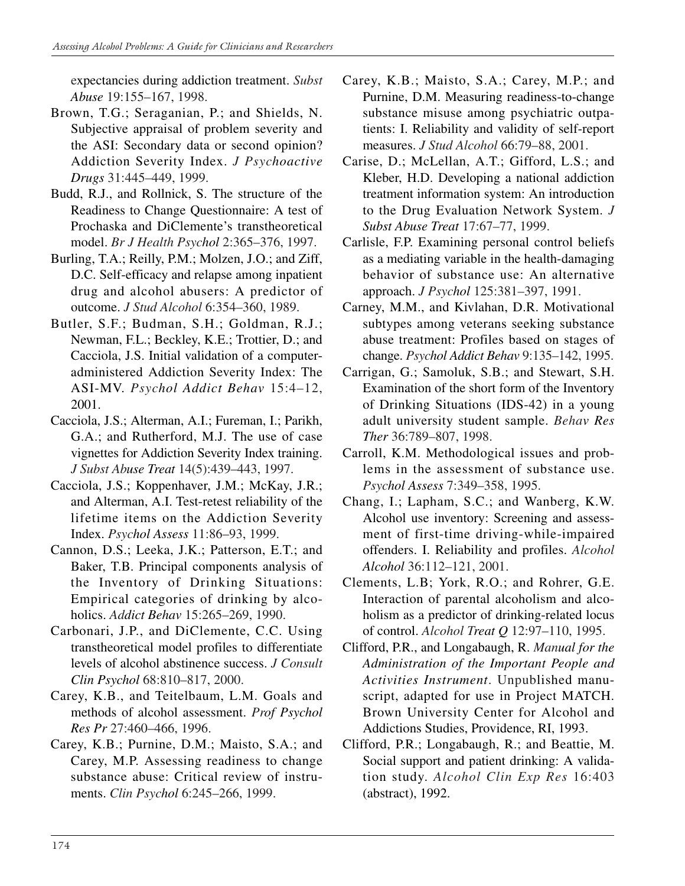expectancies during addiction treatment. *Subst Abuse* 19:155–167, 1998.

Brown, T.G.; Seraganian, P.; and Shields, N. Subjective appraisal of problem severity and the ASI: Secondary data or second opinion? Addiction Severity Index. *J Psychoactive Drugs* 31:445–449, 1999.

Budd, R.J., and Rollnick, S. The structure of the Readiness to Change Questionnaire: A test of Prochaska and DiClemente's transtheoretical model. *Br J Health Psychol* 2:365–376, 1997.

Burling, T.A.; Reilly, P.M.; Molzen, J.O.; and Ziff, D.C. Self-efficacy and relapse among inpatient drug and alcohol abusers: A predictor of outcome. *J Stud Alcohol* 6:354–360, 1989.

Butler, S.F.; Budman, S.H.; Goldman, R.J.; Newman, F.L.; Beckley, K.E.; Trottier, D.; and Cacciola, J.S. Initial validation of a computer-administered Addiction Severity Index: The ASI-MV. *Psychol Addict Behav* 15:4–12, 2001.

Cacciola, J.S.; Alterman, A.I.; Fureman, I.; Parikh, G.A.; and Rutherford, M.J. The use of case vignettes for Addiction Severity Index training. *J Subst Abuse Treat* 14(5):439–443, 1997.

Cacciola, J.S.; Koppenhaver, J.M.; McKay, J.R.; and Alterman, A.I. Test-retest reliability of the lifetime items on the Addiction Severity Index. *Psychol Assess* 11:86–93, 1999.

Cannon, D.S.; Leeka, J.K.; Patterson, E.T.; and Baker, T.B. Principal components analysis of the Inventory of Drinking Situations: Empirical categories of drinking by alcoholics. *Addict Behav* 15:265–269, 1990.

Carbonari, J.P., and DiClemente, C.C. Using transtheoretical model profiles to differentiate levels of alcohol abstinence success. *J Consult Clin Psychol* 68:810–817, 2000.

Carey, K.B., and Teitelbaum, L.M. Goals and methods of alcohol assessment. *Prof Psychol Res Pr* 27:460–466, 1996.

Carey, K.B.; Purnine, D.M.; Maisto, S.A.; and Carey, M.P. Assessing readiness to change substance abuse: Critical review of instruments. *Clin Psychol* 6:245–266, 1999.

Carey, K.B.; Maisto, S.A.; Carey, M.P.; and Purnine, D.M. Measuring readiness-to-change substance misuse among psychiatric outpatients: I. Reliability and validity of self-report measures. *J Stud Alcohol* 66:79–88, 2001.

Carise, D.; McLellan, A.T.; Gifford, L.S.; and Kleber, H.D. Developing a national addiction treatment information system: An introduction to the Drug Evaluation Network System. *J Subst Abuse Treat* 17:67–77, 1999.

Carlisle, F.P. Examining personal control beliefs as a mediating variable in the health-damaging behavior of substance use: An alternative approach. *J Psychol* 125:381–397, 1991.

Carney, M.M., and Kivlahan, D.R. Motivational subtypes among veterans seeking substance abuse treatment: Profiles based on stages of change. *Psychol Addict Behav* 9:135–142, 1995.

Carrigan, G.; Samoluk, S.B.; and Stewart, S.H. Examination of the short form of the Inventory of Drinking Situations (IDS-42) in a young adult university student sample. *Behav Res Ther* 36:789–807, 1998.

Carroll, K.M. Methodological issues and problems in the assessment of substance use. *Psychol Assess* 7:349–358, 1995.

Chang, I.; Lapham, S.C.; and Wanberg, K.W. Alcohol use inventory: Screening and assessment of first-time driving-while-impaired offenders. I. Reliability and profiles. *Alcohol Alcohol* 36:112–121, 2001.

Clements, L.B; York, R.O.; and Rohrer, G.E. Interaction of parental alcoholism and alcoholism as a predictor of drinking-related locus of control. *Alcohol Treat Q* 12:97–110, 1995.

Clifford, P.R., and Longabaugh, R. *Manual for the Administration of the Important People and Activities Instrument.* Unpublished manuscript, adapted for use in Project MATCH. Brown University Center for Alcohol and Addictions Studies, Providence, RI, 1993.

Clifford, P.R.; Longabaugh, R.; and Beattie, M. Social support and patient drinking: A validation study. *Alcohol Clin Exp Res* 16:403 (abstract), 1992.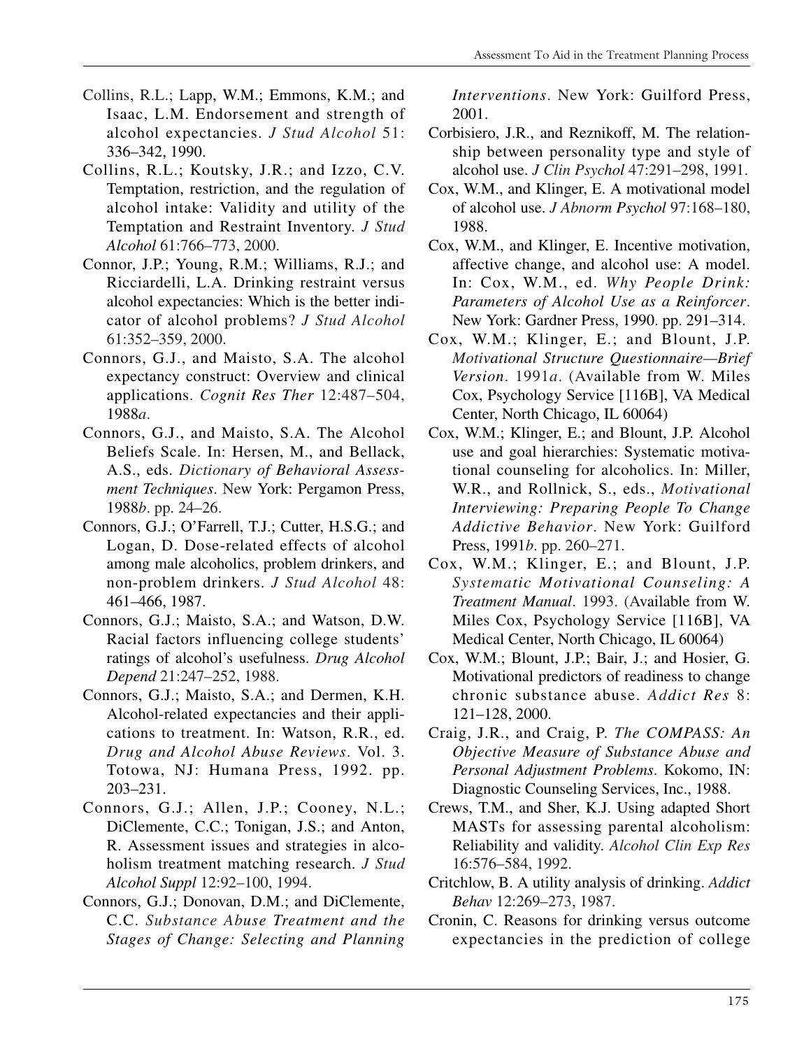Collins, R.L.; Lapp, W.M.; Emmons, K.M.; and Isaac, L.M. Endorsement and strength of alcohol expectancies. *J Stud Alcohol* 51: 336–342, 1990.

Collins, R.L.; Koutsky, J.R.; and Izzo, C.V. Temptation, restriction, and the regulation of alcohol intake: Validity and utility of the Temptation and Restraint Inventory. *J Stud Alcohol* 61:766–773, 2000.

Connor, J.P.; Young, R.M.; Williams, R.J.; and Ricciardelli, L.A. Drinking restraint versus alcohol expectancies: Which is the better indicator of alcohol problems? *J Stud Alcohol* 61:352–359, 2000.

Connors, G.J., and Maisto, S.A. The alcohol expectancy construct: Overview and clinical applications. *Cognit Res Ther* 12:487–504, 1988*a*.

Connors, G.J., and Maisto, S.A. The Alcohol Beliefs Scale. In: Hersen, M., and Bellack, A.S., eds. *Dictionary of Behavioral Assessment Techniques*. New York: Pergamon Press, 1988*b*. pp. 24–26.

Connors, G.J.; O'Farrell, T.J.; Cutter, H.S.G.; and Logan, D. Dose-related effects of alcohol among male alcoholics, problem drinkers, and non-problem drinkers. *J Stud Alcohol* 48: 461–466, 1987.

Connors, G.J.; Maisto, S.A.; and Watson, D.W. Racial factors influencing college students' ratings of alcohol's usefulness. *Drug Alcohol Depend* 21:247–252, 1988.

Connors, G.J.; Maisto, S.A.; and Dermen, K.H. Alcohol-related expectancies and their applications to treatment. In: Watson, R.R., ed. *Drug and Alcohol Abuse Reviews*. Vol. 3. Totowa, NJ: Humana Press, 1992. pp. 203–231.

Connors, G.J.; Allen, J.P.; Cooney, N.L.; DiClemente, C.C.; Tonigan, J.S.; and Anton, R. Assessment issues and strategies in alcoholism treatment matching research. *J Stud Alcohol Suppl* 12:92–100, 1994.

Connors, G.J.; Donovan, D.M.; and DiClemente, C.C. *Substance Abuse Treatment and the Stages of Change: Selecting and Planning Interventions*. New York: Guilford Press, 2001.

Corbisiero, J.R., and Reznikoff, M. The relationship between personality type and style of alcohol use. *J Clin Psychol* 47:291–298, 1991.

Cox, W.M., and Klinger, E. A motivational model of alcohol use. *J Abnorm Psychol* 97:168–180, 1988.

Cox, W.M., and Klinger, E. Incentive motivation, affective change, and alcohol use: A model. In: Cox, W.M., ed. *Why People Drink: Parameters of Alcohol Use as a Reinforcer*. New York: Gardner Press, 1990. pp. 291–314.

Cox, W.M.; Klinger, E.; and Blount, J.P. *Motivational Structure Questionnaire—Brief Version*. 1991*a*. (Available from W. Miles Cox, Psychology Service [116B], VA Medical Center, North Chicago, IL 60064)

Cox, W.M.; Klinger, E.; and Blount, J.P. Alcohol use and goal hierarchies: Systematic motivational counseling for alcoholics. In: Miller, W.R., and Rollnick, S., eds., *Motivational Interviewing: Preparing People To Change Addictive Behavior*. New York: Guilford Press, 1991*b*. pp. 260–271.

Cox, W.M.; Klinger, E.; and Blount, J.P. *Systematic Motivational Counseling: A Treatment Manual*. 1993. (Available from W. Miles Cox, Psychology Service [116B], VA Medical Center, North Chicago, IL 60064)

Cox, W.M.; Blount, J.P.; Bair, J.; and Hosier, G. Motivational predictors of readiness to change chronic substance abuse. *Addict Res* 8: 121–128, 2000.

Craig, J.R., and Craig, P. *The COMPASS: An Objective Measure of Substance Abuse and Personal Adjustment Problems*. Kokomo, IN: Diagnostic Counseling Services, Inc., 1988.

Crews, T.M., and Sher, K.J. Using adapted Short MASTs for assessing parental alcoholism: Reliability and validity. *Alcohol Clin Exp Res* 16:576–584, 1992.

Critchlow, B. A utility analysis of drinking. *Addict Behav* 12:269–273, 1987.

Cronin, C. Reasons for drinking versus outcome expectancies in the prediction of college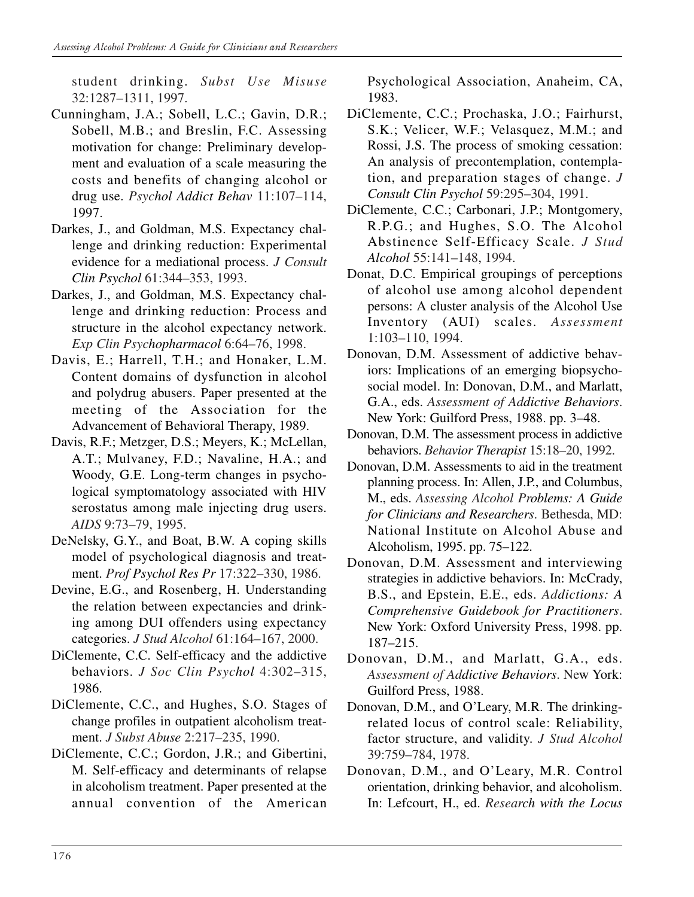student drinking. *Subst Use Misuse* 32:1287–1311, 1997.

Cunningham, J.A.; Sobell, L.C.; Gavin, D.R.; Sobell, M.B.; and Breslin, F.C. Assessing motivation for change: Preliminary development and evaluation of a scale measuring the costs and benefits of changing alcohol or drug use. *Psychol Addict Behav* 11:107–114, 1997.

Darkes, J., and Goldman, M.S. Expectancy challenge and drinking reduction: Experimental evidence for a mediational process. *J Consult Clin Psychol* 61:344–353, 1993.

Darkes, J., and Goldman, M.S. Expectancy challenge and drinking reduction: Process and structure in the alcohol expectancy network. *Exp Clin Psychopharmacol* 6:64–76, 1998.

Davis, E.; Harrell, T.H.; and Honaker, L.M. Content domains of dysfunction in alcohol and polydrug abusers. Paper presented at the meeting of the Association for the Advancement of Behavioral Therapy, 1989.

Davis, R.F.; Metzger, D.S.; Meyers, K.; McLellan, A.T.; Mulvaney, F.D.; Navaline, H.A.; and Woody, G.E. Long-term changes in psychological symptomatology associated with HIV serostatus among male injecting drug users. *AIDS* 9:73–79, 1995.

DeNelsky, G.Y., and Boat, B.W. A coping skills model of psychological diagnosis and treatment. *Prof Psychol Res Pr* 17:322–330, 1986.

Devine, E.G., and Rosenberg, H. Understanding the relation between expectancies and drinking among DUI offenders using expectancy categories. *J Stud Alcohol* 61:164–167, 2000.

DiClemente, C.C. Self-efficacy and the addictive behaviors. *J Soc Clin Psychol* 4:302–315, 1986.

DiClemente, C.C., and Hughes, S.O. Stages of change profiles in outpatient alcoholism treatment. *J Subst Abuse* 2:217–235, 1990.

DiClemente, C.C.; Gordon, J.R.; and Gibertini, M. Self-efficacy and determinants of relapse in alcoholism treatment. Paper presented at the annual convention of the American Psychological Association, Anaheim, CA, 1983.

DiClemente, C.C.; Prochaska, J.O.; Fairhurst, S.K.; Velicer, W.F.; Velasquez, M.M.; and Rossi, J.S. The process of smoking cessation: An analysis of precontemplation, contemplation, and preparation stages of change. *J Consult Clin Psychol* 59:295–304, 1991.

DiClemente, C.C.; Carbonari, J.P.; Montgomery, R.P.G.; and Hughes, S.O. The Alcohol Abstinence Self-Efficacy Scale. *J Stud Alcohol* 55:141–148, 1994.

Donat, D.C. Empirical groupings of perceptions of alcohol use among alcohol dependent persons: A cluster analysis of the Alcohol Use Inventory (AUI) scales. *Assessment* 1:103–110, 1994.

Donovan, D.M. Assessment of addictive behaviors: Implications of an emerging biopsychosocial model. In: Donovan, D.M., and Marlatt, G.A., eds. *Assessment of Addictive Behaviors*. New York: Guilford Press, 1988. pp. 3–48.

Donovan, D.M. The assessment process in addictive behaviors. *Behavior Therapist* 15:18–20, 1992.

Donovan, D.M. Assessments to aid in the treatment planning process. In: Allen, J.P., and Columbus, M., eds. *Assessing Alcohol Problems: A Guide for Clinicians and Researchers*. Bethesda, MD: National Institute on Alcohol Abuse and Alcoholism, 1995. pp. 75–122.

Donovan, D.M. Assessment and interviewing strategies in addictive behaviors. In: McCrady, B.S., and Epstein, E.E., eds. *Addictions: A Comprehensive Guidebook for Practitioners*. New York: Oxford University Press, 1998. pp. 187–215.

Donovan, D.M., and Marlatt, G.A., eds. *Assessment of Addictive Behaviors*. New York: Guilford Press, 1988.

Donovan, D.M., and O'Leary, M.R. The drinking-related locus of control scale: Reliability, factor structure, and validity. *J Stud Alcohol* 39:759–784, 1978.

Donovan, D.M., and O'Leary, M.R. Control orientation, drinking behavior, and alcoholism. In: Lefcourt, H., ed. *Research with the Locus*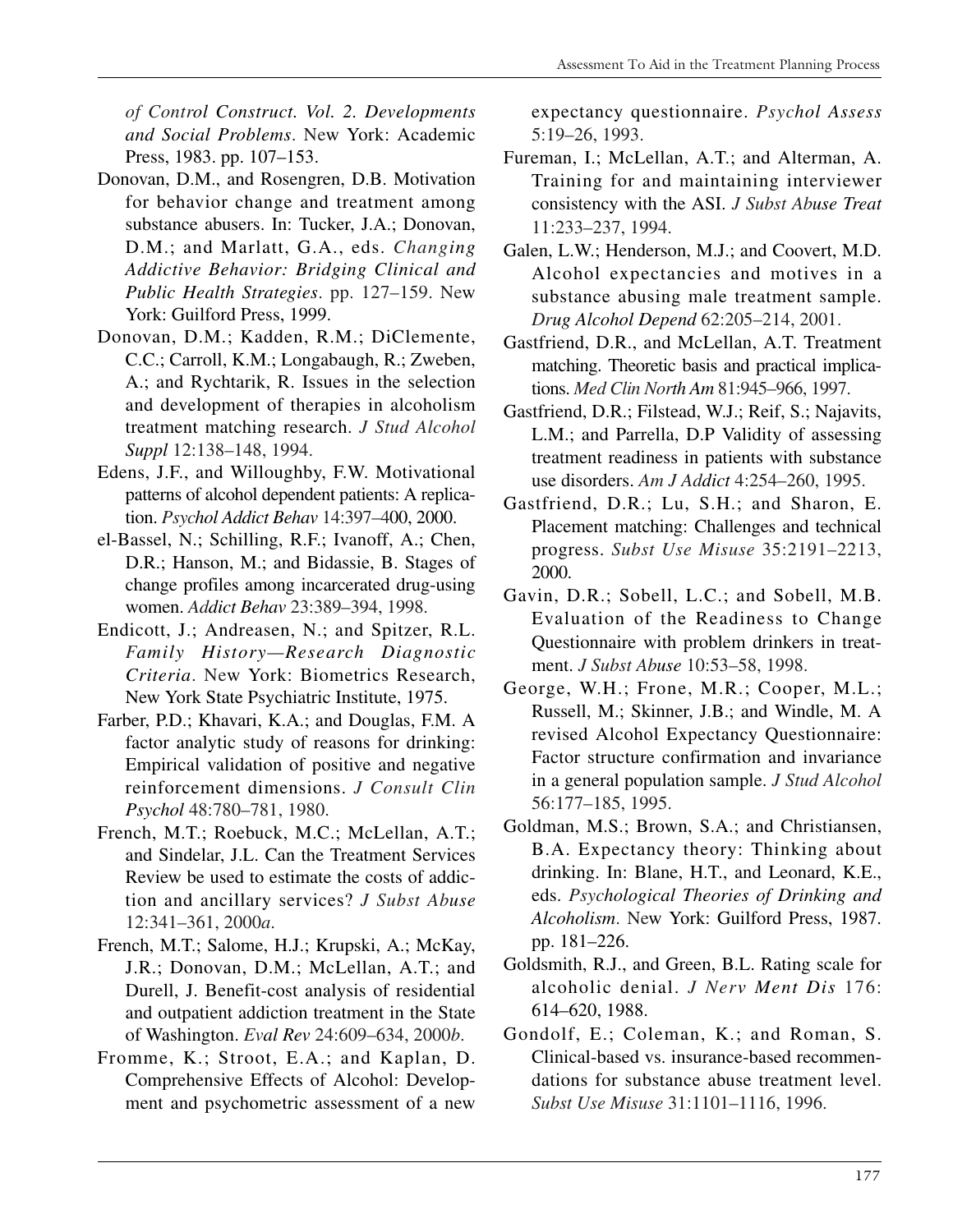*of Control Construct. Vol. 2. Developments and Social Problems*. New York: Academic Press, 1983. pp. 107–153.

Donovan, D.M., and Rosengren, D.B. Motivation for behavior change and treatment among substance abusers. In: Tucker, J.A.; Donovan, D.M.; and Marlatt, G.A., eds. *Changing Addictive Behavior: Bridging Clinical and Public Health Strategies*. pp. 127–159. New York: Guilford Press, 1999.

Donovan, D.M.; Kadden, R.M.; DiClemente, C.C.; Carroll, K.M.; Longabaugh, R.; Zweben, A.; and Rychtarik, R. Issues in the selection and development of therapies in alcoholism treatment matching research. *J Stud Alcohol Suppl* 12:138–148, 1994.

Edens, J.F., and Willoughby, F.W. Motivational patterns of alcohol dependent patients: A replication. *Psychol Addict Behav* 14:397–400, 2000.

el-Bassel, N.; Schilling, R.F.; Ivanoff, A.; Chen, D.R.; Hanson, M.; and Bidassie, B. Stages of change profiles among incarcerated drug-using women. *Addict Behav* 23:389–394, 1998.

Endicott, J.; Andreasen, N.; and Spitzer, R.L. *Family History—Research Diagnostic Criteria*. New York: Biometrics Research, New York State Psychiatric Institute, 1975.

Farber, P.D.; Khavari, K.A.; and Douglas, F.M. A factor analytic study of reasons for drinking: Empirical validation of positive and negative reinforcement dimensions. *J Consult Clin Psychol* 48:780–781, 1980.

French, M.T.; Roebuck, M.C.; McLellan, A.T.; and Sindelar, J.L. Can the Treatment Services Review be used to estimate the costs of addiction and ancillary services? *J Subst Abuse* 12:341–361, 2000*a*.

French, M.T.; Salome, H.J.; Krupski, A.; McKay, J.R.; Donovan, D.M.; McLellan, A.T.; and Durell, J. Benefit-cost analysis of residential and outpatient addiction treatment in the State of Washington. *Eval Rev* 24:609–634, 2000*b*.

Fromme, K.; Stroot, E.A.; and Kaplan, D. Comprehensive Effects of Alcohol: Development and psychometric assessment of a new expectancy questionnaire. *Psychol Assess* 5:19–26, 1993.

Fureman, I.; McLellan, A.T.; and Alterman, A. Training for and maintaining interviewer consistency with the ASI. *J Subst Abuse Treat* 11:233–237, 1994.

Galen, L.W.; Henderson, M.J.; and Coovert, M.D. Alcohol expectancies and motives in a substance abusing male treatment sample. *Drug Alcohol Depend* 62:205–214, 2001.

Gastfriend, D.R., and McLellan, A.T. Treatment matching. Theoretic basis and practical implications. *Med Clin North Am* 81:945–966, 1997.

Gastfriend, D.R.; Filstead, W.J.; Reif, S.; Najavits, L.M.; and Parrella, D.P Validity of assessing treatment readiness in patients with substance use disorders. *Am J Addict* 4:254–260, 1995.

Gastfriend, D.R.; Lu, S.H.; and Sharon, E. Placement matching: Challenges and technical progress. *Subst Use Misuse* 35:2191–2213, 2000.

Gavin, D.R.; Sobell, L.C.; and Sobell, M.B. Evaluation of the Readiness to Change Questionnaire with problem drinkers in treatment. *J Subst Abuse* 10:53–58, 1998.

George, W.H.; Frone, M.R.; Cooper, M.L.; Russell, M.; Skinner, J.B.; and Windle, M. A revised Alcohol Expectancy Questionnaire: Factor structure confirmation and invariance in a general population sample. *J Stud Alcohol* 56:177–185, 1995.

Goldman, M.S.; Brown, S.A.; and Christiansen, B.A. Expectancy theory: Thinking about drinking. In: Blane, H.T., and Leonard, K.E., eds. *Psychological Theories of Drinking and Alcoholism*. New York: Guilford Press, 1987. pp. 181–226.

Goldsmith, R.J., and Green, B.L. Rating scale for alcoholic denial. *J Nerv Ment Dis* 176: 614–620, 1988.

Gondolf, E.; Coleman, K.; and Roman, S. Clinical-based vs. insurance-based recommendations for substance abuse treatment level. *Subst Use Misuse* 31:1101–1116, 1996.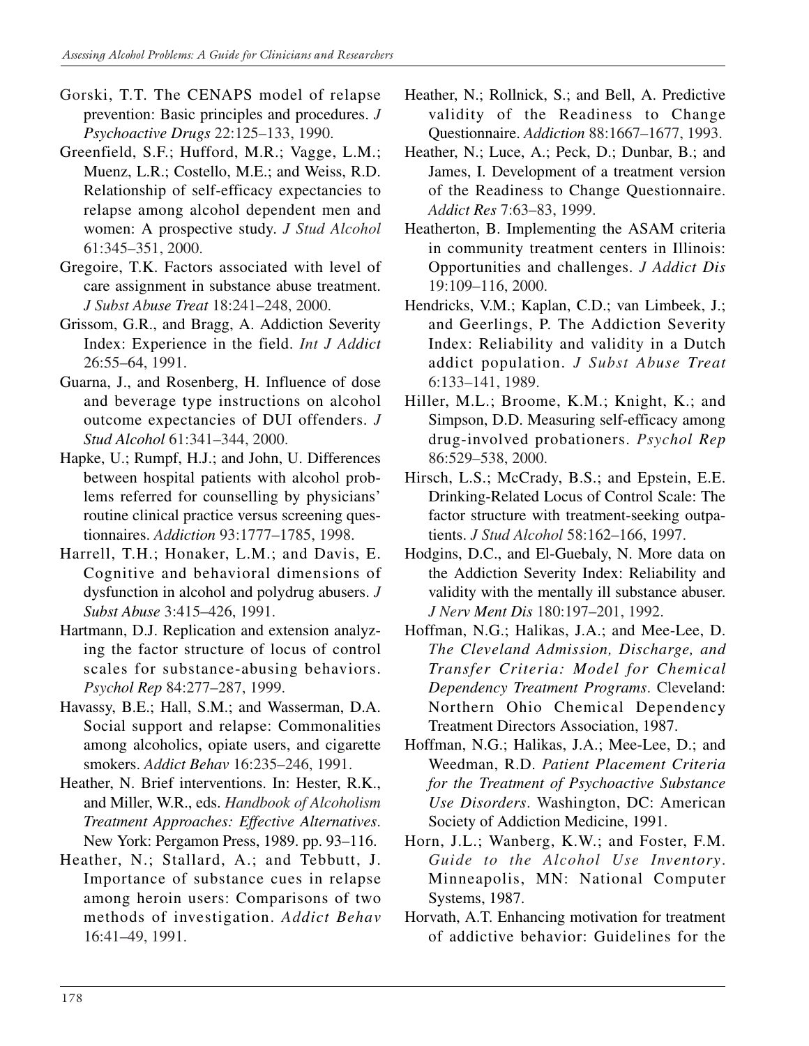Gorski, T.T. The CENAPS model of relapse prevention: Basic principles and procedures. *J Psychoactive Drugs* 22:125–133, 1990.

Greenfield, S.F.; Hufford, M.R.; Vagge, L.M.; Muenz, L.R.; Costello, M.E.; and Weiss, R.D. Relationship of self-efficacy expectancies to relapse among alcohol dependent men and women: A prospective study. *J Stud Alcohol* 61:345–351, 2000.

Gregoire, T.K. Factors associated with level of care assignment in substance abuse treatment. *J Subst Abuse Treat* 18:241–248, 2000.

Grissom, G.R., and Bragg, A. Addiction Severity Index: Experience in the field. *Int J Addict* 26:55–64, 1991.

Guarna, J., and Rosenberg, H. Influence of dose and beverage type instructions on alcohol outcome expectancies of DUI offenders. *J Stud Alcohol* 61:341–344, 2000.

Hapke, U.; Rumpf, H.J.; and John, U. Differences between hospital patients with alcohol problems referred for counselling by physicians' routine clinical practice versus screening questionnaires. *Addiction* 93:1777–1785, 1998.

Harrell, T.H.; Honaker, L.M.; and Davis, E. Cognitive and behavioral dimensions of dysfunction in alcohol and polydrug abusers. *J Subst Abuse* 3:415–426, 1991.

Hartmann, D.J. Replication and extension analyzing the factor structure of locus of control scales for substance-abusing behaviors. *Psychol Rep* 84:277–287, 1999.

Havassy, B.E.; Hall, S.M.; and Wasserman, D.A. Social support and relapse: Commonalities among alcoholics, opiate users, and cigarette smokers. *Addict Behav* 16:235–246, 1991.

Heather, N. Brief interventions. In: Hester, R.K., and Miller, W.R., eds. *Handbook of Alcoholism Treatment Approaches: Effective Alternatives.* New York: Pergamon Press, 1989. pp. 93–116.

Heather, N.; Stallard, A.; and Tebbutt, J. Importance of substance cues in relapse among heroin users: Comparisons of two methods of investigation. *Addict Behav* 16:41–49, 1991.

Heather, N.; Rollnick, S.; and Bell, A. Predictive validity of the Readiness to Change Questionnaire. *Addiction* 88:1667–1677, 1993.

Heather, N.; Luce, A.; Peck, D.; Dunbar, B.; and James, I. Development of a treatment version of the Readiness to Change Questionnaire. *Addict Res* 7:63–83, 1999.

Heatherton, B. Implementing the ASAM criteria in community treatment centers in Illinois: Opportunities and challenges. *J Addict Dis* 19:109–116, 2000.

Hendricks, V.M.; Kaplan, C.D.; van Limbeek, J.; and Geerlings, P. The Addiction Severity Index: Reliability and validity in a Dutch addict population. *J Subst Abuse Treat* 6:133–141, 1989.

Hiller, M.L.; Broome, K.M.; Knight, K.; and Simpson, D.D. Measuring self-efficacy among drug-involved probationers. *Psychol Rep* 86:529–538, 2000.

Hirsch, L.S.; McCrady, B.S.; and Epstein, E.E. Drinking-Related Locus of Control Scale: The factor structure with treatment-seeking outpatients. *J Stud Alcohol* 58:162–166, 1997.

Hodgins, D.C., and El-Guebaly, N. More data on the Addiction Severity Index: Reliability and validity with the mentally ill substance abuser. *J Nerv Ment Dis* 180:197–201, 1992.

Hoffman, N.G.; Halikas, J.A.; and Mee-Lee, D. *The Cleveland Admission, Discharge, and Transfer Criteria: Model for Chemical Dependency Treatment Programs.* Cleveland: Northern Ohio Chemical Dependency Treatment Directors Association, 1987.

Hoffman, N.G.; Halikas, J.A.; Mee-Lee, D.; and Weedman, R.D. *Patient Placement Criteria for the Treatment of Psychoactive Substance Use Disorders.* Washington, DC: American Society of Addiction Medicine, 1991.

Horn, J.L.; Wanberg, K.W.; and Foster, F.M. *Guide to the Alcohol Use Inventory*. Minneapolis, MN: National Computer Systems, 1987.

Horvath, A.T. Enhancing motivation for treatment of addictive behavior: Guidelines for the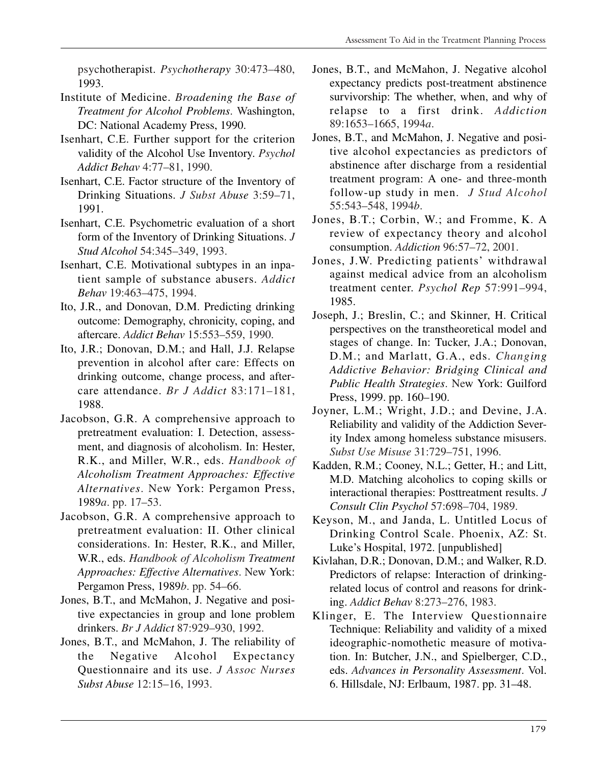psychotherapist. *Psychotherapy* 30:473–480, 1993.

Institute of Medicine. *Broadening the Base of Treatment for Alcohol Problems*. Washington, DC: National Academy Press, 1990.

Isenhart, C.E. Further support for the criterion validity of the Alcohol Use Inventory. *Psychol Addict Behav* 4:77–81, 1990.

Isenhart, C.E. Factor structure of the Inventory of Drinking Situations. *J Subst Abuse* 3:59–71, 1991.

Isenhart, C.E. Psychometric evaluation of a short form of the Inventory of Drinking Situations. *J Stud Alcohol* 54:345–349, 1993.

Isenhart, C.E. Motivational subtypes in an inpatient sample of substance abusers. *Addict Behav* 19:463–475, 1994.

Ito, J.R., and Donovan, D.M. Predicting drinking outcome: Demography, chronicity, coping, and aftercare. *Addict Behav* 15:553–559, 1990.

Ito, J.R.; Donovan, D.M.; and Hall, J.J. Relapse prevention in alcohol after care: Effects on drinking outcome, change process, and aftercare attendance. *Br J Addict* 83:171–181, 1988.

Jacobson, G.R. A comprehensive approach to pretreatment evaluation: I. Detection, assessment, and diagnosis of alcoholism. In: Hester, R.K., and Miller, W.R., eds. *Handbook of Alcoholism Treatment Approaches: Effective Alternatives*. New York: Pergamon Press, 1989*a*. pp. 17–53.

Jacobson, G.R. A comprehensive approach to pretreatment evaluation: II. Other clinical considerations. In: Hester, R.K., and Miller, W.R., eds. *Handbook of Alcoholism Treatment Approaches: Effective Alternatives*. New York: Pergamon Press, 1989*b*. pp. 54–66.

Jones, B.T., and McMahon, J. Negative and positive expectancies in group and lone problem drinkers. *Br J Addict* 87:929–930, 1992.

Jones, B.T., and McMahon, J. The reliability of the Negative Alcohol Expectancy Questionnaire and its use. *J Assoc Nurses Subst Abuse* 12:15–16, 1993.

Jones, B.T., and McMahon, J. Negative alcohol expectancy predicts post-treatment abstinence survivorship: The whether, when, and why of relapse to a first drink. *Addiction* 89:1653–1665, 1994*a*.

Jones, B.T., and McMahon, J. Negative and positive alcohol expectancies as predictors of abstinence after discharge from a residential treatment program: A one- and three-month follow-up study in men. *J Stud Alcohol* 55:543–548, 1994*b*.

Jones, B.T.; Corbin, W.; and Fromme, K. A review of expectancy theory and alcohol consumption. *Addiction* 96:57–72, 2001.

Jones, J.W. Predicting patients' withdrawal against medical advice from an alcoholism treatment center. *Psychol Rep* 57:991–994, 1985.

Joseph, J.; Breslin, C.; and Skinner, H. Critical perspectives on the transtheoretical model and stages of change. In: Tucker, J.A.; Donovan, D.M.; and Marlatt, G.A., eds. *Changing Addictive Behavior: Bridging Clinical and Public Health Strategies*. New York: Guilford Press, 1999. pp. 160–190.

Joyner, L.M.; Wright, J.D.; and Devine, J.A. Reliability and validity of the Addiction Severity Index among homeless substance misusers. *Subst Use Misuse* 31:729–751, 1996.

Kadden, R.M.; Cooney, N.L.; Getter, H.; and Litt, M.D. Matching alcoholics to coping skills or interactional therapies: Posttreatment results. *J Consult Clin Psychol* 57:698–704, 1989.

Keyson, M., and Janda, L. Untitled Locus of Drinking Control Scale. Phoenix, AZ: St. Luke's Hospital, 1972. [unpublished]

Kivlahan, D.R.; Donovan, D.M.; and Walker, R.D. Predictors of relapse: Interaction of drinking-related locus of control and reasons for drinking. *Addict Behav* 8:273–276, 1983.

Klinger, E. The Interview Questionnaire Technique: Reliability and validity of a mixed ideographic-nomothetic measure of motivation. In: Butcher, J.N., and Spielberger, C.D., eds. *Advances in Personality Assessment*. Vol. 6. Hillsdale, NJ: Erlbaum, 1987. pp. 31–48.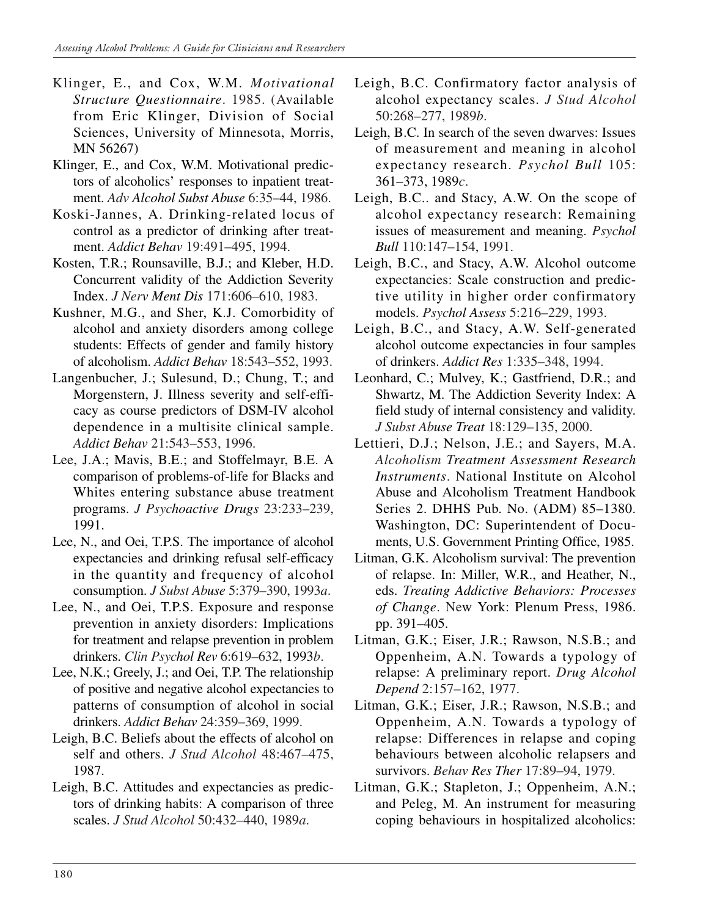Klinger, E., and Cox, W.M. *Motivational Structure Questionnaire*. 1985. (Available from Eric Klinger, Division of Social Sciences, University of Minnesota, Morris, MN 56267)

Klinger, E., and Cox, W.M. Motivational predictors of alcoholics' responses to inpatient treatment. *Adv Alcohol Subst Abuse* 6:35–44, 1986.

Koski-Jannes, A. Drinking-related locus of control as a predictor of drinking after treatment. *Addict Behav* 19:491–495, 1994.

Kosten, T.R.; Rounsaville, B.J.; and Kleber, H.D. Concurrent validity of the Addiction Severity Index. *J Nerv Ment Dis* 171:606–610, 1983.

Kushner, M.G., and Sher, K.J. Comorbidity of alcohol and anxiety disorders among college students: Effects of gender and family history of alcoholism. *Addict Behav* 18:543–552, 1993.

Langenbucher, J.; Sulesund, D.; Chung, T.; and Morgenstern, J. Illness severity and self-efficacy as course predictors of DSM-IV alcohol dependence in a multisite clinical sample. *Addict Behav* 21:543–553, 1996.

Lee, J.A.; Mavis, B.E.; and Stoffelmayr, B.E. A comparison of problems-of-life for Blacks and Whites entering substance abuse treatment programs. *J Psychoactive Drugs* 23:233–239, 1991.

Lee, N., and Oei, T.P.S. The importance of alcohol expectancies and drinking refusal self-efficacy in the quantity and frequency of alcohol consumption. *J Subst Abuse* 5:379–390, 1993*a*.

Lee, N., and Oei, T.P.S. Exposure and response prevention in anxiety disorders: Implications for treatment and relapse prevention in problem drinkers. *Clin Psychol Rev* 6:619–632, 1993*b*.

Lee, N.K.; Greely, J.; and Oei, T.P. The relationship of positive and negative alcohol expectancies to patterns of consumption of alcohol in social drinkers. *Addict Behav* 24:359–369, 1999.

Leigh, B.C. Beliefs about the effects of alcohol on self and others. *J Stud Alcohol* 48:467–475, 1987.

Leigh, B.C. Attitudes and expectancies as predictors of drinking habits: A comparison of three scales. *J Stud Alcohol* 50:432–440, 1989*a*.

Leigh, B.C. Confirmatory factor analysis of alcohol expectancy scales. *J Stud Alcohol* 50:268–277, 1989*b*.

Leigh, B.C. In search of the seven dwarves: Issues of measurement and meaning in alcohol expectancy research. *Psychol Bull* 105: 361–373, 1989*c*.

Leigh, B.C.. and Stacy, A.W. On the scope of alcohol expectancy research: Remaining issues of measurement and meaning. *Psychol Bull* 110:147–154, 1991.

Leigh, B.C., and Stacy, A.W. Alcohol outcome expectancies: Scale construction and predictive utility in higher order confirmatory models. *Psychol Assess* 5:216–229, 1993.

Leigh, B.C., and Stacy, A.W. Self-generated alcohol outcome expectancies in four samples of drinkers. *Addict Res* 1:335–348, 1994.

Leonhard, C.; Mulvey, K.; Gastfriend, D.R.; and Shwartz, M. The Addiction Severity Index: A field study of internal consistency and validity. *J Subst Abuse Treat* 18:129–135, 2000.

Lettieri, D.J.; Nelson, J.E.; and Sayers, M.A. *Alcoholism Treatment Assessment Research Instruments*. National Institute on Alcohol Abuse and Alcoholism Treatment Handbook Series 2. DHHS Pub. No. (ADM) 85–1380. Washington, DC: Superintendent of Documents, U.S. Government Printing Office, 1985.

Litman, G.K. Alcoholism survival: The prevention of relapse. In: Miller, W.R., and Heather, N., eds. *Treating Addictive Behaviors: Processes of Change*. New York: Plenum Press, 1986. pp. 391–405.

Litman, G.K.; Eiser, J.R.; Rawson, N.S.B.; and Oppenheim, A.N. Towards a typology of relapse: A preliminary report. *Drug Alcohol Depend* 2:157–162, 1977.

Litman, G.K.; Eiser, J.R.; Rawson, N.S.B.; and Oppenheim, A.N. Towards a typology of relapse: Differences in relapse and coping behaviours between alcoholic relapsers and survivors. *Behav Res Ther* 17:89–94, 1979.

Litman, G.K.; Stapleton, J.; Oppenheim, A.N.; and Peleg, M. An instrument for measuring coping behaviours in hospitalized alcoholics: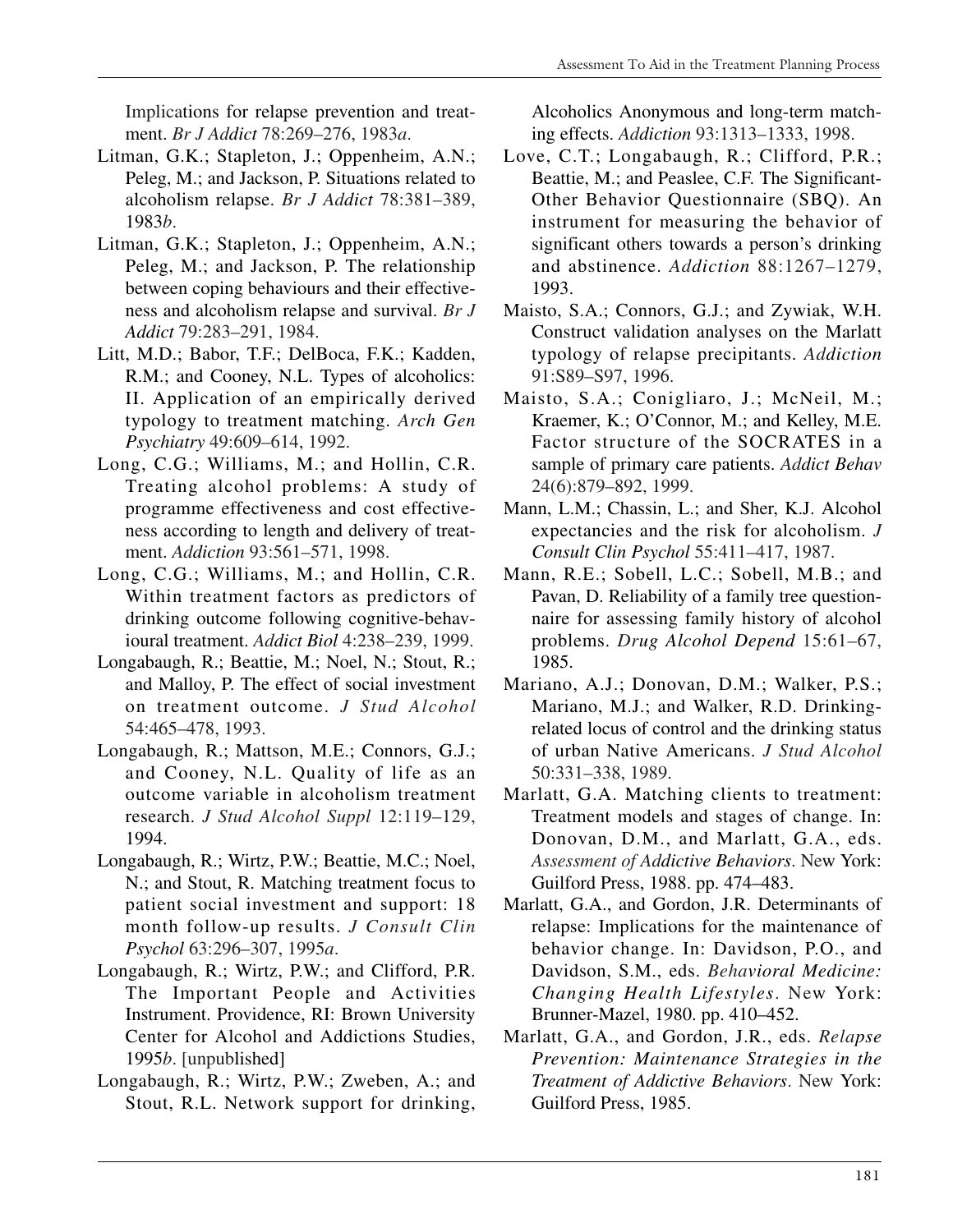Implications for relapse prevention and treatment. *Br J Addict* 78:269–276, 1983*a*.

Litman, G.K.; Stapleton, J.; Oppenheim, A.N.; Peleg, M.; and Jackson, P. Situations related to alcoholism relapse. *Br J Addict* 78:381–389, 1983*b*.

Litman, G.K.; Stapleton, J.; Oppenheim, A.N.; Peleg, M.; and Jackson, P. The relationship between coping behaviours and their effectiveness and alcoholism relapse and survival. *Br J Addict* 79:283–291, 1984.

Litt, M.D.; Babor, T.F.; DelBoca, F.K.; Kadden, R.M.; and Cooney, N.L. Types of alcoholics: II. Application of an empirically derived typology to treatment matching. *Arch Gen Psychiatry* 49:609–614, 1992.

Long, C.G.; Williams, M.; and Hollin, C.R. Treating alcohol problems: A study of programme effectiveness and cost effectiveness according to length and delivery of treatment. *Addiction* 93:561–571, 1998.

Long, C.G.; Williams, M.; and Hollin, C.R. Within treatment factors as predictors of drinking outcome following cognitive-behavioural treatment. *Addict Biol* 4:238–239, 1999.

Longabaugh, R.; Beattie, M.; Noel, N.; Stout, R.; and Malloy, P. The effect of social investment on treatment outcome. *J Stud Alcohol* 54:465–478, 1993.

Longabaugh, R.; Mattson, M.E.; Connors, G.J.; and Cooney, N.L. Quality of life as an outcome variable in alcoholism treatment research. *J Stud Alcohol Suppl* 12:119–129, 1994.

Longabaugh, R.; Wirtz, P.W.; Beattie, M.C.; Noel, N.; and Stout, R. Matching treatment focus to patient social investment and support: 18 month follow-up results. *J Consult Clin Psychol* 63:296–307, 1995*a*.

Longabaugh, R.; Wirtz, P.W.; and Clifford, P.R. The Important People and Activities Instrument. Providence, RI: Brown University Center for Alcohol and Addictions Studies, 1995*b*. [unpublished]

Longabaugh, R.; Wirtz, P.W.; Zweben, A.; and Stout, R.L. Network support for drinking, Alcoholics Anonymous and long-term matching effects. *Addiction* 93:1313–1333, 1998.

Love, C.T.; Longabaugh, R.; Clifford, P.R.; Beattie, M.; and Peaslee, C.F. The Significant-Other Behavior Questionnaire (SBQ). An instrument for measuring the behavior of significant others towards a person's drinking and abstinence. *Addiction* 88:1267–1279, 1993.

Maisto, S.A.; Connors, G.J.; and Zywiak, W.H. Construct validation analyses on the Marlatt typology of relapse precipitants. *Addiction* 91:S89–S97, 1996.

Maisto, S.A.; Conigliaro, J.; McNeil, M.; Kraemer, K.; O'Connor, M.; and Kelley, M.E. Factor structure of the SOCRATES in a sample of primary care patients. *Addict Behav* 24(6):879–892, 1999.

Mann, L.M.; Chassin, L.; and Sher, K.J. Alcohol expectancies and the risk for alcoholism. *J Consult Clin Psychol* 55:411–417, 1987.

Mann, R.E.; Sobell, L.C.; Sobell, M.B.; and Pavan, D. Reliability of a family tree questionnaire for assessing family history of alcohol problems. *Drug Alcohol Depend* 15:61–67, 1985.

Mariano, A.J.; Donovan, D.M.; Walker, P.S.; Mariano, M.J.; and Walker, R.D. Drinking-related locus of control and the drinking status of urban Native Americans. *J Stud Alcohol* 50:331–338, 1989.

Marlatt, G.A. Matching clients to treatment: Treatment models and stages of change. In: Donovan, D.M., and Marlatt, G.A., eds. *Assessment of Addictive Behaviors*. New York: Guilford Press, 1988. pp. 474–483.

Marlatt, G.A., and Gordon, J.R. Determinants of relapse: Implications for the maintenance of behavior change. In: Davidson, P.O., and Davidson, S.M., eds. *Behavioral Medicine: Changing Health Lifestyles*. New York: Brunner-Mazel, 1980. pp. 410–452.

Marlatt, G.A., and Gordon, J.R., eds. *Relapse Prevention: Maintenance Strategies in the Treatment of Addictive Behaviors*. New York: Guilford Press, 1985.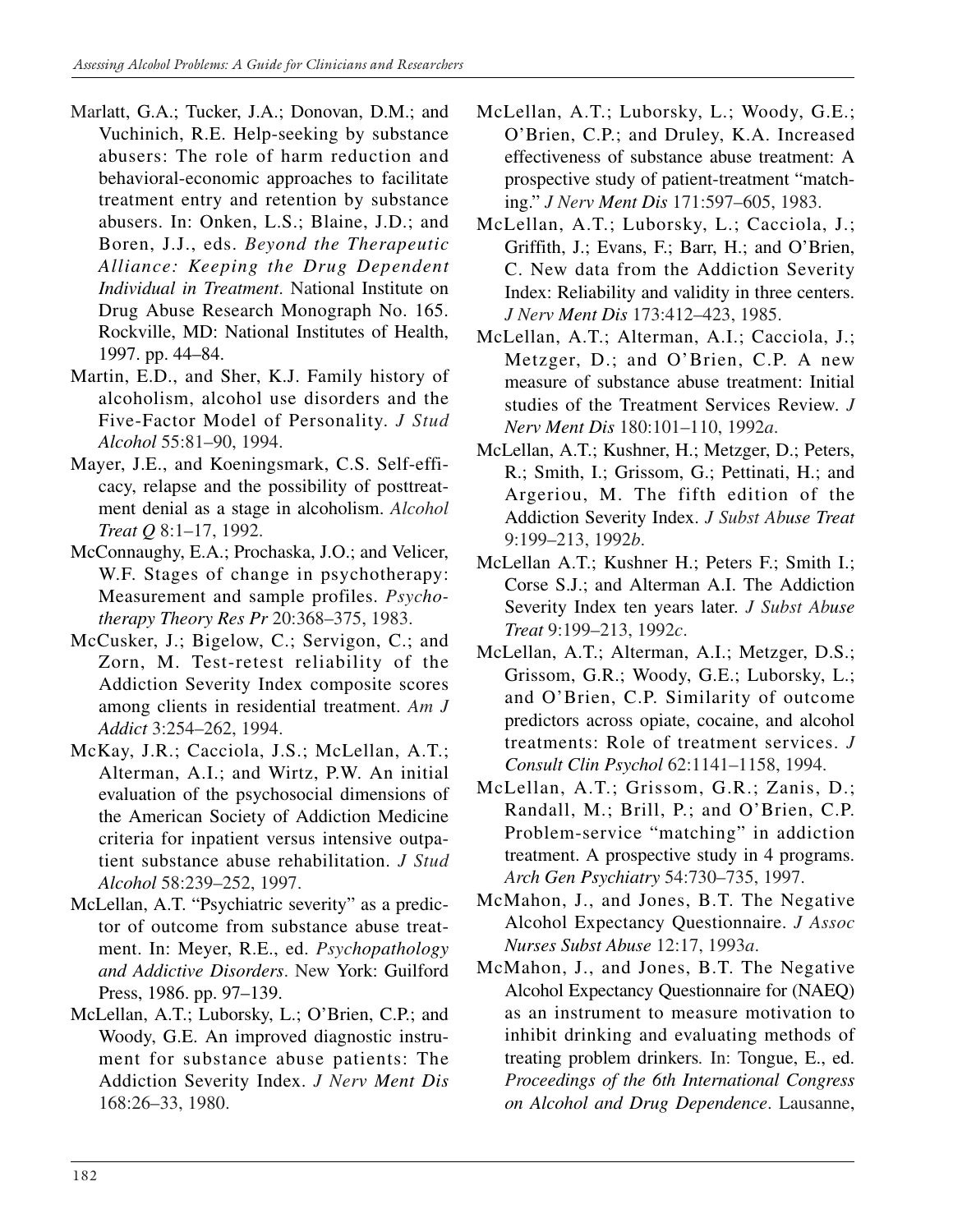Marlatt, G.A.; Tucker, J.A.; Donovan, D.M.; and Vuchinich, R.E. Help-seeking by substance abusers: The role of harm reduction and behavioral-economic approaches to facilitate treatment entry and retention by substance abusers. In: Onken, L.S.; Blaine, J.D.; and Boren, J.J., eds. *Beyond the Therapeutic Alliance: Keeping the Drug Dependent Individual in Treatment*. National Institute on Drug Abuse Research Monograph No. 165. Rockville, MD: National Institutes of Health, 1997. pp. 44–84.

Martin, E.D., and Sher, K.J. Family history of alcoholism, alcohol use disorders and the Five-Factor Model of Personality. *J Stud Alcohol* 55:81–90, 1994.

Mayer, J.E., and Koeningsmark, C.S. Self-efficacy, relapse and the possibility of posttreatment denial as a stage in alcoholism. *Alcohol Treat Q* 8:1–17, 1992.

McConnaughy, E.A.; Prochaska, J.O.; and Velicer, W.F. Stages of change in psychotherapy: Measurement and sample profiles. *Psychotherapy Theory Res Pr* 20:368–375, 1983.

McCusker, J.; Bigelow, C.; Servigon, C.; and Zorn, M. Test-retest reliability of the Addiction Severity Index composite scores among clients in residential treatment. *Am J Addict* 3:254–262, 1994.

McKay, J.R.; Cacciola, J.S.; McLellan, A.T.; Alterman, A.I.; and Wirtz, P.W. An initial evaluation of the psychosocial dimensions of the American Society of Addiction Medicine criteria for inpatient versus intensive outpatient substance abuse rehabilitation. *J Stud Alcohol* 58:239–252, 1997.

McLellan, A.T. "Psychiatric severity" as a predictor of outcome from substance abuse treatment. In: Meyer, R.E., ed. *Psychopathology and Addictive Disorders*. New York: Guilford Press, 1986. pp. 97–139.

McLellan, A.T.; Luborsky, L.; O'Brien, C.P.; and Woody, G.E. An improved diagnostic instrument for substance abuse patients: The Addiction Severity Index. *J Nerv Ment Dis* 168:26–33, 1980.

McLellan, A.T.; Luborsky, L.; Woody, G.E.; O'Brien, C.P.; and Druley, K.A. Increased effectiveness of substance abuse treatment: A prospective study of patient-treatment "matching." *J Nerv Ment Dis* 171:597–605, 1983.

McLellan, A.T.; Luborsky, L.; Cacciola, J.; Griffith, J.; Evans, F.; Barr, H.; and O'Brien, C. New data from the Addiction Severity Index: Reliability and validity in three centers. *J Nerv Ment Dis* 173:412–423, 1985.

McLellan, A.T.; Alterman, A.I.; Cacciola, J.; Metzger, D.; and O'Brien, C.P. A new measure of substance abuse treatment: Initial studies of the Treatment Services Review. *J Nerv Ment Dis* 180:101–110, 1992*a*.

McLellan, A.T.; Kushner, H.; Metzger, D.; Peters, R.; Smith, I.; Grissom, G.; Pettinati, H.; and Argeriou, M. The fifth edition of the Addiction Severity Index. *J Subst Abuse Treat* 9:199–213, 1992*b*.

McLellan A.T.; Kushner H.; Peters F.; Smith I.; Corse S.J.; and Alterman A.I. The Addiction Severity Index ten years later. *J Subst Abuse Treat* 9:199–213, 1992*c*.

McLellan, A.T.; Alterman, A.I.; Metzger, D.S.; Grissom, G.R.; Woody, G.E.; Luborsky, L.; and O'Brien, C.P. Similarity of outcome predictors across opiate, cocaine, and alcohol treatments: Role of treatment services. *J Consult Clin Psychol* 62:1141–1158, 1994.

McLellan, A.T.; Grissom, G.R.; Zanis, D.; Randall, M.; Brill, P.; and O'Brien, C.P. Problem-service "matching" in addiction treatment. A prospective study in 4 programs. *Arch Gen Psychiatry* 54:730–735, 1997.

McMahon, J., and Jones, B.T. The Negative Alcohol Expectancy Questionnaire. *J Assoc Nurses Subst Abuse* 12:17, 1993*a*.

McMahon, J., and Jones, B.T. The Negative Alcohol Expectancy Questionnaire for (NAEQ) as an instrument to measure motivation to inhibit drinking and evaluating methods of treating problem drinkers. In: Tongue, E., ed. *Proceedings of the 6th International Congress on Alcohol and Drug Dependence*. Lausanne,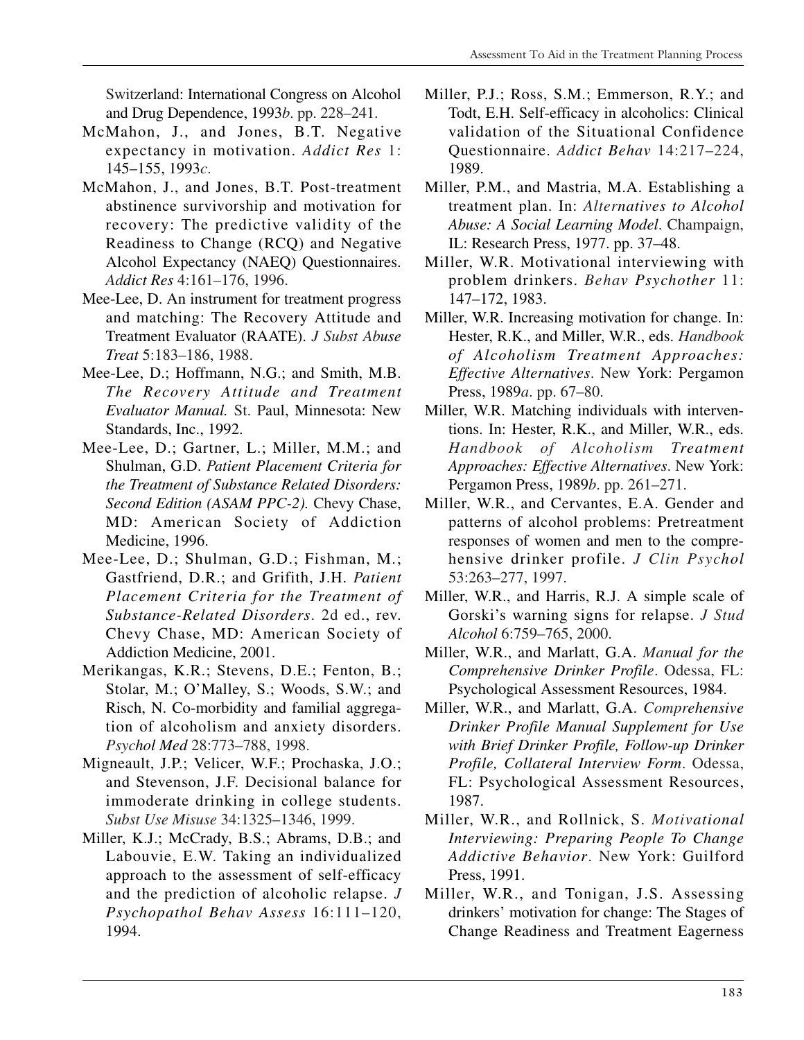Switzerland: International Congress on Alcohol and Drug Dependence, 1993*b*. pp. 228–241.

McMahon, J., and Jones, B.T. Negative expectancy in motivation. *Addict Res* 1: 145–155, 1993*c*.

McMahon, J., and Jones, B.T. Post-treatment abstinence survivorship and motivation for recovery: The predictive validity of the Readiness to Change (RCQ) and Negative Alcohol Expectancy (NAEQ) Questionnaires. *Addict Res* 4:161–176, 1996.

Mee-Lee, D. An instrument for treatment progress and matching: The Recovery Attitude and Treatment Evaluator (RAATE). *J Subst Abuse Treat* 5:183–186, 1988.

Mee-Lee, D.; Hoffmann, N.G.; and Smith, M.B. *The Recovery Attitude and Treatment Evaluator Manual.* St. Paul, Minnesota: New Standards, Inc., 1992.

Mee-Lee, D.; Gartner, L.; Miller, M.M.; and Shulman, G.D. *Patient Placement Criteria for the Treatment of Substance Related Disorders: Second Edition (ASAM PPC-2).* Chevy Chase, MD: American Society of Addiction Medicine, 1996.

Mee-Lee, D.; Shulman, G.D.; Fishman, M.; Gastfriend, D.R.; and Grifith, J.H. *Patient Placement Criteria for the Treatment of Substance-Related Disorders*. 2d ed., rev. Chevy Chase, MD: American Society of Addiction Medicine, 2001.

Merikangas, K.R.; Stevens, D.E.; Fenton, B.; Stolar, M.; O'Malley, S.; Woods, S.W.; and Risch, N. Co-morbidity and familial aggregation of alcoholism and anxiety disorders. *Psychol Med* 28:773–788, 1998.

Migneault, J.P.; Velicer, W.F.; Prochaska, J.O.; and Stevenson, J.F. Decisional balance for immoderate drinking in college students. *Subst Use Misuse* 34:1325–1346, 1999.

Miller, K.J.; McCrady, B.S.; Abrams, D.B.; and Labouvie, E.W. Taking an individualized approach to the assessment of self-efficacy and the prediction of alcoholic relapse. *J Psychopathol Behav Assess* 16:111–120, 1994.

Miller, P.J.; Ross, S.M.; Emmerson, R.Y.; and Todt, E.H. Self-efficacy in alcoholics: Clinical validation of the Situational Confidence Questionnaire. *Addict Behav* 14:217–224, 1989.

Miller, P.M., and Mastria, M.A. Establishing a treatment plan. In: *Alternatives to Alcohol Abuse: A Social Learning Model*. Champaign, IL: Research Press, 1977. pp. 37–48.

Miller, W.R. Motivational interviewing with problem drinkers. *Behav Psychother* 11: 147–172, 1983.

Miller, W.R. Increasing motivation for change. In: Hester, R.K., and Miller, W.R., eds. *Handbook of Alcoholism Treatment Approaches: Effective Alternatives*. New York: Pergamon Press, 1989*a*. pp. 67–80.

Miller, W.R. Matching individuals with interventions. In: Hester, R.K., and Miller, W.R., eds. *Handbook of Alcoholism Treatment Approaches: Effective Alternatives*. New York: Pergamon Press, 1989*b*. pp. 261–271.

Miller, W.R., and Cervantes, E.A. Gender and patterns of alcohol problems: Pretreatment responses of women and men to the comprehensive drinker profile. *J Clin Psychol* 53:263–277, 1997.

Miller, W.R., and Harris, R.J. A simple scale of Gorski's warning signs for relapse. *J Stud Alcohol* 6:759–765, 2000.

Miller, W.R., and Marlatt, G.A. *Manual for the Comprehensive Drinker Profile*. Odessa, FL: Psychological Assessment Resources, 1984.

Miller, W.R., and Marlatt, G.A. *Comprehensive Drinker Profile Manual Supplement for Use with Brief Drinker Profile, Follow-up Drinker Profile, Collateral Interview Form*. Odessa, FL: Psychological Assessment Resources, 1987.

Miller, W.R., and Rollnick, S. *Motivational Interviewing: Preparing People To Change Addictive Behavior*. New York: Guilford Press, 1991.

Miller, W.R., and Tonigan, J.S. Assessing drinkers' motivation for change: The Stages of Change Readiness and Treatment Eagerness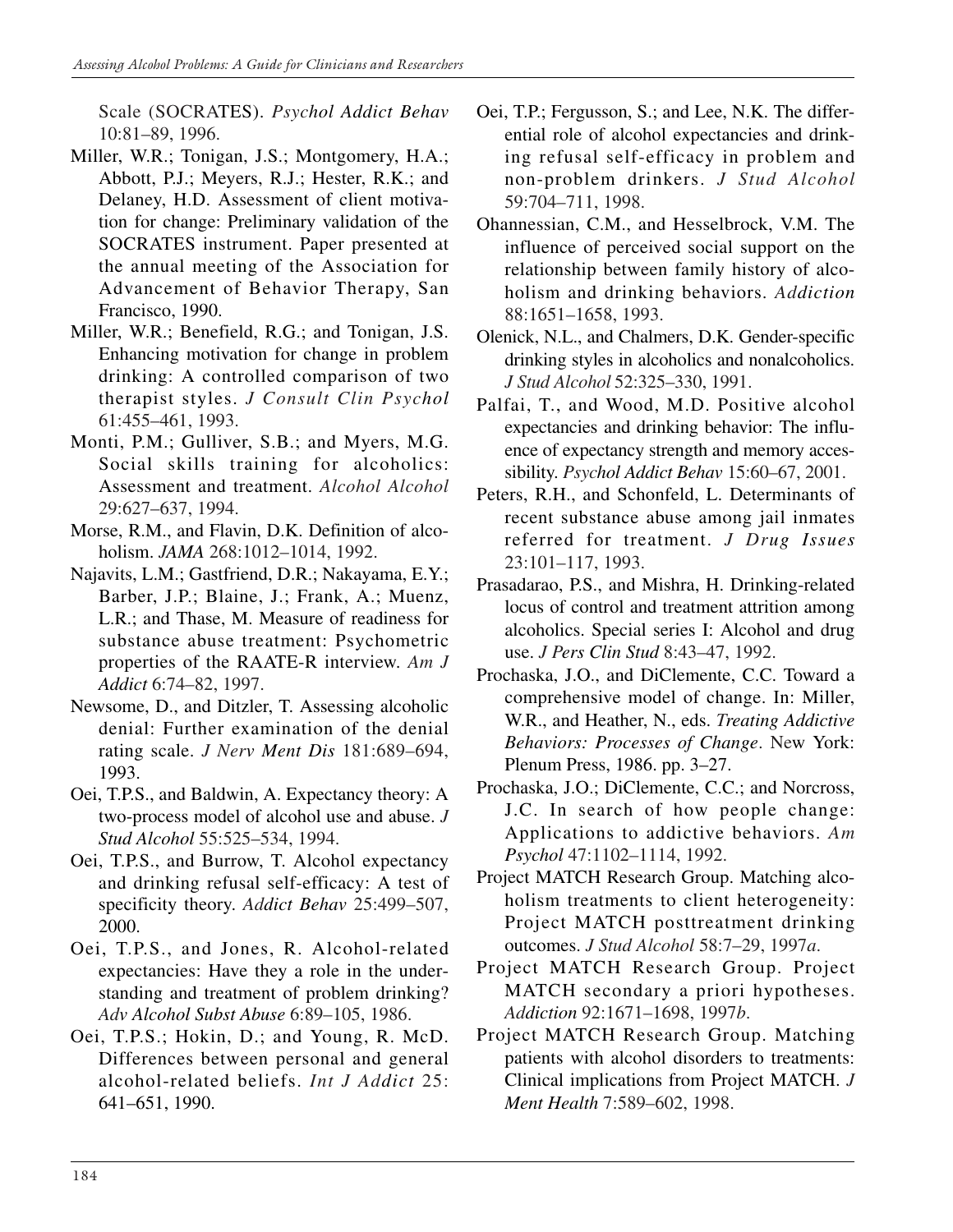Scale (SOCRATES). *Psychol Addict Behav* 10:81–89, 1996.

Miller, W.R.; Tonigan, J.S.; Montgomery, H.A.; Abbott, P.J.; Meyers, R.J.; Hester, R.K.; and Delaney, H.D. Assessment of client motivation for change: Preliminary validation of the SOCRATES instrument. Paper presented at the annual meeting of the Association for Advancement of Behavior Therapy, San Francisco, 1990.

Miller, W.R.; Benefield, R.G.; and Tonigan, J.S. Enhancing motivation for change in problem drinking: A controlled comparison of two therapist styles. *J Consult Clin Psychol* 61:455–461, 1993.

Monti, P.M.; Gulliver, S.B.; and Myers, M.G. Social skills training for alcoholics: Assessment and treatment. *Alcohol Alcohol* 29:627–637, 1994.

Morse, R.M., and Flavin, D.K. Definition of alcoholism. *JAMA* 268:1012–1014, 1992.

Najavits, L.M.; Gastfriend, D.R.; Nakayama, E.Y.; Barber, J.P.; Blaine, J.; Frank, A.; Muenz, L.R.; and Thase, M. Measure of readiness for substance abuse treatment: Psychometric properties of the RAATE-R interview. *Am J Addict* 6:74–82, 1997.

Newsome, D., and Ditzler, T. Assessing alcoholic denial: Further examination of the denial rating scale. *J Nerv Ment Dis* 181:689–694, 1993.

Oei, T.P.S., and Baldwin, A. Expectancy theory: A two-process model of alcohol use and abuse. *J Stud Alcohol* 55:525–534, 1994.

Oei, T.P.S., and Burrow, T. Alcohol expectancy and drinking refusal self-efficacy: A test of specificity theory. *Addict Behav* 25:499–507, 2000.

Oei, T.P.S., and Jones, R. Alcohol-related expectancies: Have they a role in the understanding and treatment of problem drinking? *Adv Alcohol Subst Abuse* 6:89–105, 1986.

Oei, T.P.S.; Hokin, D.; and Young, R. McD. Differences between personal and general alcohol-related beliefs. *Int J Addict* 25: 641–651, 1990.

Oei, T.P.; Fergusson, S.; and Lee, N.K. The differential role of alcohol expectancies and drinking refusal self-efficacy in problem and non-problem drinkers. *J Stud Alcohol* 59:704–711, 1998.

Ohannessian, C.M., and Hesselbrock, V.M. The influence of perceived social support on the relationship between family history of alcoholism and drinking behaviors. *Addiction* 88:1651–1658, 1993.

Olenick, N.L., and Chalmers, D.K. Gender-specific drinking styles in alcoholics and nonalcoholics. *J Stud Alcohol* 52:325–330, 1991.

Palfai, T., and Wood, M.D. Positive alcohol expectancies and drinking behavior: The influence of expectancy strength and memory accessibility. *Psychol Addict Behav* 15:60–67, 2001.

Peters, R.H., and Schonfeld, L. Determinants of recent substance abuse among jail inmates referred for treatment. *J Drug Issues* 23:101–117, 1993.

Prasadarao, P.S., and Mishra, H. Drinking-related locus of control and treatment attrition among alcoholics. Special series I: Alcohol and drug use. *J Pers Clin Stud* 8:43–47, 1992.

Prochaska, J.O., and DiClemente, C.C. Toward a comprehensive model of change. In: Miller, W.R., and Heather, N., eds. *Treating Addictive Behaviors: Processes of Change*. New York: Plenum Press, 1986. pp. 3–27.

Prochaska, J.O.; DiClemente, C.C.; and Norcross, J.C. In search of how people change: Applications to addictive behaviors. *Am Psychol* 47:1102–1114, 1992.

Project MATCH Research Group. Matching alcoholism treatments to client heterogeneity: Project MATCH posttreatment drinking outcomes. *J Stud Alcohol* 58:7–29, 1997*a*.

Project MATCH Research Group. Project MATCH secondary a priori hypotheses. *Addiction* 92:1671–1698, 1997*b*.

Project MATCH Research Group. Matching patients with alcohol disorders to treatments: Clinical implications from Project MATCH. *J Ment Health* 7:589–602, 1998.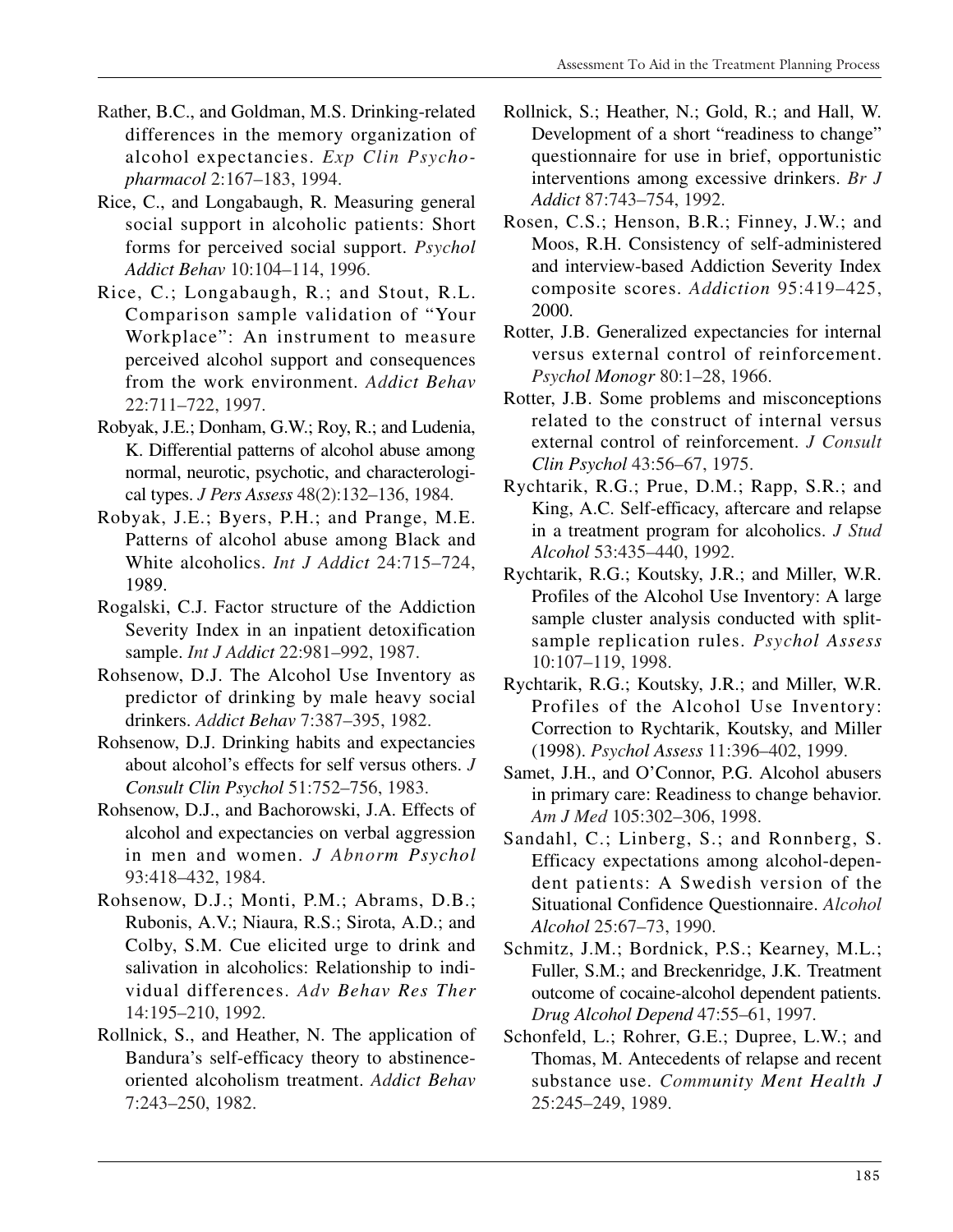Rather, B.C., and Goldman, M.S. Drinking-related differences in the memory organization of alcohol expectancies. *Exp Clin Psychopharmacol* 2:167–183, 1994.

Rice, C., and Longabaugh, R. Measuring general social support in alcoholic patients: Short forms for perceived social support. *Psychol Addict Behav* 10:104–114, 1996.

Rice, C.; Longabaugh, R.; and Stout, R.L. Comparison sample validation of "Your Workplace": An instrument to measure perceived alcohol support and consequences from the work environment. *Addict Behav* 22:711–722, 1997.

Robyak, J.E.; Donham, G.W.; Roy, R.; and Ludenia, K. Differential patterns of alcohol abuse among normal, neurotic, psychotic, and characterological types. *J Pers Assess* 48(2):132–136, 1984.

Robyak, J.E.; Byers, P.H.; and Prange, M.E. Patterns of alcohol abuse among Black and White alcoholics. *Int J Addict* 24:715–724, 1989.

Rogalski, C.J. Factor structure of the Addiction Severity Index in an inpatient detoxification sample. *Int J Addict* 22:981–992, 1987.

Rohsenow, D.J. The Alcohol Use Inventory as predictor of drinking by male heavy social drinkers. *Addict Behav* 7:387–395, 1982.

Rohsenow, D.J. Drinking habits and expectancies about alcohol's effects for self versus others. *J Consult Clin Psychol* 51:752–756, 1983.

Rohsenow, D.J., and Bachorowski, J.A. Effects of alcohol and expectancies on verbal aggression in men and women. *J Abnorm Psychol* 93:418–432, 1984.

Rohsenow, D.J.; Monti, P.M.; Abrams, D.B.; Rubonis, A.V.; Niaura, R.S.; Sirota, A.D.; and Colby, S.M. Cue elicited urge to drink and salivation in alcoholics: Relationship to individual differences. *Adv Behav Res Ther* 14:195–210, 1992.

Rollnick, S., and Heather, N. The application of Bandura's self-efficacy theory to abstinence-oriented alcoholism treatment. *Addict Behav* 7:243–250, 1982.

Rollnick, S.; Heather, N.; Gold, R.; and Hall, W. Development of a short "readiness to change" questionnaire for use in brief, opportunistic interventions among excessive drinkers. *Br J Addict* 87:743–754, 1992.

Rosen, C.S.; Henson, B.R.; Finney, J.W.; and Moos, R.H. Consistency of self-administered and interview-based Addiction Severity Index composite scores. *Addiction* 95:419–425, 2000.

Rotter, J.B. Generalized expectancies for internal versus external control of reinforcement. *Psychol Monogr* 80:1–28, 1966.

Rotter, J.B. Some problems and misconceptions related to the construct of internal versus external control of reinforcement. *J Consult Clin Psychol* 43:56–67, 1975.

Rychtarik, R.G.; Prue, D.M.; Rapp, S.R.; and King, A.C. Self-efficacy, aftercare and relapse in a treatment program for alcoholics. *J Stud Alcohol* 53:435–440, 1992.

Rychtarik, R.G.; Koutsky, J.R.; and Miller, W.R. Profiles of the Alcohol Use Inventory: A large sample cluster analysis conducted with split-sample replication rules. *Psychol Assess* 10:107–119, 1998.

Rychtarik, R.G.; Koutsky, J.R.; and Miller, W.R. Profiles of the Alcohol Use Inventory: Correction to Rychtarik, Koutsky, and Miller (1998). *Psychol Assess* 11:396–402, 1999.

Samet, J.H., and O'Connor, P.G. Alcohol abusers in primary care: Readiness to change behavior. *Am J Med* 105:302–306, 1998.

Sandahl, C.; Linberg, S.; and Ronnberg, S. Efficacy expectations among alcohol-dependent patients: A Swedish version of the Situational Confidence Questionnaire. *Alcohol Alcohol* 25:67–73, 1990.

Schmitz, J.M.; Bordnick, P.S.; Kearney, M.L.; Fuller, S.M.; and Breckenridge, J.K. Treatment outcome of cocaine-alcohol dependent patients. *Drug Alcohol Depend* 47:55–61, 1997.

Schonfeld, L.; Rohrer, G.E.; Dupree, L.W.; and Thomas, M. Antecedents of relapse and recent substance use. *Community Ment Health J* 25:245–249, 1989.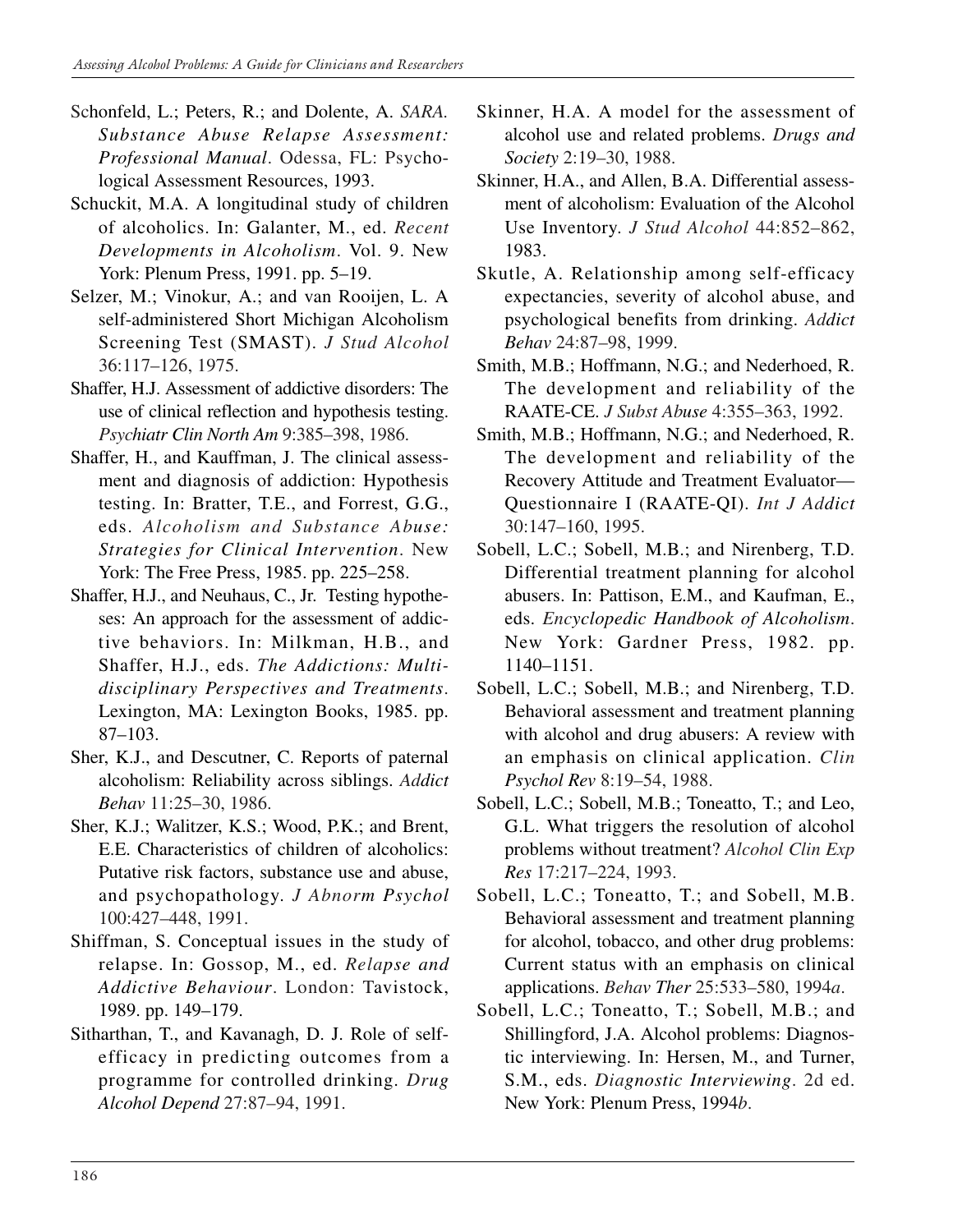Schonfeld, L.; Peters, R.; and Dolente, A. *SARA. Substance Abuse Relapse Assessment: Professional Manual*. Odessa, FL: Psychological Assessment Resources, 1993.

Schuckit, M.A. A longitudinal study of children of alcoholics. In: Galanter, M., ed. *Recent Developments in Alcoholism*. Vol. 9. New York: Plenum Press, 1991. pp. 5–19.

Selzer, M.; Vinokur, A.; and van Rooijen, L. A self-administered Short Michigan Alcoholism Screening Test (SMAST). *J Stud Alcohol* 36:117–126, 1975.

Shaffer, H.J. Assessment of addictive disorders: The use of clinical reflection and hypothesis testing. *Psychiatr Clin North Am* 9:385–398, 1986.

Shaffer, H., and Kauffman, J. The clinical assessment and diagnosis of addiction: Hypothesis testing. In: Bratter, T.E., and Forrest, G.G., eds. *Alcoholism and Substance Abuse: Strategies for Clinical Intervention*. New York: The Free Press, 1985. pp. 225–258.

Shaffer, H.J., and Neuhaus, C., Jr. Testing hypotheses: An approach for the assessment of addictive behaviors. In: Milkman, H.B., and Shaffer, H.J., eds. *The Addictions: Multidisciplinary Perspectives and Treatments*. Lexington, MA: Lexington Books, 1985. pp. 87–103.

Sher, K.J., and Descutner, C. Reports of paternal alcoholism: Reliability across siblings. *Addict Behav* 11:25–30, 1986.

Sher, K.J.; Walitzer, K.S.; Wood, P.K.; and Brent, E.E. Characteristics of children of alcoholics: Putative risk factors, substance use and abuse, and psychopathology. *J Abnorm Psychol* 100:427–448, 1991.

Shiffman, S. Conceptual issues in the study of relapse. In: Gossop, M., ed. *Relapse and Addictive Behaviour*. London: Tavistock, 1989. pp. 149–179.

Sitharthan, T., and Kavanagh, D. J. Role of self-efficacy in predicting outcomes from a programme for controlled drinking. *Drug Alcohol Depend* 27:87–94, 1991.

Skinner, H.A. A model for the assessment of alcohol use and related problems. *Drugs and Society* 2:19–30, 1988.

Skinner, H.A., and Allen, B.A. Differential assessment of alcoholism: Evaluation of the Alcohol Use Inventory. *J Stud Alcohol* 44:852–862, 1983.

Skutle, A. Relationship among self-efficacy expectancies, severity of alcohol abuse, and psychological benefits from drinking. *Addict Behav* 24:87–98, 1999.

Smith, M.B.; Hoffmann, N.G.; and Nederhoed, R. The development and reliability of the RAATE-CE. *J Subst Abuse* 4:355–363, 1992.

Smith, M.B.; Hoffmann, N.G.; and Nederhoed, R. The development and reliability of the Recovery Attitude and Treatment Evaluator—Questionnaire I (RAATE-QI). *Int J Addict* 30:147–160, 1995.

Sobell, L.C.; Sobell, M.B.; and Nirenberg, T.D. Differential treatment planning for alcohol abusers. In: Pattison, E.M., and Kaufman, E., eds. *Encyclopedic Handbook of Alcoholism*. New York: Gardner Press, 1982. pp. 1140–1151.

Sobell, L.C.; Sobell, M.B.; and Nirenberg, T.D. Behavioral assessment and treatment planning with alcohol and drug abusers: A review with an emphasis on clinical application. *Clin Psychol Rev* 8:19–54, 1988.

Sobell, L.C.; Sobell, M.B.; Toneatto, T.; and Leo, G.L. What triggers the resolution of alcohol problems without treatment? *Alcohol Clin Exp Res* 17:217–224, 1993.

Sobell, L.C.; Toneatto, T.; and Sobell, M.B. Behavioral assessment and treatment planning for alcohol, tobacco, and other drug problems: Current status with an emphasis on clinical applications. *Behav Ther* 25:533–580, 1994*a*.

Sobell, L.C.; Toneatto, T.; Sobell, M.B.; and Shillingford, J.A. Alcohol problems: Diagnostic interviewing. In: Hersen, M., and Turner, S.M., eds. *Diagnostic Interviewing*. 2d ed. New York: Plenum Press, 1994*b*.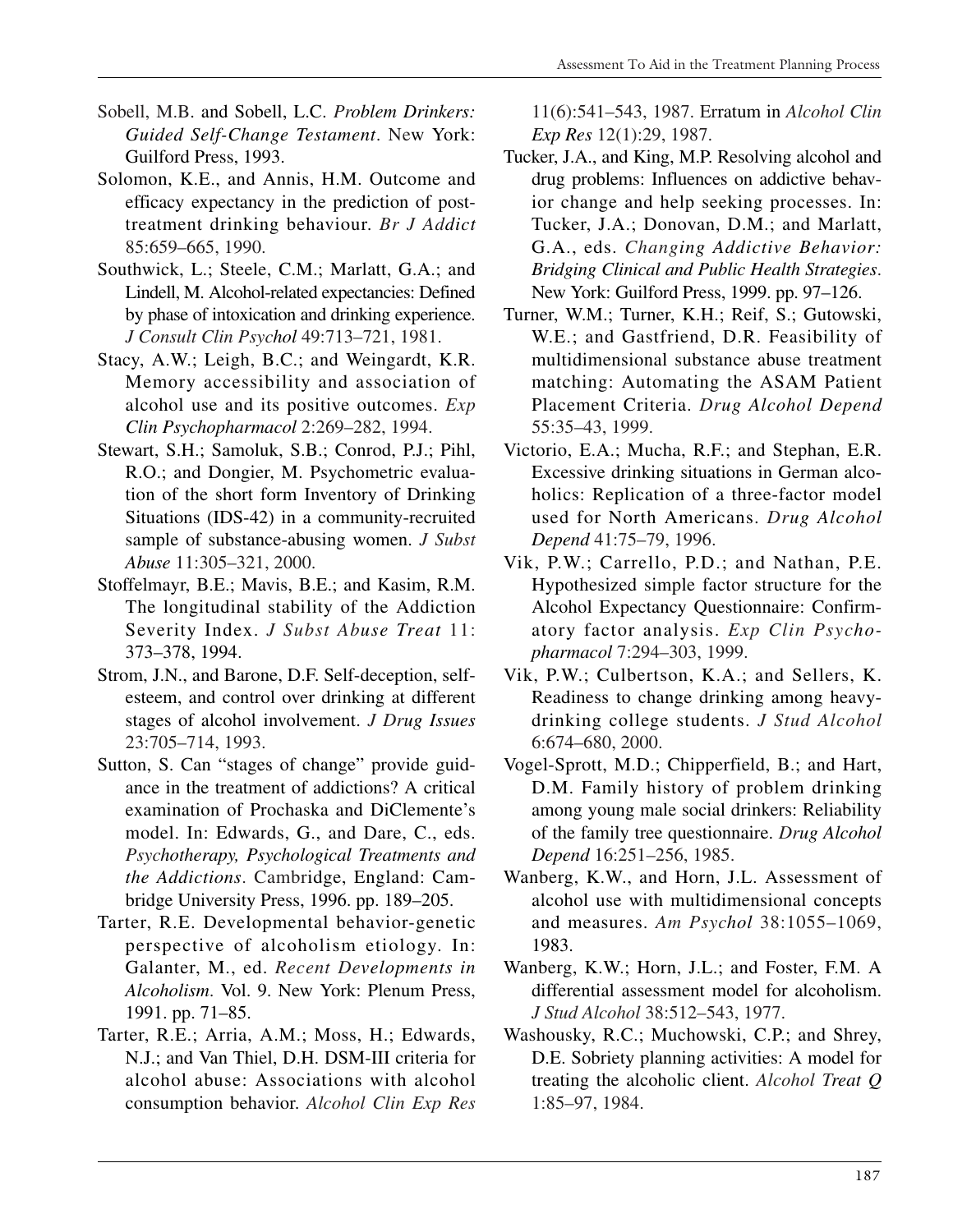Sobell, M.B. and Sobell, L.C. *Problem Drinkers: Guided Self-Change Testament*. New York: Guilford Press, 1993.

Solomon, K.E., and Annis, H.M. Outcome and efficacy expectancy in the prediction of post-treatment drinking behaviour. *Br J Addict* 85:659–665, 1990.

Southwick, L.; Steele, C.M.; Marlatt, G.A.; and Lindell, M. Alcohol-related expectancies: Defined by phase of intoxication and drinking experience. *J Consult Clin Psychol* 49:713–721, 1981.

Stacy, A.W.; Leigh, B.C.; and Weingardt, K.R. Memory accessibility and association of alcohol use and its positive outcomes. *Exp Clin Psychopharmacol* 2:269–282, 1994.

Stewart, S.H.; Samoluk, S.B.; Conrod, P.J.; Pihl, R.O.; and Dongier, M. Psychometric evaluation of the short form Inventory of Drinking Situations (IDS-42) in a community-recruited sample of substance-abusing women. *J Subst Abuse* 11:305–321, 2000.

Stoffelmayr, B.E.; Mavis, B.E.; and Kasim, R.M. The longitudinal stability of the Addiction Severity Index. *J Subst Abuse Treat* 11: 373–378, 1994.

Strom, J.N., and Barone, D.F. Self-deception, self-esteem, and control over drinking at different stages of alcohol involvement. *J Drug Issues* 23:705–714, 1993.

Sutton, S. Can "stages of change" provide guidance in the treatment of addictions? A critical examination of Prochaska and DiClemente's model. In: Edwards, G., and Dare, C., eds. *Psychotherapy, Psychological Treatments and the Addictions*. Cambridge, England: Cambridge University Press, 1996. pp. 189–205.

Tarter, R.E. Developmental behavior-genetic perspective of alcoholism etiology. In: Galanter, M., ed. *Recent Developments in Alcoholism*. Vol. 9. New York: Plenum Press, 1991. pp. 71–85.

Tarter, R.E.; Arria, A.M.; Moss, H.; Edwards, N.J.; and Van Thiel, D.H. DSM-III criteria for alcohol abuse: Associations with alcohol consumption behavior. *Alcohol Clin Exp Res* 11(6):541–543, 1987. Erratum in *Alcohol Clin Exp Res* 12(1):29, 1987.

Tucker, J.A., and King, M.P. Resolving alcohol and drug problems: Influences on addictive behavior change and help seeking processes. In: Tucker, J.A.; Donovan, D.M.; and Marlatt, G.A., eds. *Changing Addictive Behavior: Bridging Clinical and Public Health Strategies*. New York: Guilford Press, 1999. pp. 97–126.

Turner, W.M.; Turner, K.H.; Reif, S.; Gutowski, W.E.; and Gastfriend, D.R. Feasibility of multidimensional substance abuse treatment matching: Automating the ASAM Patient Placement Criteria. *Drug Alcohol Depend* 55:35–43, 1999.

Victorio, E.A.; Mucha, R.F.; and Stephan, E.R. Excessive drinking situations in German alcoholics: Replication of a three-factor model used for North Americans. *Drug Alcohol Depend* 41:75–79, 1996.

Vik, P.W.; Carrello, P.D.; and Nathan, P.E. Hypothesized simple factor structure for the Alcohol Expectancy Questionnaire: Confirmatory factor analysis. *Exp Clin Psychopharmacol* 7:294–303, 1999.

Vik, P.W.; Culbertson, K.A.; and Sellers, K. Readiness to change drinking among heavy-drinking college students. *J Stud Alcohol* 6:674–680, 2000.

Vogel-Sprott, M.D.; Chipperfield, B.; and Hart, D.M. Family history of problem drinking among young male social drinkers: Reliability of the family tree questionnaire. *Drug Alcohol Depend* 16:251–256, 1985.

Wanberg, K.W., and Horn, J.L. Assessment of alcohol use with multidimensional concepts and measures. *Am Psychol* 38:1055–1069, 1983.

Wanberg, K.W.; Horn, J.L.; and Foster, F.M. A differential assessment model for alcoholism. *J Stud Alcohol* 38:512–543, 1977.

Washousky, R.C.; Muchowski, C.P.; and Shrey, D.E. Sobriety planning activities: A model for treating the alcoholic client. *Alcohol Treat Q* 1:85–97, 1984.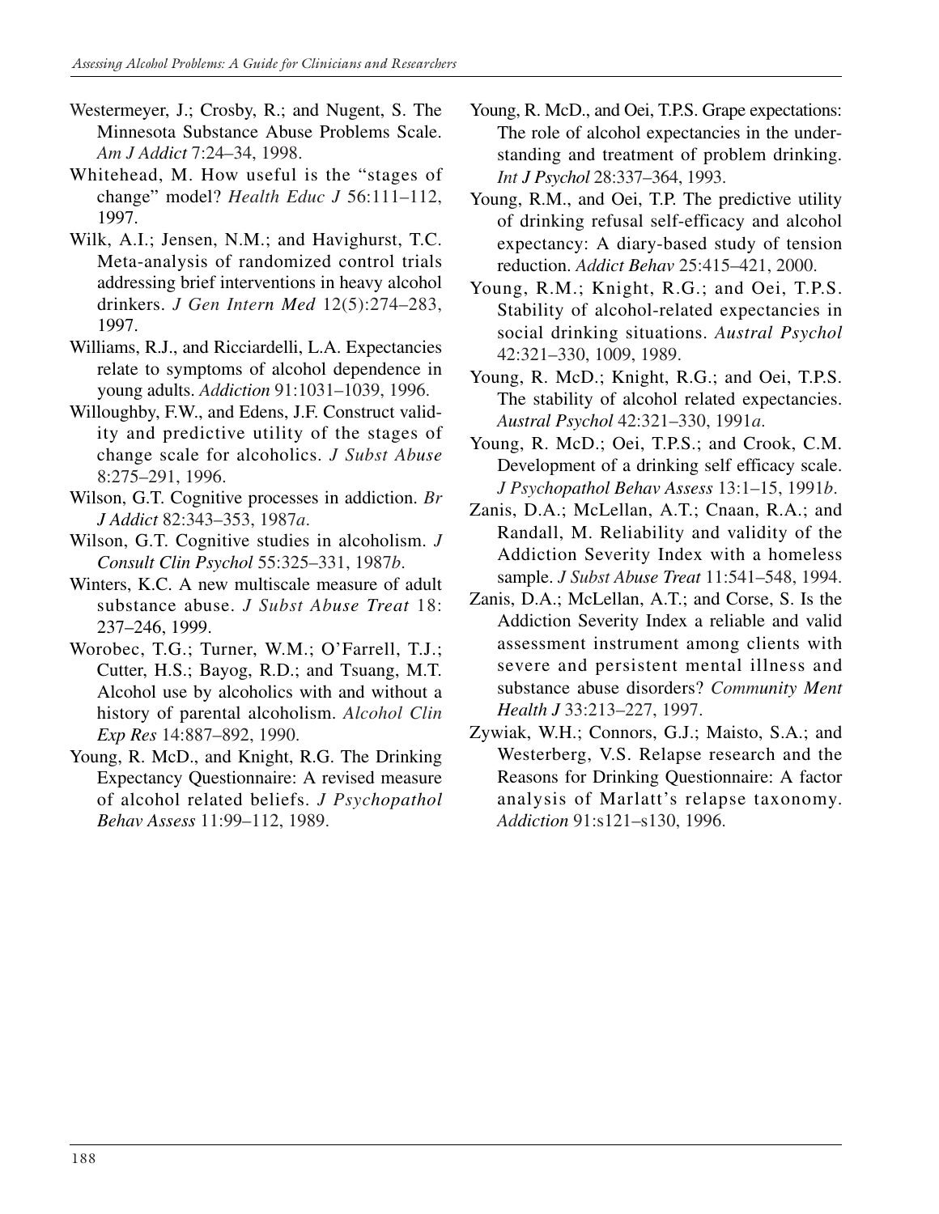Westermeyer, J.; Crosby, R.; and Nugent, S. The Minnesota Substance Abuse Problems Scale. *Am J Addict* 7:24–34, 1998.

Whitehead, M. How useful is the "stages of change" model? *Health Educ J* 56:111–112, 1997.

Wilk, A.I.; Jensen, N.M.; and Havighurst, T.C. Meta-analysis of randomized control trials addressing brief interventions in heavy alcohol drinkers. *J Gen Intern Med* 12(5):274–283, 1997.

Williams, R.J., and Ricciardelli, L.A. Expectancies relate to symptoms of alcohol dependence in young adults. *Addiction* 91:1031–1039, 1996.

Willoughby, F.W., and Edens, J.F. Construct validity and predictive utility of the stages of change scale for alcoholics. *J Subst Abuse* 8:275–291, 1996.

Wilson, G.T. Cognitive processes in addiction. *Br J Addict* 82:343–353, 1987*a*.

Wilson, G.T. Cognitive studies in alcoholism. *J Consult Clin Psychol* 55:325–331, 1987*b*.

Winters, K.C. A new multiscale measure of adult substance abuse. *J Subst Abuse Treat* 18: 237–246, 1999.

Worobec, T.G.; Turner, W.M.; O'Farrell, T.J.; Cutter, H.S.; Bayog, R.D.; and Tsuang, M.T. Alcohol use by alcoholics with and without a history of parental alcoholism. *Alcohol Clin Exp Res* 14:887–892, 1990.

Young, R. McD., and Knight, R.G. The Drinking Expectancy Questionnaire: A revised measure of alcohol related beliefs. *J Psychopathol Behav Assess* 11:99–112, 1989.

Young, R. McD., and Oei, T.P.S. Grape expectations: The role of alcohol expectancies in the understanding and treatment of problem drinking. *Int J Psychol* 28:337–364, 1993.

Young, R.M., and Oei, T.P. The predictive utility of drinking refusal self-efficacy and alcohol expectancy: A diary-based study of tension reduction. *Addict Behav* 25:415–421, 2000.

Young, R.M.; Knight, R.G.; and Oei, T.P.S. Stability of alcohol-related expectancies in social drinking situations. *Austral Psychol* 42:321–330, 1009, 1989.

Young, R. McD.; Knight, R.G.; and Oei, T.P.S. The stability of alcohol related expectancies. *Austral Psychol* 42:321–330, 1991*a*.

Young, R. McD.; Oei, T.P.S.; and Crook, C.M. Development of a drinking self efficacy scale. *J Psychopathol Behav Assess* 13:1–15, 1991*b*.

Zanis, D.A.; McLellan, A.T.; Cnaan, R.A.; and Randall, M. Reliability and validity of the Addiction Severity Index with a homeless sample. *J Subst Abuse Treat* 11:541–548, 1994.

Zanis, D.A.; McLellan, A.T.; and Corse, S. Is the Addiction Severity Index a reliable and valid assessment instrument among clients with severe and persistent mental illness and substance abuse disorders? *Community Ment Health J* 33:213–227, 1997.

Zywiak, W.H.; Connors, G.J.; Maisto, S.A.; and Westerberg, V.S. Relapse research and the Reasons for Drinking Questionnaire: A factor analysis of Marlatt's relapse taxonomy. *Addiction* 91:s121–s130, 1996.